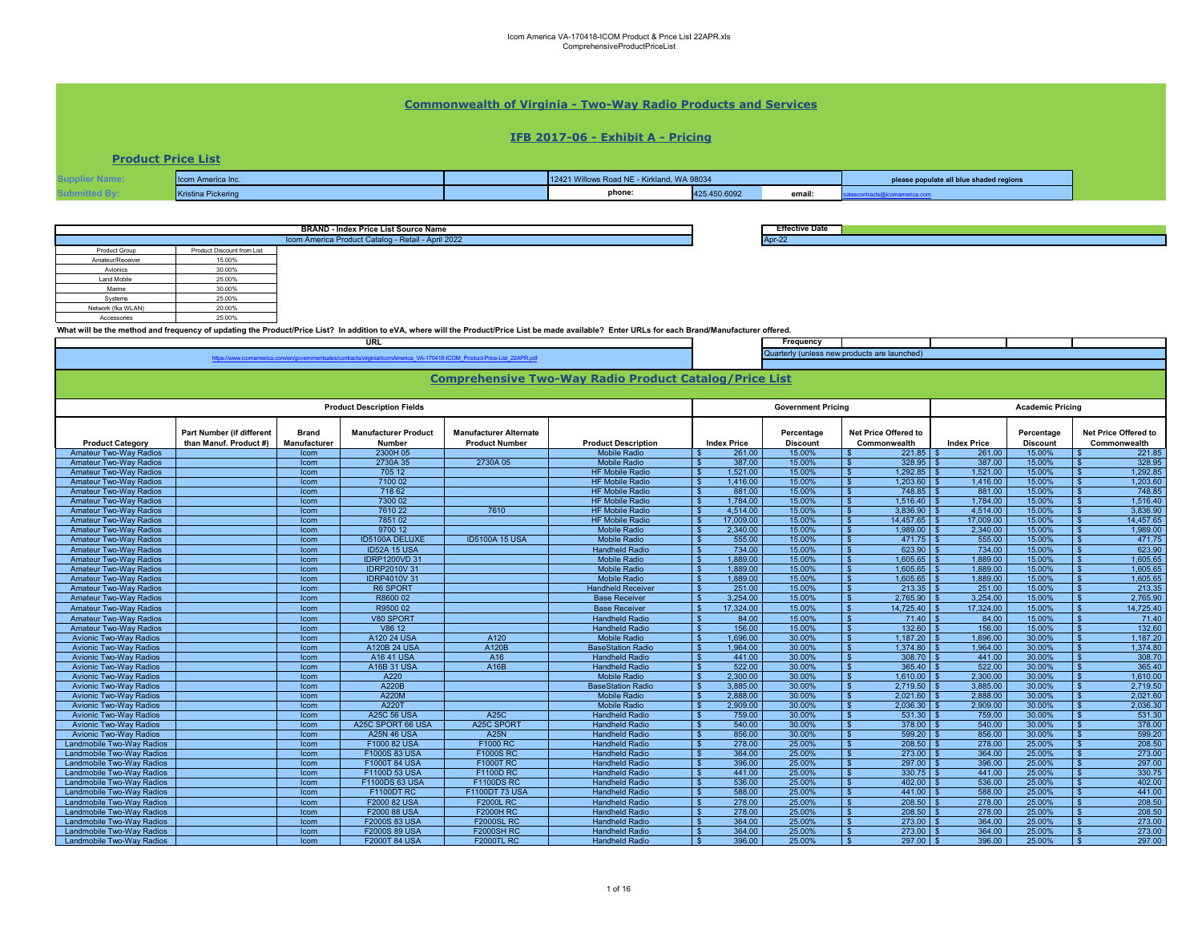Icom America VA-170418-ICOM Product & Price List 22APR.xls
ComprehensiveProductPriceList

## Commonwealth of Virginia - Two-Way Radio Products and Services

### IFB 2017-06 - Exhibit A - Pricing

**Product Price List**

| | | | | | | |
|---|---|---|---|---|---|---|
| Supplier Name: | Icom America Inc. | | 12421 Willows Road NE - Kirkland, WA 98034 | | | please populate all blue shaded regions |
| Submitted By: | Kristina Pickering | | phone: | 425.450.6092 | email: | salescontracts@icomamerica.com |

| BRAND - Index Price List Source Name | Effective Date |
|---|---|
| Icom America Product Catalog - Retail - April 2022 | Apr-22 |

| Product Group | Product Discount from List |
|---|---|
| Amateur/Receiver | 15.00% |
| Avionics | 30.00% |
| Land Mobile | 25.00% |
| Marine | 30.00% |
| Systems | 25.00% |
| Network (fka WLAN) | 20.00% |
| Accessories | 25.00% |

What will be the method and frequency of updating the Product/Price List? In addition to eVA, where will the Product/Price List be made available? Enter URLs for each Brand/Manufacturer offered.

| URL | Frequency |
|---|---|
| https://www.icomamerica.com/en/governmentsales/contracts/virginia/IcomAmerica_VA-170418-ICOM_Product-Price-List_22APR.pdf | Quarterly (unless new products are launched) |

## Comprehensive Two-Way Radio Product Catalog/Price List

| Product Description Fields | | | | | | Government Pricing | | | Academic Pricing | | |
|---|---|---|---|---|---|---|---|---|---|---|---|
| Product Category | Part Number (if different than Manuf. Product #) | Brand Manufacturer | Manufacturer Product Number | Manufacturer Alternate Product Number | Product Description | Index Price | Percentage Discount | Net Price Offered to Commonwealth | Index Price | Percentage Discount | Net Price Offered to Commonwealth |
| Amateur Two-Way Radios | | Icom | 2300H 05 | | Mobile Radio | $ 261.00 | 15.00% | $ 221.85 | $ 261.00 | 15.00% | $ 221.85 |
| Amateur Two-Way Radios | | Icom | 2730A 35 | 2730A 05 | Mobile Radio | $ 387.00 | 15.00% | $ 328.95 | $ 387.00 | 15.00% | $ 328.95 |
| Amateur Two-Way Radios | | Icom | 705 12 | | HF Mobile Radio | $ 1,521.00 | 15.00% | $ 1,292.85 | $ 1,521.00 | 15.00% | $ 1,292.85 |
| Amateur Two-Way Radios | | Icom | 7100 02 | | HF Mobile Radio | $ 1,416.00 | 15.00% | $ 1,203.60 | $ 1,416.00 | 15.00% | $ 1,203.60 |
| Amateur Two-Way Radios | | Icom | 718 62 | | HF Mobile Radio | $ 881.00 | 15.00% | $ 748.85 | $ 881.00 | 15.00% | $ 748.85 |
| Amateur Two-Way Radios | | Icom | 7300 02 | | HF Mobile Radio | $ 1,784.00 | 15.00% | $ 1,516.40 | $ 1,784.00 | 15.00% | $ 1,516.40 |
| Amateur Two-Way Radios | | Icom | 7610 22 | 7610 | HF Mobile Radio | $ 4,514.00 | 15.00% | $ 3,836.90 | $ 4,514.00 | 15.00% | $ 3,836.90 |
| Amateur Two-Way Radios | | Icom | 7851 02 | | HF Mobile Radio | $ 17,009.00 | 15.00% | $ 14,457.65 | $ 17,009.00 | 15.00% | $ 14,457.65 |
| Amateur Two-Way Radios | | Icom | 9700 12 | | Mobile Radio | $ 2,340.00 | 15.00% | $ 1,989.00 | $ 2,340.00 | 15.00% | $ 1,989.00 |
| Amateur Two-Way Radios | | Icom | ID5100A DELUXE | ID5100A 15 USA | Mobile Radio | $ 555.00 | 15.00% | $ 471.75 | $ 555.00 | 15.00% | $ 471.75 |
| Amateur Two-Way Radios | | Icom | ID52A 15 USA | | Handheld Radio | $ 734.00 | 15.00% | $ 623.90 | $ 734.00 | 15.00% | $ 623.90 |
| Amateur Two-Way Radios | | Icom | IDRP1200VD 31 | | Mobile Radio | $ 1,889.00 | 15.00% | $ 1,605.65 | $ 1,889.00 | 15.00% | $ 1,605.65 |
| Amateur Two-Way Radios | | Icom | IDRP2010V 31 | | Mobile Radio | $ 1,889.00 | 15.00% | $ 1,605.65 | $ 1,889.00 | 15.00% | $ 1,605.65 |
| Amateur Two-Way Radios | | Icom | IDRP4010V 31 | | Mobile Radio | $ 1,889.00 | 15.00% | $ 1,605.65 | $ 1,889.00 | 15.00% | $ 1,605.65 |
| Amateur Two-Way Radios | | Icom | R6 SPORT | | Handheld Receiver | $ 251.00 | 15.00% | $ 213.35 | $ 251.00 | 15.00% | $ 213.35 |
| Amateur Two-Way Radios | | Icom | R8600 02 | | Base Receiver | $ 3,254.00 | 15.00% | $ 2,765.90 | $ 3,254.00 | 15.00% | $ 2,765.90 |
| Amateur Two-Way Radios | | Icom | R9500 02 | | Base Receiver | $ 17,324.00 | 15.00% | $ 14,725.40 | $ 17,324.00 | 15.00% | $ 14,725.40 |
| Amateur Two-Way Radios | | Icom | V80 SPORT | | Handheld Radio | $ 84.00 | 15.00% | $ 71.40 | $ 84.00 | 15.00% | $ 71.40 |
| Amateur Two-Way Radios | | Icom | V86 12 | | Handheld Radio | $ 156.00 | 15.00% | $ 132.60 | $ 156.00 | 15.00% | $ 132.60 |
| Avionic Two-Way Radios | | Icom | A120 24 USA | A120 | Mobile Radio | $ 1,696.00 | 30.00% | $ 1,187.20 | $ 1,696.00 | 30.00% | $ 1,187.20 |
| Avionic Two-Way Radios | | Icom | A120B 24 USA | A120B | BaseStation Radio | $ 1,964.00 | 30.00% | $ 1,374.80 | $ 1,964.00 | 30.00% | $ 1,374.80 |
| Avionic Two-Way Radios | | Icom | A16 41 USA | A16 | Handheld Radio | $ 441.00 | 30.00% | $ 308.70 | $ 441.00 | 30.00% | $ 308.70 |
| Avionic Two-Way Radios | | Icom | A16B 31 USA | A16B | Handheld Radio | $ 522.00 | 30.00% | $ 365.40 | $ 522.00 | 30.00% | $ 365.40 |
| Avionic Two-Way Radios | | Icom | A220 | | Mobile Radio | $ 2,300.00 | 30.00% | $ 1,610.00 | $ 2,300.00 | 30.00% | $ 1,610.00 |
| Avionic Two-Way Radios | | Icom | A220B | | BaseStation Radio | $ 3,885.00 | 30.00% | $ 2,719.50 | $ 3,885.00 | 30.00% | $ 2,719.50 |
| Avionic Two-Way Radios | | Icom | A220M | | Mobile Radio | $ 2,888.00 | 30.00% | $ 2,021.60 | $ 2,888.00 | 30.00% | $ 2,021.60 |
| Avionic Two-Way Radios | | Icom | A220T | | Mobile Radio | $ 2,909.00 | 30.00% | $ 2,036.30 | $ 2,909.00 | 30.00% | $ 2,036.30 |
| Avionic Two-Way Radios | | Icom | A25C 56 USA | A25C | Handheld Radio | $ 759.00 | 30.00% | $ 531.30 | $ 759.00 | 30.00% | $ 531.30 |
| Avionic Two-Way Radios | | Icom | A25C SPORT 66 USA | A25C SPORT | Handheld Radio | $ 540.00 | 30.00% | $ 378.00 | $ 540.00 | 30.00% | $ 378.00 |
| Avionic Two-Way Radios | | Icom | A25N 46 USA | A25N | Handheld Radio | $ 856.00 | 30.00% | $ 599.20 | $ 856.00 | 30.00% | $ 599.20 |
| Landmobile Two-Way Radios | | Icom | F1000 82 USA | F1000 RC | Handheld Radio | $ 278.00 | 25.00% | $ 208.50 | $ 278.00 | 25.00% | $ 208.50 |
| Landmobile Two-Way Radios | | Icom | F1000S 83 USA | F1000S RC | Handheld Radio | $ 364.00 | 25.00% | $ 273.00 | $ 364.00 | 25.00% | $ 273.00 |
| Landmobile Two-Way Radios | | Icom | F1000T 84 USA | F1000T RC | Handheld Radio | $ 396.00 | 25.00% | $ 297.00 | $ 396.00 | 25.00% | $ 297.00 |
| Landmobile Two-Way Radios | | Icom | F1100D 53 USA | F1100D RC | Handheld Radio | $ 441.00 | 25.00% | $ 330.75 | $ 441.00 | 25.00% | $ 330.75 |
| Landmobile Two-Way Radios | | Icom | F1100DS 63 USA | F1100DS RC | Handheld Radio | $ 536.00 | 25.00% | $ 402.00 | $ 536.00 | 25.00% | $ 402.00 |
| Landmobile Two-Way Radios | | Icom | F1100DT RC | F1100DT 73 USA | Handheld Radio | $ 588.00 | 25.00% | $ 441.00 | $ 588.00 | 25.00% | $ 441.00 |
| Landmobile Two-Way Radios | | Icom | F2000 82 USA | F2000L RC | Handheld Radio | $ 278.00 | 25.00% | $ 208.50 | $ 278.00 | 25.00% | $ 208.50 |
| Landmobile Two-Way Radios | | Icom | F2000 88 USA | F2000H RC | Handheld Radio | $ 278.00 | 25.00% | $ 208.50 | $ 278.00 | 25.00% | $ 208.50 |
| Landmobile Two-Way Radios | | Icom | F2000S 83 USA | F2000SL RC | Handheld Radio | $ 364.00 | 25.00% | $ 273.00 | $ 364.00 | 25.00% | $ 273.00 |
| Landmobile Two-Way Radios | | Icom | F2000S 89 USA | F2000SH RC | Handheld Radio | $ 364.00 | 25.00% | $ 273.00 | $ 364.00 | 25.00% | $ 273.00 |
| Landmobile Two-Way Radios | | Icom | F2000T 84 USA | F2000TL RC | Handheld Radio | $ 396.00 | 25.00% | $ 297.00 | $ 396.00 | 25.00% | $ 297.00 |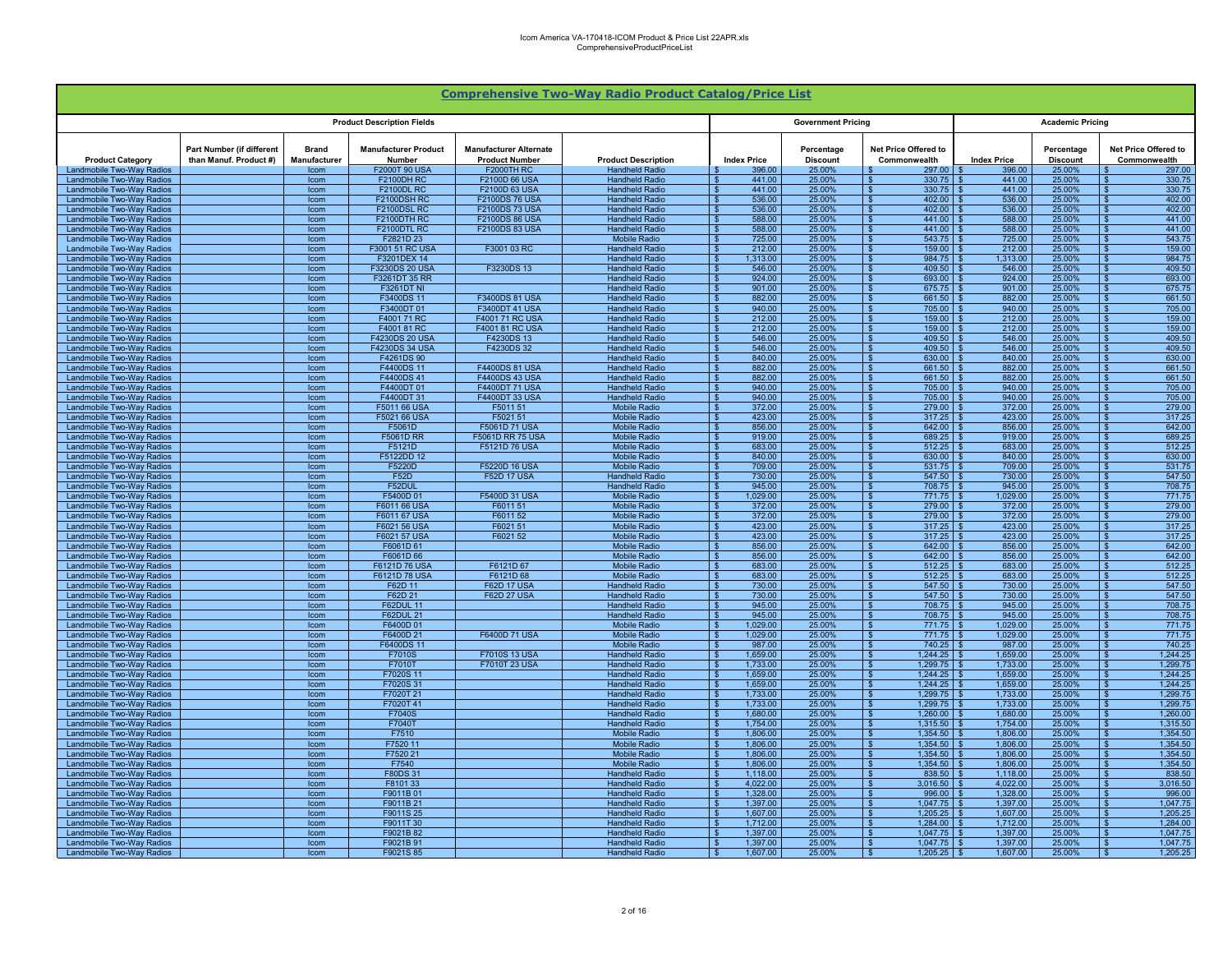## Comprehensive Two-Way Radio Product Catalog/Price List

| Product Description Fields | | | | | | Government Pricing | | | Academic Pricing | | |
|---|---|---|---|---|---|---|---|---|---|---|---|
| Product Category | Part Number (if different than Manuf. Product #) | Brand Manufacturer | Manufacturer Product Number | Manufacturer Alternate Product Number | Product Description | Index Price | Percentage Discount | Net Price Offered to Commonwealth | Index Price | Percentage Discount | Net Price Offered to Commonwealth |
| Landmobile Two-Way Radios | | Icom | F2000T 90 USA | F2000TH RC | Handheld Radio | $ 396.00 | 25.00% | $ 297.00 | $ 396.00 | 25.00% | $ 297.00 |
| Landmobile Two-Way Radios | | Icom | F2100DH RC | F2100D 66 USA | Handheld Radio | $ 441.00 | 25.00% | $ 330.75 | $ 441.00 | 25.00% | $ 330.75 |
| Landmobile Two-Way Radios | | Icom | F2100DL RC | F2100D 63 USA | Handheld Radio | $ 441.00 | 25.00% | $ 330.75 | $ 441.00 | 25.00% | $ 330.75 |
| Landmobile Two-Way Radios | | Icom | F2100DSH RC | F2100DS 76 USA | Handheld Radio | $ 536.00 | 25.00% | $ 402.00 | $ 536.00 | 25.00% | $ 402.00 |
| Landmobile Two-Way Radios | | Icom | F2100DSL RC | F2100DS 73 USA | Handheld Radio | $ 536.00 | 25.00% | $ 402.00 | $ 536.00 | 25.00% | $ 402.00 |
| Landmobile Two-Way Radios | | Icom | F2100DTH RC | F2100DS 86 USA | Handheld Radio | $ 588.00 | 25.00% | $ 441.00 | $ 588.00 | 25.00% | $ 441.00 |
| Landmobile Two-Way Radios | | Icom | F2100DTL RC | F2100DS 83 USA | Handheld Radio | $ 588.00 | 25.00% | $ 441.00 | $ 588.00 | 25.00% | $ 441.00 |
| Landmobile Two-Way Radios | | Icom | F2821D 23 | | Mobile Radio | $ 725.00 | 25.00% | $ 543.75 | $ 725.00 | 25.00% | $ 543.75 |
| Landmobile Two-Way Radios | | Icom | F3001 51 RC USA | F3001 03 RC | Handheld Radio | $ 212.00 | 25.00% | $ 159.00 | $ 212.00 | 25.00% | $ 159.00 |
| Landmobile Two-Way Radios | | Icom | F3201DEX 14 | | Handheld Radio | $ 1,313.00 | 25.00% | $ 984.75 | $ 1,313.00 | 25.00% | $ 984.75 |
| Landmobile Two-Way Radios | | Icom | F3230DS 20 USA | F3230DS 13 | Handheld Radio | $ 546.00 | 25.00% | $ 409.50 | $ 546.00 | 25.00% | $ 409.50 |
| Landmobile Two-Way Radios | | Icom | F3261DT 35 RR | | Handheld Radio | $ 924.00 | 25.00% | $ 693.00 | $ 924.00 | 25.00% | $ 693.00 |
| Landmobile Two-Way Radios | | Icom | F3261DT NI | | Handheld Radio | $ 901.00 | 25.00% | $ 675.75 | $ 901.00 | 25.00% | $ 675.75 |
| Landmobile Two-Way Radios | | Icom | F3400DS 11 | F3400DS 81 USA | Handheld Radio | $ 882.00 | 25.00% | $ 661.50 | $ 882.00 | 25.00% | $ 661.50 |
| Landmobile Two-Way Radios | | Icom | F3400DT 01 | F3400DT 41 USA | Handheld Radio | $ 940.00 | 25.00% | $ 705.00 | $ 940.00 | 25.00% | $ 705.00 |
| Landmobile Two-Way Radios | | Icom | F4001 71 RC | F4001 71 RC USA | Handheld Radio | $ 212.00 | 25.00% | $ 159.00 | $ 212.00 | 25.00% | $ 159.00 |
| Landmobile Two-Way Radios | | Icom | F4001 81 RC | F4001 81 RC USA | Handheld Radio | $ 212.00 | 25.00% | $ 159.00 | $ 212.00 | 25.00% | $ 159.00 |
| Landmobile Two-Way Radios | | Icom | F4230DS 20 USA | F4230DS 13 | Handheld Radio | $ 546.00 | 25.00% | $ 409.50 | $ 546.00 | 25.00% | $ 409.50 |
| Landmobile Two-Way Radios | | Icom | F4230DS 34 USA | F4230DS 32 | Handheld Radio | $ 546.00 | 25.00% | $ 409.50 | $ 546.00 | 25.00% | $ 409.50 |
| Landmobile Two-Way Radios | | Icom | F4261DS 90 | | Handheld Radio | $ 840.00 | 25.00% | $ 630.00 | $ 840.00 | 25.00% | $ 630.00 |
| Landmobile Two-Way Radios | | Icom | F4400DS 11 | F4400DS 81 USA | Handheld Radio | $ 882.00 | 25.00% | $ 661.50 | $ 882.00 | 25.00% | $ 661.50 |
| Landmobile Two-Way Radios | | Icom | F4400DS 41 | F4400DS 43 USA | Handheld Radio | $ 882.00 | 25.00% | $ 661.50 | $ 882.00 | 25.00% | $ 661.50 |
| Landmobile Two-Way Radios | | Icom | F4400DT 01 | F4400DT 71 USA | Handheld Radio | $ 940.00 | 25.00% | $ 705.00 | $ 940.00 | 25.00% | $ 705.00 |
| Landmobile Two-Way Radios | | Icom | F4400DT 31 | F4400DT 33 USA | Handheld Radio | $ 940.00 | 25.00% | $ 705.00 | $ 940.00 | 25.00% | $ 705.00 |
| Landmobile Two-Way Radios | | Icom | F5011 66 USA | F5011 51 | Mobile Radio | $ 372.00 | 25.00% | $ 279.00 | $ 372.00 | 25.00% | $ 279.00 |
| Landmobile Two-Way Radios | | Icom | F5021 66 USA | F5021 51 | Mobile Radio | $ 423.00 | 25.00% | $ 317.25 | $ 423.00 | 25.00% | $ 317.25 |
| Landmobile Two-Way Radios | | Icom | F5061D | F5061D 71 USA | Mobile Radio | $ 856.00 | 25.00% | $ 642.00 | $ 856.00 | 25.00% | $ 642.00 |
| Landmobile Two-Way Radios | | Icom | F5061D RR | F5061D RR 75 USA | Mobile Radio | $ 919.00 | 25.00% | $ 689.25 | $ 919.00 | 25.00% | $ 689.25 |
| Landmobile Two-Way Radios | | Icom | F5121D | F5121D 76 USA | Mobile Radio | $ 683.00 | 25.00% | $ 512.25 | $ 683.00 | 25.00% | $ 512.25 |
| Landmobile Two-Way Radios | | Icom | F5122DD 12 | | Mobile Radio | $ 840.00 | 25.00% | $ 630.00 | $ 840.00 | 25.00% | $ 630.00 |
| Landmobile Two-Way Radios | | Icom | F5220D | F5220D 16 USA | Mobile Radio | $ 709.00 | 25.00% | $ 531.75 | $ 709.00 | 25.00% | $ 531.75 |
| Landmobile Two-Way Radios | | Icom | F52D | F52D 17 USA | Handheld Radio | $ 730.00 | 25.00% | $ 547.50 | $ 730.00 | 25.00% | $ 547.50 |
| Landmobile Two-Way Radios | | Icom | F52DUL | | Handheld Radio | $ 945.00 | 25.00% | $ 708.75 | $ 945.00 | 25.00% | $ 708.75 |
| Landmobile Two-Way Radios | | Icom | F5400D 01 | F5400D 31 USA | Mobile Radio | $ 1,029.00 | 25.00% | $ 771.75 | $ 1,029.00 | 25.00% | $ 771.75 |
| Landmobile Two-Way Radios | | Icom | F6011 66 USA | F6011 51 | Mobile Radio | $ 372.00 | 25.00% | $ 279.00 | $ 372.00 | 25.00% | $ 279.00 |
| Landmobile Two-Way Radios | | Icom | F6011 67 USA | F6011 52 | Mobile Radio | $ 372.00 | 25.00% | $ 279.00 | $ 372.00 | 25.00% | $ 279.00 |
| Landmobile Two-Way Radios | | Icom | F6021 56 USA | F6021 51 | Mobile Radio | $ 423.00 | 25.00% | $ 317.25 | $ 423.00 | 25.00% | $ 317.25 |
| Landmobile Two-Way Radios | | Icom | F6021 57 USA | F6021 52 | Mobile Radio | $ 423.00 | 25.00% | $ 317.25 | $ 423.00 | 25.00% | $ 317.25 |
| Landmobile Two-Way Radios | | Icom | F6061D 61 | | Mobile Radio | $ 856.00 | 25.00% | $ 642.00 | $ 856.00 | 25.00% | $ 642.00 |
| Landmobile Two-Way Radios | | Icom | F6061D 66 | | Mobile Radio | $ 856.00 | 25.00% | $ 642.00 | $ 856.00 | 25.00% | $ 642.00 |
| Landmobile Two-Way Radios | | Icom | F6121D 76 USA | F6121D 67 | Mobile Radio | $ 683.00 | 25.00% | $ 512.25 | $ 683.00 | 25.00% | $ 512.25 |
| Landmobile Two-Way Radios | | Icom | F6121D 78 USA | F6121D 68 | Mobile Radio | $ 683.00 | 25.00% | $ 512.25 | $ 683.00 | 25.00% | $ 512.25 |
| Landmobile Two-Way Radios | | Icom | F62D 11 | F62D 17 USA | Handheld Radio | $ 730.00 | 25.00% | $ 547.50 | $ 730.00 | 25.00% | $ 547.50 |
| Landmobile Two-Way Radios | | Icom | F62D 21 | F62D 27 USA | Handheld Radio | $ 730.00 | 25.00% | $ 547.50 | $ 730.00 | 25.00% | $ 547.50 |
| Landmobile Two-Way Radios | | Icom | F62DUL 11 | | Handheld Radio | $ 945.00 | 25.00% | $ 708.75 | $ 945.00 | 25.00% | $ 708.75 |
| Landmobile Two-Way Radios | | Icom | F62DUL 21 | | Handheld Radio | $ 945.00 | 25.00% | $ 708.75 | $ 945.00 | 25.00% | $ 708.75 |
| Landmobile Two-Way Radios | | Icom | F6400D 01 | | Mobile Radio | $ 1,029.00 | 25.00% | $ 771.75 | $ 1,029.00 | 25.00% | $ 771.75 |
| Landmobile Two-Way Radios | | Icom | F6400D 21 | F6400D 71 USA | Mobile Radio | $ 1,029.00 | 25.00% | $ 771.75 | $ 1,029.00 | 25.00% | $ 771.75 |
| Landmobile Two-Way Radios | | Icom | F6400DS 11 | | Mobile Radio | $ 987.00 | 25.00% | $ 740.25 | $ 987.00 | 25.00% | $ 740.25 |
| Landmobile Two-Way Radios | | Icom | F7010S | F7010S 13 USA | Handheld Radio | $ 1,659.00 | 25.00% | $ 1,244.25 | $ 1,659.00 | 25.00% | $ 1,244.25 |
| Landmobile Two-Way Radios | | Icom | F7010T | F7010T 23 USA | Handheld Radio | $ 1,733.00 | 25.00% | $ 1,299.75 | $ 1,733.00 | 25.00% | $ 1,299.75 |
| Landmobile Two-Way Radios | | Icom | F7020S 11 | | Handheld Radio | $ 1,659.00 | 25.00% | $ 1,244.25 | $ 1,659.00 | 25.00% | $ 1,244.25 |
| Landmobile Two-Way Radios | | Icom | F7020S 31 | | Handheld Radio | $ 1,659.00 | 25.00% | $ 1,244.25 | $ 1,659.00 | 25.00% | $ 1,244.25 |
| Landmobile Two-Way Radios | | Icom | F7020T 21 | | Handheld Radio | $ 1,733.00 | 25.00% | $ 1,299.75 | $ 1,733.00 | 25.00% | $ 1,299.75 |
| Landmobile Two-Way Radios | | Icom | F7020T 41 | | Handheld Radio | $ 1,733.00 | 25.00% | $ 1,299.75 | $ 1,733.00 | 25.00% | $ 1,299.75 |
| Landmobile Two-Way Radios | | Icom | F7040S | | Handheld Radio | $ 1,680.00 | 25.00% | $ 1,260.00 | $ 1,680.00 | 25.00% | $ 1,260.00 |
| Landmobile Two-Way Radios | | Icom | F7040T | | Handheld Radio | $ 1,754.00 | 25.00% | $ 1,315.50 | $ 1,754.00 | 25.00% | $ 1,315.50 |
| Landmobile Two-Way Radios | | Icom | F7510 | | Mobile Radio | $ 1,806.00 | 25.00% | $ 1,354.50 | $ 1,806.00 | 25.00% | $ 1,354.50 |
| Landmobile Two-Way Radios | | Icom | F7520 11 | | Mobile Radio | $ 1,806.00 | 25.00% | $ 1,354.50 | $ 1,806.00 | 25.00% | $ 1,354.50 |
| Landmobile Two-Way Radios | | Icom | F7520 21 | | Mobile Radio | $ 1,806.00 | 25.00% | $ 1,354.50 | $ 1,806.00 | 25.00% | $ 1,354.50 |
| Landmobile Two-Way Radios | | Icom | F7540 | | Mobile Radio | $ 1,806.00 | 25.00% | $ 1,354.50 | $ 1,806.00 | 25.00% | $ 1,354.50 |
| Landmobile Two-Way Radios | | Icom | F80DS 31 | | Handheld Radio | $ 1,118.00 | 25.00% | $ 838.50 | $ 1,118.00 | 25.00% | $ 838.50 |
| Landmobile Two-Way Radios | | Icom | F8101 33 | | Handheld Radio | $ 4,022.00 | 25.00% | $ 3,016.50 | $ 4,022.00 | 25.00% | $ 3,016.50 |
| Landmobile Two-Way Radios | | Icom | F9011B 01 | | Handheld Radio | $ 1,328.00 | 25.00% | $ 996.00 | $ 1,328.00 | 25.00% | $ 996.00 |
| Landmobile Two-Way Radios | | Icom | F9011B 21 | | Handheld Radio | $ 1,397.00 | 25.00% | $ 1,047.75 | $ 1,397.00 | 25.00% | $ 1,047.75 |
| Landmobile Two-Way Radios | | Icom | F9011S 25 | | Handheld Radio | $ 1,607.00 | 25.00% | $ 1,205.25 | $ 1,607.00 | 25.00% | $ 1,205.25 |
| Landmobile Two-Way Radios | | Icom | F9011T 30 | | Handheld Radio | $ 1,712.00 | 25.00% | $ 1,284.00 | $ 1,712.00 | 25.00% | $ 1,284.00 |
| Landmobile Two-Way Radios | | Icom | F9021B 82 | | Handheld Radio | $ 1,397.00 | 25.00% | $ 1,047.75 | $ 1,397.00 | 25.00% | $ 1,047.75 |
| Landmobile Two-Way Radios | | Icom | F9021B 91 | | Handheld Radio | $ 1,397.00 | 25.00% | $ 1,047.75 | $ 1,397.00 | 25.00% | $ 1,047.75 |
| Landmobile Two-Way Radios | | Icom | F9021S 85 | | Handheld Radio | $ 1,607.00 | 25.00% | $ 1,205.25 | $ 1,607.00 | 25.00% | $ 1,205.25 |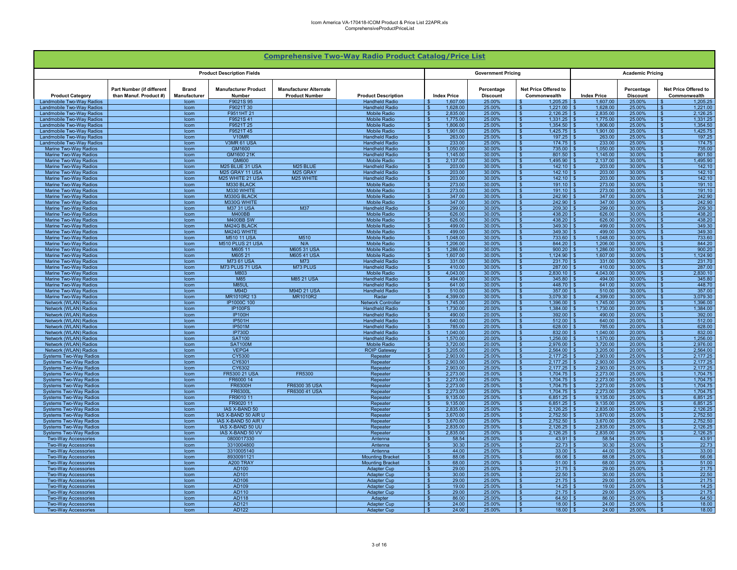Icom America VA-170418-ICOM Product & Price List 22APR.xls
ComprehensiveProductPriceList

## Comprehensive Two-Way Radio Product Catalog/Price List

| Product Description Fields | | | | | | Government Pricing | | | Academic Pricing | | |
|---|---|---|---|---|---|---|---|---|---|---|---|
| Product Category | Part Number (if different than Manuf. Product #) | Brand Manufacturer | Manufacturer Product Number | Manufacturer Alternate Product Number | Product Description | Index Price | Percentage Discount | Net Price Offered to Commonwealth | Index Price | Percentage Discount | Net Price Offered to Commonwealth |
| Landmobile Two-Way Radios | | Icom | F9021S 95 | | Handheld Radio | $ 1,607.00 | 25.00% | $ 1,205.25 | $ 1,607.00 | 25.00% | $ 1,205.25 |
| Landmobile Two-Way Radios | | Icom | F9021T 30 | | Handheld Radio | $ 1,628.00 | 25.00% | $ 1,221.00 | $ 1,628.00 | 25.00% | $ 1,221.00 |
| Landmobile Two-Way Radios | | Icom | F9511HT 21 | | Mobile Radio | $ 2,835.00 | 25.00% | $ 2,126.25 | $ 2,835.00 | 25.00% | $ 2,126.25 |
| Landmobile Two-Way Radios | | Icom | F9521S 41 | | Mobile Radio | $ 1,775.00 | 25.00% | $ 1,331.25 | $ 1,775.00 | 25.00% | $ 1,331.25 |
| Landmobile Two-Way Radios | | Icom | F9521T 25 | | Mobile Radio | $ 1,806.00 | 25.00% | $ 1,354.50 | $ 1,806.00 | 25.00% | $ 1,354.50 |
| Landmobile Two-Way Radios | | Icom | F9521T 45 | | Mobile Radio | $ 1,901.00 | 25.00% | $ 1,425.75 | $ 1,901.00 | 25.00% | $ 1,425.75 |
| Landmobile Two-Way Radios | | Icom | V10MR | | Handheld Radio | $ 263.00 | 25.00% | $ 197.25 | $ 263.00 | 25.00% | $ 197.25 |
| Landmobile Two-Way Radios | | Icom | V3MR 61 USA | | Handheld Radio | $ 233.00 | 25.00% | $ 174.75 | $ 233.00 | 25.00% | $ 174.75 |
| Marine Two-Way Radios | | Icom | GM1600 | | Handheld Radio | $ 1,050.00 | 30.00% | $ 735.00 | $ 1,050.00 | 30.00% | $ 735.00 |
| Marine Two-Way Radios | | Icom | GM1600 21K | | Handheld Radio | $ 1,145.00 | 30.00% | $ 801.50 | $ 1,145.00 | 30.00% | $ 801.50 |
| Marine Two-Way Radios | | Icom | GM600 | | Mobile Radio | $ 2,137.00 | 30.00% | $ 1,495.90 | $ 2,137.00 | 30.00% | $ 1,495.90 |
| Marine Two-Way Radios | | Icom | M25 BLUE 31 USA | M25 BLUE | Handheld Radio | $ 203.00 | 30.00% | $ 142.10 | $ 203.00 | 30.00% | $ 142.10 |
| Marine Two-Way Radios | | Icom | M25 GRAY 11 USA | M25 GRAY | Handheld Radio | $ 203.00 | 30.00% | $ 142.10 | $ 203.00 | 30.00% | $ 142.10 |
| Marine Two-Way Radios | | Icom | M25 WHITE 21 USA | M25 WHITE | Handheld Radio | $ 203.00 | 30.00% | $ 142.10 | $ 203.00 | 30.00% | $ 142.10 |
| Marine Two-Way Radios | | Icom | M330 BLACK | | Mobile Radio | $ 273.00 | 30.00% | $ 191.10 | $ 273.00 | 30.00% | $ 191.10 |
| Marine Two-Way Radios | | Icom | M330 WHITE | | Mobile Radio | $ 273.00 | 30.00% | $ 191.10 | $ 273.00 | 30.00% | $ 191.10 |
| Marine Two-Way Radios | | Icom | M330G BLACK | | Mobile Radio | $ 347.00 | 30.00% | $ 242.90 | $ 347.00 | 30.00% | $ 242.90 |
| Marine Two-Way Radios | | Icom | M330G WHITE | | Mobile Radio | $ 347.00 | 30.00% | $ 242.90 | $ 347.00 | 30.00% | $ 242.90 |
| Marine Two-Way Radios | | Icom | M37 31 USA | M37 | Handheld Radio | $ 299.00 | 30.00% | $ 209.30 | $ 299.00 | 30.00% | $ 209.30 |
| Marine Two-Way Radios | | Icom | M400BB | | Mobile Radio | $ 626.00 | 30.00% | $ 438.20 | $ 626.00 | 30.00% | $ 438.20 |
| Marine Two-Way Radios | | Icom | M400BB SW | | Mobile Radio | $ 626.00 | 30.00% | $ 438.20 | $ 626.00 | 30.00% | $ 438.20 |
| Marine Two-Way Radios | | Icom | M424G BLACK | | Mobile Radio | $ 499.00 | 30.00% | $ 349.30 | $ 499.00 | 30.00% | $ 349.30 |
| Marine Two-Way Radios | | Icom | M424G WHITE | | Mobile Radio | $ 499.00 | 30.00% | $ 349.30 | $ 499.00 | 30.00% | $ 349.30 |
| Marine Two-Way Radios | | Icom | M510 11 USA | M510 | Mobile Radio | $ 1,048.00 | 30.00% | $ 733.60 | $ 1,048.00 | 30.00% | $ 733.60 |
| Marine Two-Way Radios | | Icom | M510 PLUS 21 USA | N/A | Mobile Radio | $ 1,206.00 | 30.00% | $ 844.20 | $ 1,206.00 | 30.00% | $ 844.20 |
| Marine Two-Way Radios | | Icom | M605 11 | M605 31 USA | Mobile Radio | $ 1,286.00 | 30.00% | $ 900.20 | $ 1,286.00 | 30.00% | $ 900.20 |
| Marine Two-Way Radios | | Icom | M605 21 | M605 41 USA | Mobile Radio | $ 1,607.00 | 30.00% | $ 1,124.90 | $ 1,607.00 | 30.00% | $ 1,124.90 |
| Marine Two-Way Radios | | Icom | M73 61 USA | M73 | Handheld Radio | $ 331.00 | 30.00% | $ 231.70 | $ 331.00 | 30.00% | $ 231.70 |
| Marine Two-Way Radios | | Icom | M73 PLUS 71 USA | M73 PLUS | Handheld Radio | $ 410.00 | 30.00% | $ 287.00 | $ 410.00 | 30.00% | $ 287.00 |
| Marine Two-Way Radios | | Icom | M803 | | Mobile Radio | $ 4,043.00 | 30.00% | $ 2,830.10 | $ 4,043.00 | 30.00% | $ 2,830.10 |
| Marine Two-Way Radios | | Icom | M85 | M85 21 USA | Handheld Radio | $ 494.00 | 30.00% | $ 345.80 | $ 494.00 | 30.00% | $ 345.80 |
| Marine Two-Way Radios | | Icom | M85UL | | Handheld Radio | $ 641.00 | 30.00% | $ 448.70 | $ 641.00 | 30.00% | $ 448.70 |
| Marine Two-Way Radios | | Icom | M94D | M94D 21 USA | Handheld Radio | $ 510.00 | 30.00% | $ 357.00 | $ 510.00 | 30.00% | $ 357.00 |
| Marine Two-Way Radios | | Icom | MR1010R2 13 | MR1010R2 | Radar | $ 4,399.00 | 30.00% | $ 3,079.30 | $ 4,399.00 | 30.00% | $ 3,079.30 |
| Network (WLAN) Radios | | Icom | IP1000C 100 | | Network Controller | $ 1,745.00 | 20.00% | $ 1,396.00 | $ 1,745.00 | 20.00% | $ 1,396.00 |
| Network (WLAN) Radios | | Icom | IP100FS | | Handheld Radio | $ 1,730.00 | 20.00% | $ 1,384.00 | $ 1,730.00 | 20.00% | $ 1,384.00 |
| Network (WLAN) Radios | | Icom | IP100H | | Handheld Radio | $ 490.00 | 20.00% | $ 392.00 | $ 490.00 | 20.00% | $ 392.00 |
| Network (WLAN) Radios | | Icom | IP501H | | Handheld Radio | $ 640.00 | 20.00% | $ 512.00 | $ 640.00 | 20.00% | $ 512.00 |
| Network (WLAN) Radios | | Icom | IP501M | | Handheld Radio | $ 785.00 | 20.00% | $ 628.00 | $ 785.00 | 20.00% | $ 628.00 |
| Network (WLAN) Radios | | Icom | IP730D | | Handheld Radio | $ 1,040.00 | 20.00% | $ 832.00 | $ 1,040.00 | 20.00% | $ 832.00 |
| Network (WLAN) Radios | | Icom | SAT100 | | Handheld Radio | $ 1,570.00 | 20.00% | $ 1,256.00 | $ 1,570.00 | 20.00% | $ 1,256.00 |
| Network (WLAN) Radios | | Icom | SAT100M | | Mobile Radio | $ 3,720.00 | 20.00% | $ 2,976.00 | $ 3,720.00 | 20.00% | $ 2,976.00 |
| Network (WLAN) Radios | | Icom | VEPG4 | | ROIP Gateway | $ 3,205.00 | 20.00% | $ 2,564.00 | $ 3,205.00 | 20.00% | $ 2,564.00 |
| Systems Two-Way Radios | | Icom | CY5300 | | Repeater | $ 2,903.00 | 25.00% | $ 2,177.25 | $ 2,903.00 | 25.00% | $ 2,177.25 |
| Systems Two-Way Radios | | Icom | CY6301 | | Repeater | $ 2,903.00 | 25.00% | $ 2,177.25 | $ 2,903.00 | 25.00% | $ 2,177.25 |
| Systems Two-Way Radios | | Icom | CY6302 | | Repeater | $ 2,903.00 | 25.00% | $ 2,177.25 | $ 2,903.00 | 25.00% | $ 2,177.25 |
| Systems Two-Way Radios | | Icom | FR5300 21 USA | FR5300 | Repeater | $ 2,273.00 | 25.00% | $ 1,704.75 | $ 2,273.00 | 25.00% | $ 1,704.75 |
| Systems Two-Way Radios | | Icom | FR6000 14 | | Repeater | $ 2,273.00 | 25.00% | $ 1,704.75 | $ 2,273.00 | 25.00% | $ 1,704.75 |
| Systems Two-Way Radios | | Icom | FR6300H | FR6300 35 USA | Repeater | $ 2,273.00 | 25.00% | $ 1,704.75 | $ 2,273.00 | 25.00% | $ 1,704.75 |
| Systems Two-Way Radios | | Icom | FR6300L | FR6300 41 USA | Repeater | $ 2,273.00 | 25.00% | $ 1,704.75 | $ 2,273.00 | 25.00% | $ 1,704.75 |
| Systems Two-Way Radios | | Icom | FR9010 11 | | Repeater | $ 9,135.00 | 25.00% | $ 6,851.25 | $ 9,135.00 | 25.00% | $ 6,851.25 |
| Systems Two-Way Radios | | Icom | FR9020 11 | | Repeater | $ 9,135.00 | 25.00% | $ 6,851.25 | $ 9,135.00 | 25.00% | $ 6,851.25 |
| Systems Two-Way Radios | | Icom | IAS X-BAND 50 | | Repeater | $ 2,835.00 | 25.00% | $ 2,126.25 | $ 2,835.00 | 25.00% | $ 2,126.25 |
| Systems Two-Way Radios | | Icom | IAS X-BAND 50 AIR U | | Repeater | $ 3,670.00 | 25.00% | $ 2,752.50 | $ 3,670.00 | 25.00% | $ 2,752.50 |
| Systems Two-Way Radios | | Icom | IAS X-BAND 50 AIR V | | Repeater | $ 3,670.00 | 25.00% | $ 2,752.50 | $ 3,670.00 | 25.00% | $ 2,752.50 |
| Systems Two-Way Radios | | Icom | IAS X-BAND 50 UU | | Repeater | $ 2,835.00 | 25.00% | $ 2,126.25 | $ 2,835.00 | 25.00% | $ 2,126.25 |
| Systems Two-Way Radios | | Icom | IAS X-BAND 50 VV | | Repeater | $ 2,835.00 | 25.00% | $ 2,126.25 | $ 2,835.00 | 25.00% | $ 2,126.25 |
| Two-Way Accessories | | Icom | 0800017330 | | Antenna | $ 58.54 | 25.00% | $ 43.91 | $ 58.54 | 25.00% | $ 43.91 |
| Two-Way Accessories | | Icom | 3310004800 | | Antenna | $ 30.30 | 25.00% | $ 22.73 | $ 30.30 | 25.00% | $ 22.73 |
| Two-Way Accessories | | Icom | 3310005140 | | Antenna | $ 44.00 | 25.00% | $ 33.00 | $ 44.00 | 25.00% | $ 33.00 |
| Two-Way Accessories | | Icom | 8930091121 | | Mounting Bracket | $ 88.08 | 25.00% | $ 66.06 | $ 88.08 | 25.00% | $ 66.06 |
| Two-Way Accessories | | Icom | A200 TRAY | | Mounting Bracket | $ 68.00 | 25.00% | $ 51.00 | $ 68.00 | 25.00% | $ 51.00 |
| Two-Way Accessories | | Icom | AD100 | | Adapter Cup | $ 29.00 | 25.00% | $ 21.75 | $ 29.00 | 25.00% | $ 21.75 |
| Two-Way Accessories | | Icom | AD101 | | Adapter Cup | $ 30.00 | 25.00% | $ 22.50 | $ 30.00 | 25.00% | $ 22.50 |
| Two-Way Accessories | | Icom | AD106 | | Adapter Cup | $ 29.00 | 25.00% | $ 21.75 | $ 29.00 | 25.00% | $ 21.75 |
| Two-Way Accessories | | Icom | AD109 | | Adapter Cup | $ 19.00 | 25.00% | $ 14.25 | $ 19.00 | 25.00% | $ 14.25 |
| Two-Way Accessories | | Icom | AD110 | | Adapter Cup | $ 29.00 | 25.00% | $ 21.75 | $ 29.00 | 25.00% | $ 21.75 |
| Two-Way Accessories | | Icom | AD118 | | Adapter | $ 86.00 | 25.00% | $ 64.50 | $ 86.00 | 25.00% | $ 64.50 |
| Two-Way Accessories | | Icom | AD121 | | Adapter Cup | $ 24.00 | 25.00% | $ 18.00 | $ 24.00 | 25.00% | $ 18.00 |
| Two-Way Accessories | | Icom | AD122 | | Adapter Cup | $ 24.00 | 25.00% | $ 18.00 | $ 24.00 | 25.00% | $ 18.00 |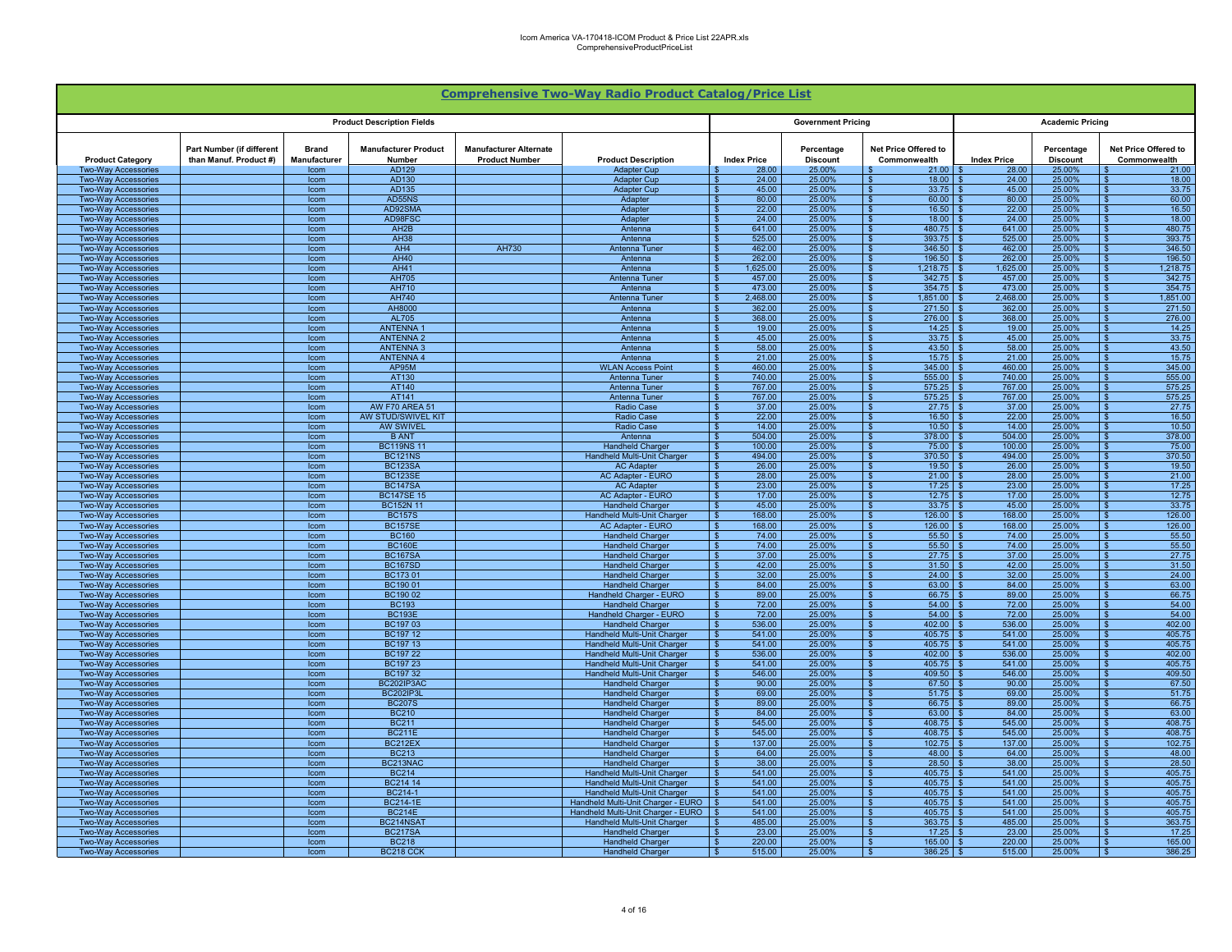## Comprehensive Two-Way Radio Product Catalog/Price List

| Product Description Fields | | | | | | Government Pricing | | | Academic Pricing | | |
|---|---|---|---|---|---|---|---|---|---|---|---|
| Product Category | Part Number (if different than Manuf. Product #) | Brand Manufacturer | Manufacturer Product Number | Manufacturer Alternate Product Number | Product Description | Index Price | Percentage Discount | Net Price Offered to Commonwealth | Index Price | Percentage Discount | Net Price Offered to Commonwealth |
| Two-Way Accessories | | Icom | AD129 | | Adapter Cup | $ 28.00 | 25.00% | $ 21.00 | $ 28.00 | 25.00% | $ 21.00 |
| Two-Way Accessories | | Icom | AD130 | | Adapter Cup | $ 24.00 | 25.00% | $ 18.00 | $ 24.00 | 25.00% | $ 18.00 |
| Two-Way Accessories | | Icom | AD135 | | Adapter Cup | $ 45.00 | 25.00% | $ 33.75 | $ 45.00 | 25.00% | $ 33.75 |
| Two-Way Accessories | | Icom | AD55NS | | Adapter | $ 80.00 | 25.00% | $ 60.00 | $ 80.00 | 25.00% | $ 60.00 |
| Two-Way Accessories | | Icom | AD92SMA | | Adapter | $ 22.00 | 25.00% | $ 16.50 | $ 22.00 | 25.00% | $ 16.50 |
| Two-Way Accessories | | Icom | AD98FSC | | Adapter | $ 24.00 | 25.00% | $ 18.00 | $ 24.00 | 25.00% | $ 18.00 |
| Two-Way Accessories | | Icom | AH2B | | Antenna | $ 641.00 | 25.00% | $ 480.75 | $ 641.00 | 25.00% | $ 480.75 |
| Two-Way Accessories | | Icom | AH38 | | Antenna | $ 525.00 | 25.00% | $ 393.75 | $ 525.00 | 25.00% | $ 393.75 |
| Two-Way Accessories | | Icom | AH4 | AH730 | Antenna Tuner | $ 462.00 | 25.00% | $ 346.50 | $ 462.00 | 25.00% | $ 346.50 |
| Two-Way Accessories | | Icom | AH40 | | Antenna | $ 262.00 | 25.00% | $ 196.50 | $ 262.00 | 25.00% | $ 196.50 |
| Two-Way Accessories | | Icom | AH41 | | Antenna | $ 1,625.00 | 25.00% | $ 1,218.75 | $ 1,625.00 | 25.00% | $ 1,218.75 |
| Two-Way Accessories | | Icom | AH705 | | Antenna Tuner | $ 457.00 | 25.00% | $ 342.75 | $ 457.00 | 25.00% | $ 342.75 |
| Two-Way Accessories | | Icom | AH710 | | Antenna | $ 473.00 | 25.00% | $ 354.75 | $ 473.00 | 25.00% | $ 354.75 |
| Two-Way Accessories | | Icom | AH740 | | Antenna Tuner | $ 2,468.00 | 25.00% | $ 1,851.00 | $ 2,468.00 | 25.00% | $ 1,851.00 |
| Two-Way Accessories | | Icom | AH8000 | | Antenna | $ 362.00 | 25.00% | $ 271.50 | $ 362.00 | 25.00% | $ 271.50 |
| Two-Way Accessories | | Icom | AL705 | | Antenna | $ 368.00 | 25.00% | $ 276.00 | $ 368.00 | 25.00% | $ 276.00 |
| Two-Way Accessories | | Icom | ANTENNA 1 | | Antenna | $ 19.00 | 25.00% | $ 14.25 | $ 19.00 | 25.00% | $ 14.25 |
| Two-Way Accessories | | Icom | ANTENNA 2 | | Antenna | $ 45.00 | 25.00% | $ 33.75 | $ 45.00 | 25.00% | $ 33.75 |
| Two-Way Accessories | | Icom | ANTENNA 3 | | Antenna | $ 58.00 | 25.00% | $ 43.50 | $ 58.00 | 25.00% | $ 43.50 |
| Two-Way Accessories | | Icom | ANTENNA 4 | | Antenna | $ 21.00 | 25.00% | $ 15.75 | $ 21.00 | 25.00% | $ 15.75 |
| Two-Way Accessories | | Icom | AP95M | | WLAN Access Point | $ 460.00 | 25.00% | $ 345.00 | $ 460.00 | 25.00% | $ 345.00 |
| Two-Way Accessories | | Icom | AT130 | | Antenna Tuner | $ 740.00 | 25.00% | $ 555.00 | $ 740.00 | 25.00% | $ 555.00 |
| Two-Way Accessories | | Icom | AT140 | | Antenna Tuner | $ 767.00 | 25.00% | $ 575.25 | $ 767.00 | 25.00% | $ 575.25 |
| Two-Way Accessories | | Icom | AT141 | | Antenna Tuner | $ 767.00 | 25.00% | $ 575.25 | $ 767.00 | 25.00% | $ 575.25 |
| Two-Way Accessories | | Icom | AW F70 AREA 51 | | Radio Case | $ 37.00 | 25.00% | $ 27.75 | $ 37.00 | 25.00% | $ 27.75 |
| Two-Way Accessories | | Icom | AW STUD/SWIVEL KIT | | Radio Case | $ 22.00 | 25.00% | $ 16.50 | $ 22.00 | 25.00% | $ 16.50 |
| Two-Way Accessories | | Icom | AW SWIVEL | | Radio Case | $ 14.00 | 25.00% | $ 10.50 | $ 14.00 | 25.00% | $ 10.50 |
| Two-Way Accessories | | Icom | B ANT | | Antenna | $ 504.00 | 25.00% | $ 378.00 | $ 504.00 | 25.00% | $ 378.00 |
| Two-Way Accessories | | Icom | BC119NS 11 | | Handheld Charger | $ 100.00 | 25.00% | $ 75.00 | $ 100.00 | 25.00% | $ 75.00 |
| Two-Way Accessories | | Icom | BC121NS | | Handheld Multi-Unit Charger | $ 494.00 | 25.00% | $ 370.50 | $ 494.00 | 25.00% | $ 370.50 |
| Two-Way Accessories | | Icom | BC123SA | | AC Adapter | $ 26.00 | 25.00% | $ 19.50 | $ 26.00 | 25.00% | $ 19.50 |
| Two-Way Accessories | | Icom | BC123SE | | AC Adapter - EURO | $ 28.00 | 25.00% | $ 21.00 | $ 28.00 | 25.00% | $ 21.00 |
| Two-Way Accessories | | Icom | BC147SA | | AC Adapter | $ 23.00 | 25.00% | $ 17.25 | $ 23.00 | 25.00% | $ 17.25 |
| Two-Way Accessories | | Icom | BC147SE 15 | | AC Adapter - EURO | $ 17.00 | 25.00% | $ 12.75 | $ 17.00 | 25.00% | $ 12.75 |
| Two-Way Accessories | | Icom | BC152N 11 | | Handheld Charger | $ 45.00 | 25.00% | $ 33.75 | $ 45.00 | 25.00% | $ 33.75 |
| Two-Way Accessories | | Icom | BC157S | | Handheld Multi-Unit Charger | $ 168.00 | 25.00% | $ 126.00 | $ 168.00 | 25.00% | $ 126.00 |
| Two-Way Accessories | | Icom | BC157SE | | AC Adapter - EURO | $ 168.00 | 25.00% | $ 126.00 | $ 168.00 | 25.00% | $ 126.00 |
| Two-Way Accessories | | Icom | BC160 | | Handheld Charger | $ 74.00 | 25.00% | $ 55.50 | $ 74.00 | 25.00% | $ 55.50 |
| Two-Way Accessories | | Icom | BC160E | | Handheld Charger | $ 74.00 | 25.00% | $ 55.50 | $ 74.00 | 25.00% | $ 55.50 |
| Two-Way Accessories | | Icom | BC167SA | | Handheld Charger | $ 37.00 | 25.00% | $ 27.75 | $ 37.00 | 25.00% | $ 27.75 |
| Two-Way Accessories | | Icom | BC167SD | | Handheld Charger | $ 42.00 | 25.00% | $ 31.50 | $ 42.00 | 25.00% | $ 31.50 |
| Two-Way Accessories | | Icom | BC173 01 | | Handheld Charger | $ 32.00 | 25.00% | $ 24.00 | $ 32.00 | 25.00% | $ 24.00 |
| Two-Way Accessories | | Icom | BC190 01 | | Handheld Charger | $ 84.00 | 25.00% | $ 63.00 | $ 84.00 | 25.00% | $ 63.00 |
| Two-Way Accessories | | Icom | BC190 02 | | Handheld Charger - EURO | $ 89.00 | 25.00% | $ 66.75 | $ 89.00 | 25.00% | $ 66.75 |
| Two-Way Accessories | | Icom | BC193 | | Handheld Charger | $ 72.00 | 25.00% | $ 54.00 | $ 72.00 | 25.00% | $ 54.00 |
| Two-Way Accessories | | Icom | BC193E | | Handheld Charger - EURO | $ 72.00 | 25.00% | $ 54.00 | $ 72.00 | 25.00% | $ 54.00 |
| Two-Way Accessories | | Icom | BC197 03 | | Handheld Charger | $ 536.00 | 25.00% | $ 402.00 | $ 536.00 | 25.00% | $ 402.00 |
| Two-Way Accessories | | Icom | BC197 12 | | Handheld Multi-Unit Charger | $ 541.00 | 25.00% | $ 405.75 | $ 541.00 | 25.00% | $ 405.75 |
| Two-Way Accessories | | Icom | BC197 13 | | Handheld Multi-Unit Charger | $ 541.00 | 25.00% | $ 405.75 | $ 541.00 | 25.00% | $ 405.75 |
| Two-Way Accessories | | Icom | BC197 22 | | Handheld Multi-Unit Charger | $ 536.00 | 25.00% | $ 402.00 | $ 536.00 | 25.00% | $ 402.00 |
| Two-Way Accessories | | Icom | BC197 23 | | Handheld Multi-Unit Charger | $ 541.00 | 25.00% | $ 405.75 | $ 541.00 | 25.00% | $ 405.75 |
| Two-Way Accessories | | Icom | BC197 32 | | Handheld Multi-Unit Charger | $ 546.00 | 25.00% | $ 409.50 | $ 546.00 | 25.00% | $ 409.50 |
| Two-Way Accessories | | Icom | BC202IP3AC | | Handheld Charger | $ 90.00 | 25.00% | $ 67.50 | $ 90.00 | 25.00% | $ 67.50 |
| Two-Way Accessories | | Icom | BC202IP3L | | Handheld Charger | $ 69.00 | 25.00% | $ 51.75 | $ 69.00 | 25.00% | $ 51.75 |
| Two-Way Accessories | | Icom | BC207S | | Handheld Charger | $ 89.00 | 25.00% | $ 66.75 | $ 89.00 | 25.00% | $ 66.75 |
| Two-Way Accessories | | Icom | BC210 | | Handheld Charger | $ 84.00 | 25.00% | $ 63.00 | $ 84.00 | 25.00% | $ 63.00 |
| Two-Way Accessories | | Icom | BC211 | | Handheld Charger | $ 545.00 | 25.00% | $ 408.75 | $ 545.00 | 25.00% | $ 408.75 |
| Two-Way Accessories | | Icom | BC211E | | Handheld Charger | $ 545.00 | 25.00% | $ 408.75 | $ 545.00 | 25.00% | $ 408.75 |
| Two-Way Accessories | | Icom | BC212EX | | Handheld Charger | $ 137.00 | 25.00% | $ 102.75 | $ 137.00 | 25.00% | $ 102.75 |
| Two-Way Accessories | | Icom | BC213 | | Handheld Charger | $ 64.00 | 25.00% | $ 48.00 | $ 64.00 | 25.00% | $ 48.00 |
| Two-Way Accessories | | Icom | BC213NAC | | Handheld Charger | $ 38.00 | 25.00% | $ 28.50 | $ 38.00 | 25.00% | $ 28.50 |
| Two-Way Accessories | | Icom | BC214 | | Handheld Multi-Unit Charger | $ 541.00 | 25.00% | $ 405.75 | $ 541.00 | 25.00% | $ 405.75 |
| Two-Way Accessories | | Icom | BC214 14 | | Handheld Multi-Unit Charger | $ 541.00 | 25.00% | $ 405.75 | $ 541.00 | 25.00% | $ 405.75 |
| Two-Way Accessories | | Icom | BC214-1 | | Handheld Multi-Unit Charger | $ 541.00 | 25.00% | $ 405.75 | $ 541.00 | 25.00% | $ 405.75 |
| Two-Way Accessories | | Icom | BC214-1E | | Handheld Multi-Unit Charger - EURO | $ 541.00 | 25.00% | $ 405.75 | $ 541.00 | 25.00% | $ 405.75 |
| Two-Way Accessories | | Icom | BC214E | | Handheld Multi-Unit Charger - EURO | $ 541.00 | 25.00% | $ 405.75 | $ 541.00 | 25.00% | $ 405.75 |
| Two-Way Accessories | | Icom | BC214NSAT | | Handheld Multi-Unit Charger | $ 485.00 | 25.00% | $ 363.75 | $ 485.00 | 25.00% | $ 363.75 |
| Two-Way Accessories | | Icom | BC217SA | | Handheld Charger | $ 23.00 | 25.00% | $ 17.25 | $ 23.00 | 25.00% | $ 17.25 |
| Two-Way Accessories | | Icom | BC218 | | Handheld Charger | $ 220.00 | 25.00% | $ 165.00 | $ 220.00 | 25.00% | $ 165.00 |
| Two-Way Accessories | | Icom | BC218 CCK | | Handheld Charger | $ 515.00 | 25.00% | $ 386.25 | $ 515.00 | 25.00% | $ 386.25 |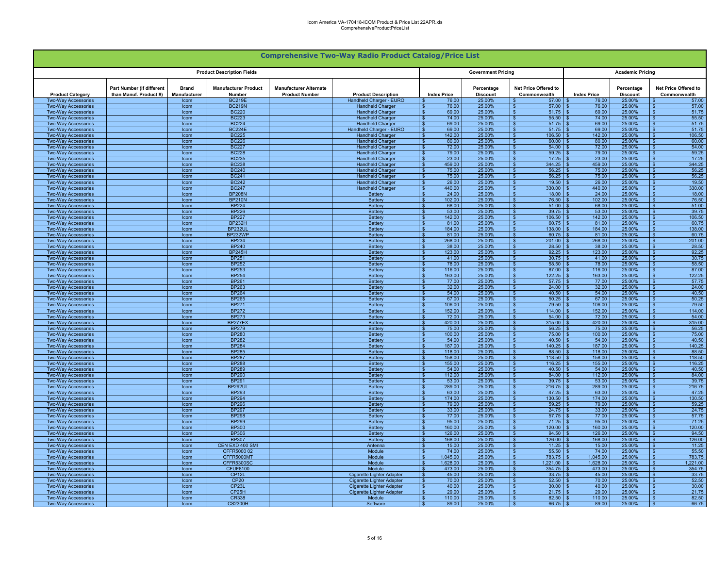Icom America VA-170418-ICOM Product & Price List 22APR.xls
ComprehensiveProductPriceList

## Comprehensive Two-Way Radio Product Catalog/Price List

| Product Description Fields | | | | | | Government Pricing | | | Academic Pricing | | |
|---|---|---|---|---|---|---|---|---|---|---|---|
| Product Category | Part Number (if different than Manuf. Product #) | Brand Manufacturer | Manufacturer Product Number | Manufacturer Alternate Product Number | Product Description | Index Price | Percentage Discount | Net Price Offered to Commonwealth | Index Price | Percentage Discount | Net Price Offered to Commonwealth |
| Two-Way Accessories | | Icom | BC219E | | Handheld Charger - EURO | $ 76.00 | 25.00% | $ 57.00 | $ 76.00 | 25.00% | $ 57.00 |
| Two-Way Accessories | | Icom | BC219N | | Handheld Charger | $ 76.00 | 25.00% | $ 57.00 | $ 76.00 | 25.00% | $ 57.00 |
| Two-Way Accessories | | Icom | BC220 | | Handheld Charger | $ 69.00 | 25.00% | $ 51.75 | $ 69.00 | 25.00% | $ 51.75 |
| Two-Way Accessories | | Icom | BC223 | | Handheld Charger | $ 74.00 | 25.00% | $ 55.50 | $ 74.00 | 25.00% | $ 55.50 |
| Two-Way Accessories | | Icom | BC224 | | Handheld Charger | $ 69.00 | 25.00% | $ 51.75 | $ 69.00 | 25.00% | $ 51.75 |
| Two-Way Accessories | | Icom | BC224E | | Handheld Charger - EURO | $ 69.00 | 25.00% | $ 51.75 | $ 69.00 | 25.00% | $ 51.75 |
| Two-Way Accessories | | Icom | BC225 | | Handheld Charger | $ 142.00 | 25.00% | $ 106.50 | $ 142.00 | 25.00% | $ 106.50 |
| Two-Way Accessories | | Icom | BC226 | | Handheld Charger | $ 80.00 | 25.00% | $ 60.00 | $ 80.00 | 25.00% | $ 60.00 |
| Two-Way Accessories | | Icom | BC227 | | Handheld Charger | $ 72.00 | 25.00% | $ 54.00 | $ 72.00 | 25.00% | $ 54.00 |
| Two-Way Accessories | | Icom | BC228 | | Handheld Charger | $ 79.00 | 25.00% | $ 59.25 | $ 79.00 | 25.00% | $ 59.25 |
| Two-Way Accessories | | Icom | BC235 | | Handheld Charger | $ 23.00 | 25.00% | $ 17.25 | $ 23.00 | 25.00% | $ 17.25 |
| Two-Way Accessories | | Icom | BC238 | | Handheld Charger | $ 459.00 | 25.00% | $ 344.25 | $ 459.00 | 25.00% | $ 344.25 |
| Two-Way Accessories | | Icom | BC240 | | Handheld Charger | $ 75.00 | 25.00% | $ 56.25 | $ 75.00 | 25.00% | $ 56.25 |
| Two-Way Accessories | | Icom | BC241 | | Handheld Charger | $ 75.00 | 25.00% | $ 56.25 | $ 75.00 | 25.00% | $ 56.25 |
| Two-Way Accessories | | Icom | BC242 | | Handheld Charger | $ 26.00 | 25.00% | $ 19.50 | $ 26.00 | 25.00% | $ 19.50 |
| Two-Way Accessories | | Icom | BC247 | | Handheld Charger | $ 440.00 | 25.00% | $ 330.00 | $ 440.00 | 25.00% | $ 330.00 |
| Two-Way Accessories | | Icom | BP208N | | Battery | $ 24.00 | 25.00% | $ 18.00 | $ 24.00 | 25.00% | $ 18.00 |
| Two-Way Accessories | | Icom | BP210N | | Battery | $ 102.00 | 25.00% | $ 76.50 | $ 102.00 | 25.00% | $ 76.50 |
| Two-Way Accessories | | Icom | BP224 | | Battery | $ 68.00 | 25.00% | $ 51.00 | $ 68.00 | 25.00% | $ 51.00 |
| Two-Way Accessories | | Icom | BP226 | | Battery | $ 53.00 | 25.00% | $ 39.75 | $ 53.00 | 25.00% | $ 39.75 |
| Two-Way Accessories | | Icom | BP227 | | Battery | $ 142.00 | 25.00% | $ 106.50 | $ 142.00 | 25.00% | $ 106.50 |
| Two-Way Accessories | | Icom | BP232H | | Battery | $ 81.00 | 25.00% | $ 60.75 | $ 81.00 | 25.00% | $ 60.75 |
| Two-Way Accessories | | Icom | BP232UL | | Battery | $ 184.00 | 25.00% | $ 138.00 | $ 184.00 | 25.00% | $ 138.00 |
| Two-Way Accessories | | Icom | BP232WP | | Battery | $ 81.00 | 25.00% | $ 60.75 | $ 81.00 | 25.00% | $ 60.75 |
| Two-Way Accessories | | Icom | BP234 | | Battery | $ 268.00 | 25.00% | $ 201.00 | $ 268.00 | 25.00% | $ 201.00 |
| Two-Way Accessories | | Icom | BP240 | | Battery | $ 38.00 | 25.00% | $ 28.50 | $ 38.00 | 25.00% | $ 28.50 |
| Two-Way Accessories | | Icom | BP245H | | Battery | $ 123.00 | 25.00% | $ 92.25 | $ 123.00 | 25.00% | $ 92.25 |
| Two-Way Accessories | | Icom | BP251 | | Battery | $ 41.00 | 25.00% | $ 30.75 | $ 41.00 | 25.00% | $ 30.75 |
| Two-Way Accessories | | Icom | BP252 | | Battery | $ 78.00 | 25.00% | $ 58.50 | $ 78.00 | 25.00% | $ 58.50 |
| Two-Way Accessories | | Icom | BP253 | | Battery | $ 116.00 | 25.00% | $ 87.00 | $ 116.00 | 25.00% | $ 87.00 |
| Two-Way Accessories | | Icom | BP254 | | Battery | $ 163.00 | 25.00% | $ 122.25 | $ 163.00 | 25.00% | $ 122.25 |
| Two-Way Accessories | | Icom | BP261 | | Battery | $ 77.00 | 25.00% | $ 57.75 | $ 77.00 | 25.00% | $ 57.75 |
| Two-Way Accessories | | Icom | BP263 | | Battery | $ 32.00 | 25.00% | $ 24.00 | $ 32.00 | 25.00% | $ 24.00 |
| Two-Way Accessories | | Icom | BP264 | | Battery | $ 54.00 | 25.00% | $ 40.50 | $ 54.00 | 25.00% | $ 40.50 |
| Two-Way Accessories | | Icom | BP265 | | Battery | $ 67.00 | 25.00% | $ 50.25 | $ 67.00 | 25.00% | $ 50.25 |
| Two-Way Accessories | | Icom | BP271 | | Battery | $ 106.00 | 25.00% | $ 79.50 | $ 106.00 | 25.00% | $ 79.50 |
| Two-Way Accessories | | Icom | BP272 | | Battery | $ 152.00 | 25.00% | $ 114.00 | $ 152.00 | 25.00% | $ 114.00 |
| Two-Way Accessories | | Icom | BP273 | | Battery | $ 72.00 | 25.00% | $ 54.00 | $ 72.00 | 25.00% | $ 54.00 |
| Two-Way Accessories | | Icom | BP277EX | | Battery | $ 420.00 | 25.00% | $ 315.00 | $ 420.00 | 25.00% | $ 315.00 |
| Two-Way Accessories | | Icom | BP279 | | Battery | $ 75.00 | 25.00% | $ 56.25 | $ 75.00 | 25.00% | $ 56.25 |
| Two-Way Accessories | | Icom | BP280 | | Battery | $ 100.00 | 25.00% | $ 75.00 | $ 100.00 | 25.00% | $ 75.00 |
| Two-Way Accessories | | Icom | BP282 | | Battery | $ 54.00 | 25.00% | $ 40.50 | $ 54.00 | 25.00% | $ 40.50 |
| Two-Way Accessories | | Icom | BP284 | | Battery | $ 187.00 | 25.00% | $ 140.25 | $ 187.00 | 25.00% | $ 140.25 |
| Two-Way Accessories | | Icom | BP285 | | Battery | $ 118.00 | 25.00% | $ 88.50 | $ 118.00 | 25.00% | $ 88.50 |
| Two-Way Accessories | | Icom | BP287 | | Battery | $ 158.00 | 25.00% | $ 118.50 | $ 158.00 | 25.00% | $ 118.50 |
| Two-Way Accessories | | Icom | BP288 | | Battery | $ 155.00 | 25.00% | $ 116.25 | $ 155.00 | 25.00% | $ 116.25 |
| Two-Way Accessories | | Icom | BP289 | | Battery | $ 54.00 | 25.00% | $ 40.50 | $ 54.00 | 25.00% | $ 40.50 |
| Two-Way Accessories | | Icom | BP290 | | Battery | $ 112.00 | 25.00% | $ 84.00 | $ 112.00 | 25.00% | $ 84.00 |
| Two-Way Accessories | | Icom | BP291 | | Battery | $ 53.00 | 25.00% | $ 39.75 | $ 53.00 | 25.00% | $ 39.75 |
| Two-Way Accessories | | Icom | BP292UL | | Battery | $ 289.00 | 25.00% | $ 216.75 | $ 289.00 | 25.00% | $ 216.75 |
| Two-Way Accessories | | Icom | BP293 | | Battery | $ 63.00 | 25.00% | $ 47.25 | $ 63.00 | 25.00% | $ 47.25 |
| Two-Way Accessories | | Icom | BP294 | | Battery | $ 174.00 | 25.00% | $ 130.50 | $ 174.00 | 25.00% | $ 130.50 |
| Two-Way Accessories | | Icom | BP296 | | Battery | $ 79.00 | 25.00% | $ 59.25 | $ 79.00 | 25.00% | $ 59.25 |
| Two-Way Accessories | | Icom | BP297 | | Battery | $ 33.00 | 25.00% | $ 24.75 | $ 33.00 | 25.00% | $ 24.75 |
| Two-Way Accessories | | Icom | BP298 | | Battery | $ 77.00 | 25.00% | $ 57.75 | $ 77.00 | 25.00% | $ 57.75 |
| Two-Way Accessories | | Icom | BP299 | | Battery | $ 95.00 | 25.00% | $ 71.25 | $ 95.00 | 25.00% | $ 71.25 |
| Two-Way Accessories | | Icom | BP300 | | Battery | $ 160.00 | 25.00% | $ 120.00 | $ 160.00 | 25.00% | $ 120.00 |
| Two-Way Accessories | | Icom | BP306 | | Battery | $ 126.00 | 25.00% | $ 94.50 | $ 126.00 | 25.00% | $ 94.50 |
| Two-Way Accessories | | Icom | BP307 | | Battery | $ 168.00 | 25.00% | $ 126.00 | $ 168.00 | 25.00% | $ 126.00 |
| Two-Way Accessories | | Icom | CEN EXD 400 SMI | | Antenna | $ 15.00 | 25.00% | $ 11.25 | $ 15.00 | 25.00% | $ 11.25 |
| Two-Way Accessories | | Icom | CFFR5000 02 | | Module | $ 74.00 | 25.00% | $ 55.50 | $ 74.00 | 25.00% | $ 55.50 |
| Two-Way Accessories | | Icom | CFFR5000MT | | Module | $ 1,045.00 | 25.00% | $ 783.75 | $ 1,045.00 | 25.00% | $ 783.75 |
| Two-Way Accessories | | Icom | CFFR5300SC | | Module | $ 1,628.00 | 25.00% | $ 1,221.00 | $ 1,628.00 | 25.00% | $ 1,221.00 |
| Two-Way Accessories | | Icom | CFUF8100 | | Module | $ 473.00 | 25.00% | $ 354.75 | $ 473.00 | 25.00% | $ 354.75 |
| Two-Way Accessories | | Icom | CP12L | | Cigarette Lighter Adapter | $ 45.00 | 25.00% | $ 33.75 | $ 45.00 | 25.00% | $ 33.75 |
| Two-Way Accessories | | Icom | CP20 | | Cigarette Lighter Adapter | $ 70.00 | 25.00% | $ 52.50 | $ 70.00 | 25.00% | $ 52.50 |
| Two-Way Accessories | | Icom | CP23L | | Cigarette Lighter Adapter | $ 40.00 | 25.00% | $ 30.00 | $ 40.00 | 25.00% | $ 30.00 |
| Two-Way Accessories | | Icom | CP25H | | Cigarette Lighter Adapter | $ 29.00 | 25.00% | $ 21.75 | $ 29.00 | 25.00% | $ 21.75 |
| Two-Way Accessories | | Icom | CR338 | | Module | $ 110.00 | 25.00% | $ 82.50 | $ 110.00 | 25.00% | $ 82.50 |
| Two-Way Accessories | | Icom | CS2300H | | Software | $ 89.00 | 25.00% | $ 66.75 | $ 89.00 | 25.00% | $ 66.75 |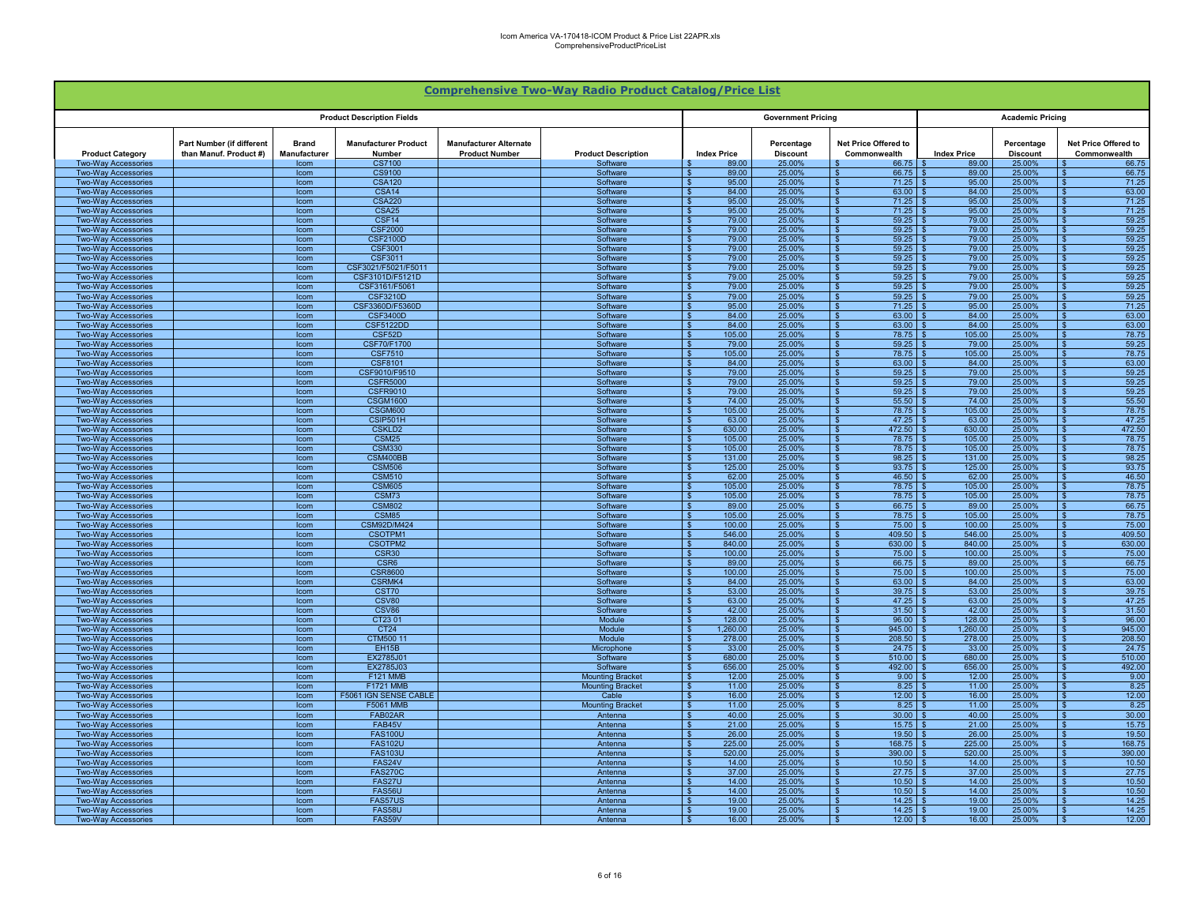## Comprehensive Two-Way Radio Product Catalog/Price List

| Product Description Fields | | | | | | Government Pricing | | | Academic Pricing | | |
|---|---|---|---|---|---|---|---|---|---|---|---|
| Product Category | Part Number (if different than Manuf. Product #) | Brand Manufacturer | Manufacturer Product Number | Manufacturer Alternate Product Number | Product Description | Index Price | Percentage Discount | Net Price Offered to Commonwealth | Index Price | Percentage Discount | Net Price Offered to Commonwealth |
| Two-Way Accessories | | Icom | CS7100 | | Software | $ 89.00 | 25.00% | $ 66.75 | $ 89.00 | 25.00% | $ 66.75 |
| Two-Way Accessories | | Icom | CS9100 | | Software | $ 89.00 | 25.00% | $ 66.75 | $ 89.00 | 25.00% | $ 66.75 |
| Two-Way Accessories | | Icom | CSA120 | | Software | $ 95.00 | 25.00% | $ 71.25 | $ 95.00 | 25.00% | $ 71.25 |
| Two-Way Accessories | | Icom | CSA14 | | Software | $ 84.00 | 25.00% | $ 63.00 | $ 84.00 | 25.00% | $ 63.00 |
| Two-Way Accessories | | Icom | CSA220 | | Software | $ 95.00 | 25.00% | $ 71.25 | $ 95.00 | 25.00% | $ 71.25 |
| Two-Way Accessories | | Icom | CSA25 | | Software | $ 95.00 | 25.00% | $ 71.25 | $ 95.00 | 25.00% | $ 71.25 |
| Two-Way Accessories | | Icom | CSF14 | | Software | $ 79.00 | 25.00% | $ 59.25 | $ 79.00 | 25.00% | $ 59.25 |
| Two-Way Accessories | | Icom | CSF2000 | | Software | $ 79.00 | 25.00% | $ 59.25 | $ 79.00 | 25.00% | $ 59.25 |
| Two-Way Accessories | | Icom | CSF2100D | | Software | $ 79.00 | 25.00% | $ 59.25 | $ 79.00 | 25.00% | $ 59.25 |
| Two-Way Accessories | | Icom | CSF3001 | | Software | $ 79.00 | 25.00% | $ 59.25 | $ 79.00 | 25.00% | $ 59.25 |
| Two-Way Accessories | | Icom | CSF3011 | | Software | $ 79.00 | 25.00% | $ 59.25 | $ 79.00 | 25.00% | $ 59.25 |
| Two-Way Accessories | | Icom | CSF3021/F5021/F5011 | | Software | $ 79.00 | 25.00% | $ 59.25 | $ 79.00 | 25.00% | $ 59.25 |
| Two-Way Accessories | | Icom | CSF3101D/F5121D | | Software | $ 79.00 | 25.00% | $ 59.25 | $ 79.00 | 25.00% | $ 59.25 |
| Two-Way Accessories | | Icom | CSF3161/F5061 | | Software | $ 79.00 | 25.00% | $ 59.25 | $ 79.00 | 25.00% | $ 59.25 |
| Two-Way Accessories | | Icom | CSF3210D | | Software | $ 79.00 | 25.00% | $ 59.25 | $ 79.00 | 25.00% | $ 59.25 |
| Two-Way Accessories | | Icom | CSF3360D/F5360D | | Software | $ 95.00 | 25.00% | $ 71.25 | $ 95.00 | 25.00% | $ 71.25 |
| Two-Way Accessories | | Icom | CSF3400D | | Software | $ 84.00 | 25.00% | $ 63.00 | $ 84.00 | 25.00% | $ 63.00 |
| Two-Way Accessories | | Icom | CSF5122DD | | Software | $ 84.00 | 25.00% | $ 63.00 | $ 84.00 | 25.00% | $ 63.00 |
| Two-Way Accessories | | Icom | CSF52D | | Software | $ 105.00 | 25.00% | $ 78.75 | $ 105.00 | 25.00% | $ 78.75 |
| Two-Way Accessories | | Icom | CSF70/F1700 | | Software | $ 79.00 | 25.00% | $ 59.25 | $ 79.00 | 25.00% | $ 59.25 |
| Two-Way Accessories | | Icom | CSF7510 | | Software | $ 105.00 | 25.00% | $ 78.75 | $ 105.00 | 25.00% | $ 78.75 |
| Two-Way Accessories | | Icom | CSF8101 | | Software | $ 84.00 | 25.00% | $ 63.00 | $ 84.00 | 25.00% | $ 63.00 |
| Two-Way Accessories | | Icom | CSF9010/F9510 | | Software | $ 79.00 | 25.00% | $ 59.25 | $ 79.00 | 25.00% | $ 59.25 |
| Two-Way Accessories | | Icom | CSFR5000 | | Software | $ 79.00 | 25.00% | $ 59.25 | $ 79.00 | 25.00% | $ 59.25 |
| Two-Way Accessories | | Icom | CSFR9010 | | Software | $ 79.00 | 25.00% | $ 59.25 | $ 79.00 | 25.00% | $ 59.25 |
| Two-Way Accessories | | Icom | CSGM1600 | | Software | $ 74.00 | 25.00% | $ 55.50 | $ 74.00 | 25.00% | $ 55.50 |
| Two-Way Accessories | | Icom | CSGM600 | | Software | $ 105.00 | 25.00% | $ 78.75 | $ 105.00 | 25.00% | $ 78.75 |
| Two-Way Accessories | | Icom | CSIP501H | | Software | $ 63.00 | 25.00% | $ 47.25 | $ 63.00 | 25.00% | $ 47.25 |
| Two-Way Accessories | | Icom | CSKLD2 | | Software | $ 630.00 | 25.00% | $ 472.50 | $ 630.00 | 25.00% | $ 472.50 |
| Two-Way Accessories | | Icom | CSM25 | | Software | $ 105.00 | 25.00% | $ 78.75 | $ 105.00 | 25.00% | $ 78.75 |
| Two-Way Accessories | | Icom | CSM330 | | Software | $ 105.00 | 25.00% | $ 78.75 | $ 105.00 | 25.00% | $ 78.75 |
| Two-Way Accessories | | Icom | CSM400BB | | Software | $ 131.00 | 25.00% | $ 98.25 | $ 131.00 | 25.00% | $ 98.25 |
| Two-Way Accessories | | Icom | CSM506 | | Software | $ 125.00 | 25.00% | $ 93.75 | $ 125.00 | 25.00% | $ 93.75 |
| Two-Way Accessories | | Icom | CSM510 | | Software | $ 62.00 | 25.00% | $ 46.50 | $ 62.00 | 25.00% | $ 46.50 |
| Two-Way Accessories | | Icom | CSM605 | | Software | $ 105.00 | 25.00% | $ 78.75 | $ 105.00 | 25.00% | $ 78.75 |
| Two-Way Accessories | | Icom | CSM73 | | Software | $ 105.00 | 25.00% | $ 78.75 | $ 105.00 | 25.00% | $ 78.75 |
| Two-Way Accessories | | Icom | CSM802 | | Software | $ 89.00 | 25.00% | $ 66.75 | $ 89.00 | 25.00% | $ 66.75 |
| Two-Way Accessories | | Icom | CSM85 | | Software | $ 105.00 | 25.00% | $ 78.75 | $ 105.00 | 25.00% | $ 78.75 |
| Two-Way Accessories | | Icom | CSM92D/M424 | | Software | $ 100.00 | 25.00% | $ 75.00 | $ 100.00 | 25.00% | $ 75.00 |
| Two-Way Accessories | | Icom | CSOTPM1 | | Software | $ 546.00 | 25.00% | $ 409.50 | $ 546.00 | 25.00% | $ 409.50 |
| Two-Way Accessories | | Icom | CSOTPM2 | | Software | $ 840.00 | 25.00% | $ 630.00 | $ 840.00 | 25.00% | $ 630.00 |
| Two-Way Accessories | | Icom | CSR30 | | Software | $ 100.00 | 25.00% | $ 75.00 | $ 100.00 | 25.00% | $ 75.00 |
| Two-Way Accessories | | Icom | CSR6 | | Software | $ 89.00 | 25.00% | $ 66.75 | $ 89.00 | 25.00% | $ 66.75 |
| Two-Way Accessories | | Icom | CSR8600 | | Software | $ 100.00 | 25.00% | $ 75.00 | $ 100.00 | 25.00% | $ 75.00 |
| Two-Way Accessories | | Icom | CSRMK4 | | Software | $ 84.00 | 25.00% | $ 63.00 | $ 84.00 | 25.00% | $ 63.00 |
| Two-Way Accessories | | Icom | CST70 | | Software | $ 53.00 | 25.00% | $ 39.75 | $ 53.00 | 25.00% | $ 39.75 |
| Two-Way Accessories | | Icom | CSV80 | | Software | $ 63.00 | 25.00% | $ 47.25 | $ 63.00 | 25.00% | $ 47.25 |
| Two-Way Accessories | | Icom | CSV86 | | Software | $ 42.00 | 25.00% | $ 31.50 | $ 42.00 | 25.00% | $ 31.50 |
| Two-Way Accessories | | Icom | CT23 01 | | Module | $ 128.00 | 25.00% | $ 96.00 | $ 128.00 | 25.00% | $ 96.00 |
| Two-Way Accessories | | Icom | CT24 | | Module | $ 1,260.00 | 25.00% | $ 945.00 | $ 1,260.00 | 25.00% | $ 945.00 |
| Two-Way Accessories | | Icom | CTM500 11 | | Module | $ 278.00 | 25.00% | $ 208.50 | $ 278.00 | 25.00% | $ 208.50 |
| Two-Way Accessories | | Icom | EH15B | | Microphone | $ 33.00 | 25.00% | $ 24.75 | $ 33.00 | 25.00% | $ 24.75 |
| Two-Way Accessories | | Icom | EX2785J01 | | Software | $ 680.00 | 25.00% | $ 510.00 | $ 680.00 | 25.00% | $ 510.00 |
| Two-Way Accessories | | Icom | EX2785J03 | | Software | $ 656.00 | 25.00% | $ 492.00 | $ 656.00 | 25.00% | $ 492.00 |
| Two-Way Accessories | | Icom | F121 MMB | | Mounting Bracket | $ 12.00 | 25.00% | $ 9.00 | $ 12.00 | 25.00% | $ 9.00 |
| Two-Way Accessories | | Icom | F1721 MMB | | Mounting Bracket | $ 11.00 | 25.00% | $ 8.25 | $ 11.00 | 25.00% | $ 8.25 |
| Two-Way Accessories | | Icom | F5061 IGN SENSE CABLE | | Cable | $ 16.00 | 25.00% | $ 12.00 | $ 16.00 | 25.00% | $ 12.00 |
| Two-Way Accessories | | Icom | F5061 MMB | | Mounting Bracket | $ 11.00 | 25.00% | $ 8.25 | $ 11.00 | 25.00% | $ 8.25 |
| Two-Way Accessories | | Icom | FAB02AR | | Antenna | $ 40.00 | 25.00% | $ 30.00 | $ 40.00 | 25.00% | $ 30.00 |
| Two-Way Accessories | | Icom | FAB45V | | Antenna | $ 21.00 | 25.00% | $ 15.75 | $ 21.00 | 25.00% | $ 15.75 |
| Two-Way Accessories | | Icom | FAS100U | | Antenna | $ 26.00 | 25.00% | $ 19.50 | $ 26.00 | 25.00% | $ 19.50 |
| Two-Way Accessories | | Icom | FAS102U | | Antenna | $ 225.00 | 25.00% | $ 168.75 | $ 225.00 | 25.00% | $ 168.75 |
| Two-Way Accessories | | Icom | FAS103U | | Antenna | $ 520.00 | 25.00% | $ 390.00 | $ 520.00 | 25.00% | $ 390.00 |
| Two-Way Accessories | | Icom | FAS24V | | Antenna | $ 14.00 | 25.00% | $ 10.50 | $ 14.00 | 25.00% | $ 10.50 |
| Two-Way Accessories | | Icom | FAS270C | | Antenna | $ 37.00 | 25.00% | $ 27.75 | $ 37.00 | 25.00% | $ 27.75 |
| Two-Way Accessories | | Icom | FAS27U | | Antenna | $ 14.00 | 25.00% | $ 10.50 | $ 14.00 | 25.00% | $ 10.50 |
| Two-Way Accessories | | Icom | FAS56U | | Antenna | $ 14.00 | 25.00% | $ 10.50 | $ 14.00 | 25.00% | $ 10.50 |
| Two-Way Accessories | | Icom | FAS57US | | Antenna | $ 19.00 | 25.00% | $ 14.25 | $ 19.00 | 25.00% | $ 14.25 |
| Two-Way Accessories | | Icom | FAS58U | | Antenna | $ 19.00 | 25.00% | $ 14.25 | $ 19.00 | 25.00% | $ 14.25 |
| Two-Way Accessories | | Icom | FAS59V | | Antenna | $ 16.00 | 25.00% | $ 12.00 | $ 16.00 | 25.00% | $ 12.00 |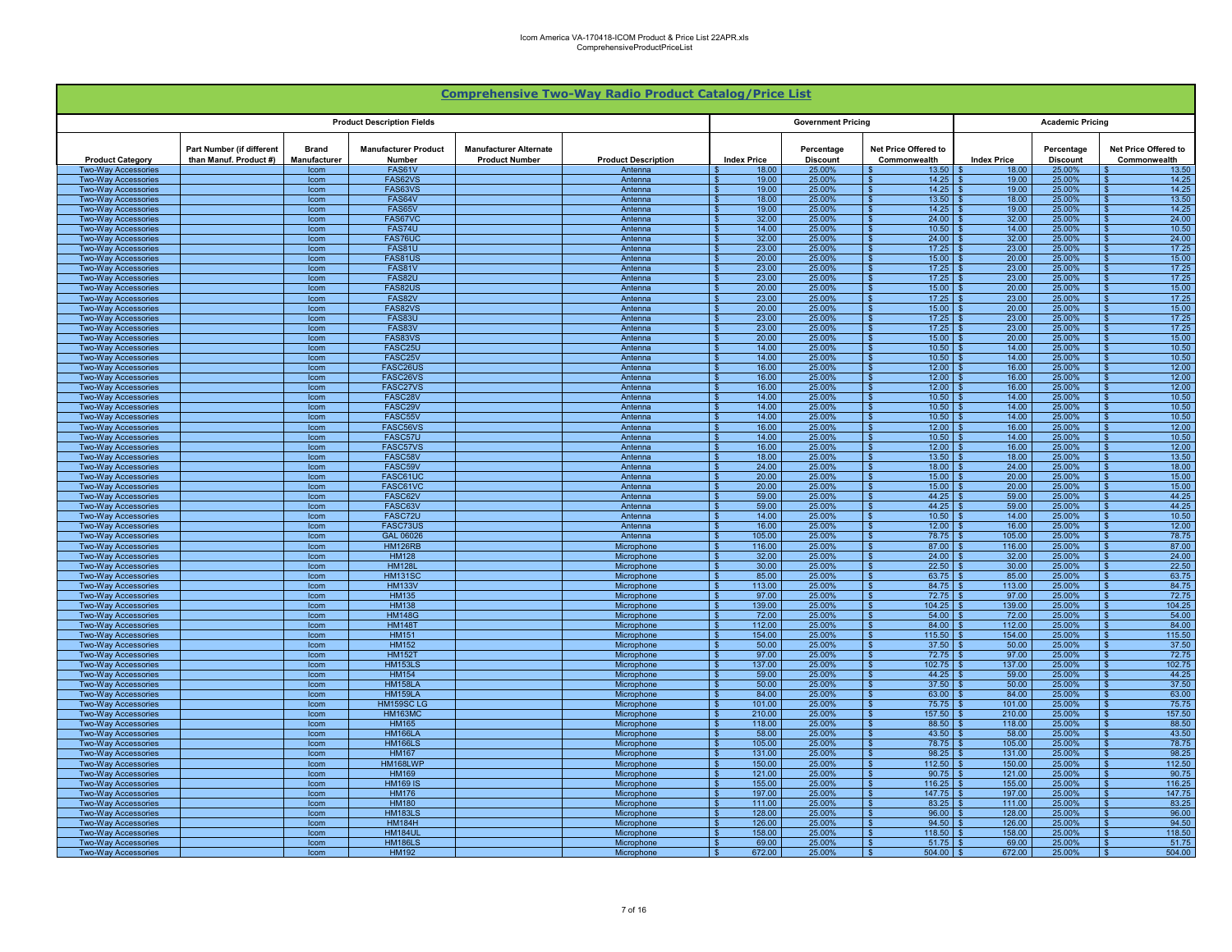## Comprehensive Two-Way Radio Product Catalog/Price List

| Product Description Fields | | | | | | Government Pricing | | | Academic Pricing | | |
|---|---|---|---|---|---|---|---|---|---|---|---|
| Product Category | Part Number (if different than Manuf. Product #) | Brand Manufacturer | Manufacturer Product Number | Manufacturer Alternate Product Number | Product Description | Index Price | Percentage Discount | Net Price Offered to Commonwealth | Index Price | Percentage Discount | Net Price Offered to Commonwealth |
| Two-Way Accessories | | Icom | FAS61V | | Antenna | $ 18.00 | 25.00% | $ 13.50 | $ 18.00 | 25.00% | $ 13.50 |
| Two-Way Accessories | | Icom | FAS62VS | | Antenna | $ 19.00 | 25.00% | $ 14.25 | $ 19.00 | 25.00% | $ 14.25 |
| Two-Way Accessories | | Icom | FAS63VS | | Antenna | $ 19.00 | 25.00% | $ 14.25 | $ 19.00 | 25.00% | $ 14.25 |
| Two-Way Accessories | | Icom | FAS64V | | Antenna | $ 18.00 | 25.00% | $ 13.50 | $ 18.00 | 25.00% | $ 13.50 |
| Two-Way Accessories | | Icom | FAS65V | | Antenna | $ 19.00 | 25.00% | $ 14.25 | $ 19.00 | 25.00% | $ 14.25 |
| Two-Way Accessories | | Icom | FAS67VC | | Antenna | $ 32.00 | 25.00% | $ 24.00 | $ 32.00 | 25.00% | $ 24.00 |
| Two-Way Accessories | | Icom | FAS74U | | Antenna | $ 14.00 | 25.00% | $ 10.50 | $ 14.00 | 25.00% | $ 10.50 |
| Two-Way Accessories | | Icom | FAS76UC | | Antenna | $ 32.00 | 25.00% | $ 24.00 | $ 32.00 | 25.00% | $ 24.00 |
| Two-Way Accessories | | Icom | FAS81U | | Antenna | $ 23.00 | 25.00% | $ 17.25 | $ 23.00 | 25.00% | $ 17.25 |
| Two-Way Accessories | | Icom | FAS81US | | Antenna | $ 20.00 | 25.00% | $ 15.00 | $ 20.00 | 25.00% | $ 15.00 |
| Two-Way Accessories | | Icom | FAS81V | | Antenna | $ 23.00 | 25.00% | $ 17.25 | $ 23.00 | 25.00% | $ 17.25 |
| Two-Way Accessories | | Icom | FAS82U | | Antenna | $ 23.00 | 25.00% | $ 17.25 | $ 23.00 | 25.00% | $ 17.25 |
| Two-Way Accessories | | Icom | FAS82US | | Antenna | $ 20.00 | 25.00% | $ 15.00 | $ 20.00 | 25.00% | $ 15.00 |
| Two-Way Accessories | | Icom | FAS82V | | Antenna | $ 23.00 | 25.00% | $ 17.25 | $ 23.00 | 25.00% | $ 17.25 |
| Two-Way Accessories | | Icom | FAS82VS | | Antenna | $ 20.00 | 25.00% | $ 15.00 | $ 20.00 | 25.00% | $ 15.00 |
| Two-Way Accessories | | Icom | FAS83U | | Antenna | $ 23.00 | 25.00% | $ 17.25 | $ 23.00 | 25.00% | $ 17.25 |
| Two-Way Accessories | | Icom | FAS83V | | Antenna | $ 23.00 | 25.00% | $ 17.25 | $ 23.00 | 25.00% | $ 17.25 |
| Two-Way Accessories | | Icom | FAS83VS | | Antenna | $ 20.00 | 25.00% | $ 15.00 | $ 20.00 | 25.00% | $ 15.00 |
| Two-Way Accessories | | Icom | FASC25U | | Antenna | $ 14.00 | 25.00% | $ 10.50 | $ 14.00 | 25.00% | $ 10.50 |
| Two-Way Accessories | | Icom | FASC25V | | Antenna | $ 14.00 | 25.00% | $ 10.50 | $ 14.00 | 25.00% | $ 10.50 |
| Two-Way Accessories | | Icom | FASC26US | | Antenna | $ 16.00 | 25.00% | $ 12.00 | $ 16.00 | 25.00% | $ 12.00 |
| Two-Way Accessories | | Icom | FASC26VS | | Antenna | $ 16.00 | 25.00% | $ 12.00 | $ 16.00 | 25.00% | $ 12.00 |
| Two-Way Accessories | | Icom | FASC27VS | | Antenna | $ 16.00 | 25.00% | $ 12.00 | $ 16.00 | 25.00% | $ 12.00 |
| Two-Way Accessories | | Icom | FASC28V | | Antenna | $ 14.00 | 25.00% | $ 10.50 | $ 14.00 | 25.00% | $ 10.50 |
| Two-Way Accessories | | Icom | FASC29V | | Antenna | $ 14.00 | 25.00% | $ 10.50 | $ 14.00 | 25.00% | $ 10.50 |
| Two-Way Accessories | | Icom | FASC55V | | Antenna | $ 14.00 | 25.00% | $ 10.50 | $ 14.00 | 25.00% | $ 10.50 |
| Two-Way Accessories | | Icom | FASC56VS | | Antenna | $ 16.00 | 25.00% | $ 12.00 | $ 16.00 | 25.00% | $ 12.00 |
| Two-Way Accessories | | Icom | FASC57U | | Antenna | $ 14.00 | 25.00% | $ 10.50 | $ 14.00 | 25.00% | $ 10.50 |
| Two-Way Accessories | | Icom | FASC57VS | | Antenna | $ 16.00 | 25.00% | $ 12.00 | $ 16.00 | 25.00% | $ 12.00 |
| Two-Way Accessories | | Icom | FASC58V | | Antenna | $ 18.00 | 25.00% | $ 13.50 | $ 18.00 | 25.00% | $ 13.50 |
| Two-Way Accessories | | Icom | FASC59V | | Antenna | $ 24.00 | 25.00% | $ 18.00 | $ 24.00 | 25.00% | $ 18.00 |
| Two-Way Accessories | | Icom | FASC61UC | | Antenna | $ 20.00 | 25.00% | $ 15.00 | $ 20.00 | 25.00% | $ 15.00 |
| Two-Way Accessories | | Icom | FASC61VC | | Antenna | $ 20.00 | 25.00% | $ 15.00 | $ 20.00 | 25.00% | $ 15.00 |
| Two-Way Accessories | | Icom | FASC62V | | Antenna | $ 59.00 | 25.00% | $ 44.25 | $ 59.00 | 25.00% | $ 44.25 |
| Two-Way Accessories | | Icom | FASC63V | | Antenna | $ 59.00 | 25.00% | $ 44.25 | $ 59.00 | 25.00% | $ 44.25 |
| Two-Way Accessories | | Icom | FASC72U | | Antenna | $ 14.00 | 25.00% | $ 10.50 | $ 14.00 | 25.00% | $ 10.50 |
| Two-Way Accessories | | Icom | FASC73US | | Antenna | $ 16.00 | 25.00% | $ 12.00 | $ 16.00 | 25.00% | $ 12.00 |
| Two-Way Accessories | | Icom | GAL 06026 | | Antenna | $ 105.00 | 25.00% | $ 78.75 | $ 105.00 | 25.00% | $ 78.75 |
| Two-Way Accessories | | Icom | HM126RB | | Microphone | $ 116.00 | 25.00% | $ 87.00 | $ 116.00 | 25.00% | $ 87.00 |
| Two-Way Accessories | | Icom | HM128 | | Microphone | $ 32.00 | 25.00% | $ 24.00 | $ 32.00 | 25.00% | $ 24.00 |
| Two-Way Accessories | | Icom | HM128L | | Microphone | $ 30.00 | 25.00% | $ 22.50 | $ 30.00 | 25.00% | $ 22.50 |
| Two-Way Accessories | | Icom | HM131SC | | Microphone | $ 85.00 | 25.00% | $ 63.75 | $ 85.00 | 25.00% | $ 63.75 |
| Two-Way Accessories | | Icom | HM133V | | Microphone | $ 113.00 | 25.00% | $ 84.75 | $ 113.00 | 25.00% | $ 84.75 |
| Two-Way Accessories | | Icom | HM135 | | Microphone | $ 97.00 | 25.00% | $ 72.75 | $ 97.00 | 25.00% | $ 72.75 |
| Two-Way Accessories | | Icom | HM138 | | Microphone | $ 139.00 | 25.00% | $ 104.25 | $ 139.00 | 25.00% | $ 104.25 |
| Two-Way Accessories | | Icom | HM148G | | Microphone | $ 72.00 | 25.00% | $ 54.00 | $ 72.00 | 25.00% | $ 54.00 |
| Two-Way Accessories | | Icom | HM148T | | Microphone | $ 112.00 | 25.00% | $ 84.00 | $ 112.00 | 25.00% | $ 84.00 |
| Two-Way Accessories | | Icom | HM151 | | Microphone | $ 154.00 | 25.00% | $ 115.50 | $ 154.00 | 25.00% | $ 115.50 |
| Two-Way Accessories | | Icom | HM152 | | Microphone | $ 50.00 | 25.00% | $ 37.50 | $ 50.00 | 25.00% | $ 37.50 |
| Two-Way Accessories | | Icom | HM152T | | Microphone | $ 97.00 | 25.00% | $ 72.75 | $ 97.00 | 25.00% | $ 72.75 |
| Two-Way Accessories | | Icom | HM153LS | | Microphone | $ 137.00 | 25.00% | $ 102.75 | $ 137.00 | 25.00% | $ 102.75 |
| Two-Way Accessories | | Icom | HM154 | | Microphone | $ 59.00 | 25.00% | $ 44.25 | $ 59.00 | 25.00% | $ 44.25 |
| Two-Way Accessories | | Icom | HM158LA | | Microphone | $ 50.00 | 25.00% | $ 37.50 | $ 50.00 | 25.00% | $ 37.50 |
| Two-Way Accessories | | Icom | HM159LA | | Microphone | $ 84.00 | 25.00% | $ 63.00 | $ 84.00 | 25.00% | $ 63.00 |
| Two-Way Accessories | | Icom | HM159SC LG | | Microphone | $ 101.00 | 25.00% | $ 75.75 | $ 101.00 | 25.00% | $ 75.75 |
| Two-Way Accessories | | Icom | HM163MC | | Microphone | $ 210.00 | 25.00% | $ 157.50 | $ 210.00 | 25.00% | $ 157.50 |
| Two-Way Accessories | | Icom | HM165 | | Microphone | $ 118.00 | 25.00% | $ 88.50 | $ 118.00 | 25.00% | $ 88.50 |
| Two-Way Accessories | | Icom | HM166LA | | Microphone | $ 58.00 | 25.00% | $ 43.50 | $ 58.00 | 25.00% | $ 43.50 |
| Two-Way Accessories | | Icom | HM166LS | | Microphone | $ 105.00 | 25.00% | $ 78.75 | $ 105.00 | 25.00% | $ 78.75 |
| Two-Way Accessories | | Icom | HM167 | | Microphone | $ 131.00 | 25.00% | $ 98.25 | $ 131.00 | 25.00% | $ 98.25 |
| Two-Way Accessories | | Icom | HM168LWP | | Microphone | $ 150.00 | 25.00% | $ 112.50 | $ 150.00 | 25.00% | $ 112.50 |
| Two-Way Accessories | | Icom | HM169 | | Microphone | $ 121.00 | 25.00% | $ 90.75 | $ 121.00 | 25.00% | $ 90.75 |
| Two-Way Accessories | | Icom | HM169 IS | | Microphone | $ 155.00 | 25.00% | $ 116.25 | $ 155.00 | 25.00% | $ 116.25 |
| Two-Way Accessories | | Icom | HM176 | | Microphone | $ 197.00 | 25.00% | $ 147.75 | $ 197.00 | 25.00% | $ 147.75 |
| Two-Way Accessories | | Icom | HM180 | | Microphone | $ 111.00 | 25.00% | $ 83.25 | $ 111.00 | 25.00% | $ 83.25 |
| Two-Way Accessories | | Icom | HM183LS | | Microphone | $ 128.00 | 25.00% | $ 96.00 | $ 128.00 | 25.00% | $ 96.00 |
| Two-Way Accessories | | Icom | HM184H | | Microphone | $ 126.00 | 25.00% | $ 94.50 | $ 126.00 | 25.00% | $ 94.50 |
| Two-Way Accessories | | Icom | HM184UL | | Microphone | $ 158.00 | 25.00% | $ 118.50 | $ 158.00 | 25.00% | $ 118.50 |
| Two-Way Accessories | | Icom | HM186LS | | Microphone | $ 69.00 | 25.00% | $ 51.75 | $ 69.00 | 25.00% | $ 51.75 |
| Two-Way Accessories | | Icom | HM192 | | Microphone | $ 672.00 | 25.00% | $ 504.00 | $ 672.00 | 25.00% | $ 504.00 |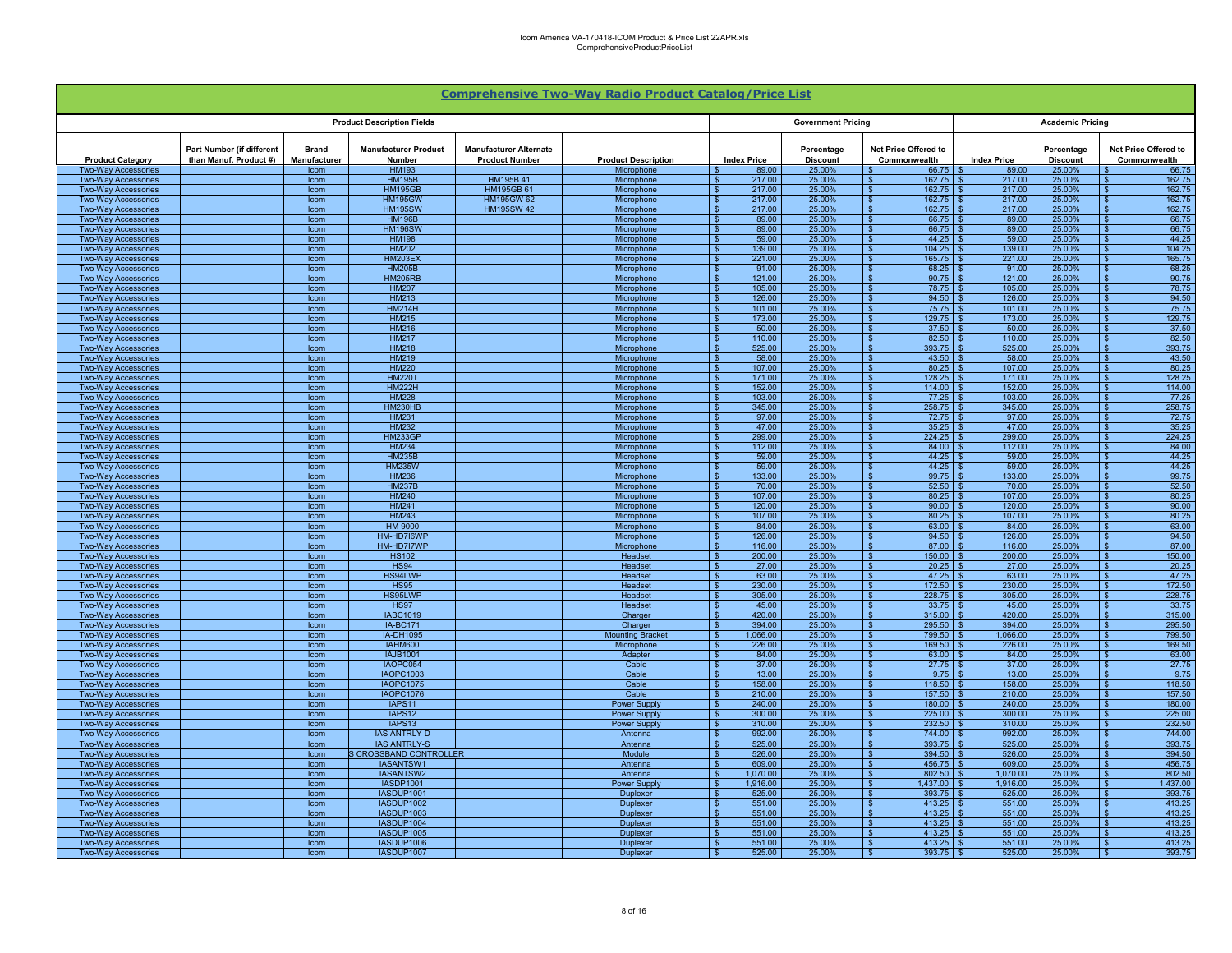# Comprehensive Two-Way Radio Product Catalog/Price List

| Product Description Fields | | | | | | Government Pricing | | | Academic Pricing | | |
|---|---|---|---|---|---|---|---|---|---|---|---|
| Product Category | Part Number (if different than Manuf. Product #) | Brand Manufacturer | Manufacturer Product Number | Manufacturer Alternate Product Number | Product Description | Index Price | Percentage Discount | Net Price Offered to Commonwealth | Index Price | Percentage Discount | Net Price Offered to Commonwealth |
| Two-Way Accessories | | Icom | HM193 | | Microphone | $ 89.00 | 25.00% | $ 66.75 | $ 89.00 | 25.00% | $ 66.75 |
| Two-Way Accessories | | Icom | HM195B | HM195B 41 | Microphone | $ 217.00 | 25.00% | $ 162.75 | $ 217.00 | 25.00% | $ 162.75 |
| Two-Way Accessories | | Icom | HM195GB | HM195GB 61 | Microphone | $ 217.00 | 25.00% | $ 162.75 | $ 217.00 | 25.00% | $ 162.75 |
| Two-Way Accessories | | Icom | HM195GW | HM195GW 62 | Microphone | $ 217.00 | 25.00% | $ 162.75 | $ 217.00 | 25.00% | $ 162.75 |
| Two-Way Accessories | | Icom | HM195SW | HM195SW 42 | Microphone | $ 217.00 | 25.00% | $ 162.75 | $ 217.00 | 25.00% | $ 162.75 |
| Two-Way Accessories | | Icom | HM196B | | Microphone | $ 89.00 | 25.00% | $ 66.75 | $ 89.00 | 25.00% | $ 66.75 |
| Two-Way Accessories | | Icom | HM196SW | | Microphone | $ 89.00 | 25.00% | $ 66.75 | $ 89.00 | 25.00% | $ 66.75 |
| Two-Way Accessories | | Icom | HM198 | | Microphone | $ 59.00 | 25.00% | $ 44.25 | $ 59.00 | 25.00% | $ 44.25 |
| Two-Way Accessories | | Icom | HM202 | | Microphone | $ 139.00 | 25.00% | $ 104.25 | $ 139.00 | 25.00% | $ 104.25 |
| Two-Way Accessories | | Icom | HM203EX | | Microphone | $ 221.00 | 25.00% | $ 165.75 | $ 221.00 | 25.00% | $ 165.75 |
| Two-Way Accessories | | Icom | HM205B | | Microphone | $ 91.00 | 25.00% | $ 68.25 | $ 91.00 | 25.00% | $ 68.25 |
| Two-Way Accessories | | Icom | HM205RB | | Microphone | $ 121.00 | 25.00% | $ 90.75 | $ 121.00 | 25.00% | $ 90.75 |
| Two-Way Accessories | | Icom | HM207 | | Microphone | $ 105.00 | 25.00% | $ 78.75 | $ 105.00 | 25.00% | $ 78.75 |
| Two-Way Accessories | | Icom | HM213 | | Microphone | $ 126.00 | 25.00% | $ 94.50 | $ 126.00 | 25.00% | $ 94.50 |
| Two-Way Accessories | | Icom | HM214H | | Microphone | $ 101.00 | 25.00% | $ 75.75 | $ 101.00 | 25.00% | $ 75.75 |
| Two-Way Accessories | | Icom | HM215 | | Microphone | $ 173.00 | 25.00% | $ 129.75 | $ 173.00 | 25.00% | $ 129.75 |
| Two-Way Accessories | | Icom | HM216 | | Microphone | $ 50.00 | 25.00% | $ 37.50 | $ 50.00 | 25.00% | $ 37.50 |
| Two-Way Accessories | | Icom | HM217 | | Microphone | $ 110.00 | 25.00% | $ 82.50 | $ 110.00 | 25.00% | $ 82.50 |
| Two-Way Accessories | | Icom | HM218 | | Microphone | $ 525.00 | 25.00% | $ 393.75 | $ 525.00 | 25.00% | $ 393.75 |
| Two-Way Accessories | | Icom | HM219 | | Microphone | $ 58.00 | 25.00% | $ 43.50 | $ 58.00 | 25.00% | $ 43.50 |
| Two-Way Accessories | | Icom | HM220 | | Microphone | $ 107.00 | 25.00% | $ 80.25 | $ 107.00 | 25.00% | $ 80.25 |
| Two-Way Accessories | | Icom | HM220T | | Microphone | $ 171.00 | 25.00% | $ 128.25 | $ 171.00 | 25.00% | $ 128.25 |
| Two-Way Accessories | | Icom | HM222H | | Microphone | $ 152.00 | 25.00% | $ 114.00 | $ 152.00 | 25.00% | $ 114.00 |
| Two-Way Accessories | | Icom | HM228 | | Microphone | $ 103.00 | 25.00% | $ 77.25 | $ 103.00 | 25.00% | $ 77.25 |
| Two-Way Accessories | | Icom | HM230HB | | Microphone | $ 345.00 | 25.00% | $ 258.75 | $ 345.00 | 25.00% | $ 258.75 |
| Two-Way Accessories | | Icom | HM231 | | Microphone | $ 97.00 | 25.00% | $ 72.75 | $ 97.00 | 25.00% | $ 72.75 |
| Two-Way Accessories | | Icom | HM232 | | Microphone | $ 47.00 | 25.00% | $ 35.25 | $ 47.00 | 25.00% | $ 35.25 |
| Two-Way Accessories | | Icom | HM233GP | | Microphone | $ 299.00 | 25.00% | $ 224.25 | $ 299.00 | 25.00% | $ 224.25 |
| Two-Way Accessories | | Icom | HM234 | | Microphone | $ 112.00 | 25.00% | $ 84.00 | $ 112.00 | 25.00% | $ 84.00 |
| Two-Way Accessories | | Icom | HM235B | | Microphone | $ 59.00 | 25.00% | $ 44.25 | $ 59.00 | 25.00% | $ 44.25 |
| Two-Way Accessories | | Icom | HM235W | | Microphone | $ 59.00 | 25.00% | $ 44.25 | $ 59.00 | 25.00% | $ 44.25 |
| Two-Way Accessories | | Icom | HM236 | | Microphone | $ 133.00 | 25.00% | $ 99.75 | $ 133.00 | 25.00% | $ 99.75 |
| Two-Way Accessories | | Icom | HM237B | | Microphone | $ 70.00 | 25.00% | $ 52.50 | $ 70.00 | 25.00% | $ 52.50 |
| Two-Way Accessories | | Icom | HM240 | | Microphone | $ 107.00 | 25.00% | $ 80.25 | $ 107.00 | 25.00% | $ 80.25 |
| Two-Way Accessories | | Icom | HM241 | | Microphone | $ 120.00 | 25.00% | $ 90.00 | $ 120.00 | 25.00% | $ 90.00 |
| Two-Way Accessories | | Icom | HM243 | | Microphone | $ 107.00 | 25.00% | $ 80.25 | $ 107.00 | 25.00% | $ 80.25 |
| Two-Way Accessories | | Icom | HM-9000 | | Microphone | $ 84.00 | 25.00% | $ 63.00 | $ 84.00 | 25.00% | $ 63.00 |
| Two-Way Accessories | | Icom | HM-HD7I6WP | | Microphone | $ 126.00 | 25.00% | $ 94.50 | $ 126.00 | 25.00% | $ 94.50 |
| Two-Way Accessories | | Icom | HM-HD7I7WP | | Microphone | $ 116.00 | 25.00% | $ 87.00 | $ 116.00 | 25.00% | $ 87.00 |
| Two-Way Accessories | | Icom | HS102 | | Headset | $ 200.00 | 25.00% | $ 150.00 | $ 200.00 | 25.00% | $ 150.00 |
| Two-Way Accessories | | Icom | HS94 | | Headset | $ 27.00 | 25.00% | $ 20.25 | $ 27.00 | 25.00% | $ 20.25 |
| Two-Way Accessories | | Icom | HS94LWP | | Headset | $ 63.00 | 25.00% | $ 47.25 | $ 63.00 | 25.00% | $ 47.25 |
| Two-Way Accessories | | Icom | HS95 | | Headset | $ 230.00 | 25.00% | $ 172.50 | $ 230.00 | 25.00% | $ 172.50 |
| Two-Way Accessories | | Icom | HS95LWP | | Headset | $ 305.00 | 25.00% | $ 228.75 | $ 305.00 | 25.00% | $ 228.75 |
| Two-Way Accessories | | Icom | HS97 | | Headset | $ 45.00 | 25.00% | $ 33.75 | $ 45.00 | 25.00% | $ 33.75 |
| Two-Way Accessories | | Icom | IABC1019 | | Charger | $ 420.00 | 25.00% | $ 315.00 | $ 420.00 | 25.00% | $ 315.00 |
| Two-Way Accessories | | Icom | IA-BC171 | | Charger | $ 394.00 | 25.00% | $ 295.50 | $ 394.00 | 25.00% | $ 295.50 |
| Two-Way Accessories | | Icom | IA-DH1095 | | Mounting Bracket | $ 1,066.00 | 25.00% | $ 799.50 | $ 1,066.00 | 25.00% | $ 799.50 |
| Two-Way Accessories | | Icom | IAHM600 | | Microphone | $ 226.00 | 25.00% | $ 169.50 | $ 226.00 | 25.00% | $ 169.50 |
| Two-Way Accessories | | Icom | IAJB1001 | | Adapter | $ 84.00 | 25.00% | $ 63.00 | $ 84.00 | 25.00% | $ 63.00 |
| Two-Way Accessories | | Icom | IAOPC054 | | Cable | $ 37.00 | 25.00% | $ 27.75 | $ 37.00 | 25.00% | $ 27.75 |
| Two-Way Accessories | | Icom | IAOPC1003 | | Cable | $ 13.00 | 25.00% | $ 9.75 | $ 13.00 | 25.00% | $ 9.75 |
| Two-Way Accessories | | Icom | IAOPC1075 | | Cable | $ 158.00 | 25.00% | $ 118.50 | $ 158.00 | 25.00% | $ 118.50 |
| Two-Way Accessories | | Icom | IAOPC1076 | | Cable | $ 210.00 | 25.00% | $ 157.50 | $ 210.00 | 25.00% | $ 157.50 |
| Two-Way Accessories | | Icom | IAPS11 | | Power Supply | $ 240.00 | 25.00% | $ 180.00 | $ 240.00 | 25.00% | $ 180.00 |
| Two-Way Accessories | | Icom | IAPS12 | | Power Supply | $ 300.00 | 25.00% | $ 225.00 | $ 300.00 | 25.00% | $ 225.00 |
| Two-Way Accessories | | Icom | IAPS13 | | Power Supply | $ 310.00 | 25.00% | $ 232.50 | $ 310.00 | 25.00% | $ 232.50 |
| Two-Way Accessories | | Icom | IAS ANTRLY-D | | Antenna | $ 992.00 | 25.00% | $ 744.00 | $ 992.00 | 25.00% | $ 744.00 |
| Two-Way Accessories | | Icom | IAS ANTRLY-S | | Antenna | $ 525.00 | 25.00% | $ 393.75 | $ 525.00 | 25.00% | $ 393.75 |
| Two-Way Accessories | | Icom | S CROSSBAND CONTROLLER | | Module | $ 526.00 | 25.00% | $ 394.50 | $ 526.00 | 25.00% | $ 394.50 |
| Two-Way Accessories | | Icom | IASANTSW1 | | Antenna | $ 609.00 | 25.00% | $ 456.75 | $ 609.00 | 25.00% | $ 456.75 |
| Two-Way Accessories | | Icom | IASANTSW2 | | Antenna | $ 1,070.00 | 25.00% | $ 802.50 | $ 1,070.00 | 25.00% | $ 802.50 |
| Two-Way Accessories | | Icom | IASDP1001 | | Power Supply | $ 1,916.00 | 25.00% | $ 1,437.00 | $ 1,916.00 | 25.00% | $ 1,437.00 |
| Two-Way Accessories | | Icom | IASDUP1001 | | Duplexer | $ 525.00 | 25.00% | $ 393.75 | $ 525.00 | 25.00% | $ 393.75 |
| Two-Way Accessories | | Icom | IASDUP1002 | | Duplexer | $ 551.00 | 25.00% | $ 413.25 | $ 551.00 | 25.00% | $ 413.25 |
| Two-Way Accessories | | Icom | IASDUP1003 | | Duplexer | $ 551.00 | 25.00% | $ 413.25 | $ 551.00 | 25.00% | $ 413.25 |
| Two-Way Accessories | | Icom | IASDUP1004 | | Duplexer | $ 551.00 | 25.00% | $ 413.25 | $ 551.00 | 25.00% | $ 413.25 |
| Two-Way Accessories | | Icom | IASDUP1005 | | Duplexer | $ 551.00 | 25.00% | $ 413.25 | $ 551.00 | 25.00% | $ 413.25 |
| Two-Way Accessories | | Icom | IASDUP1006 | | Duplexer | $ 551.00 | 25.00% | $ 413.25 | $ 551.00 | 25.00% | $ 413.25 |
| Two-Way Accessories | | Icom | IASDUP1007 | | Duplexer | $ 525.00 | 25.00% | $ 393.75 | $ 525.00 | 25.00% | $ 393.75 |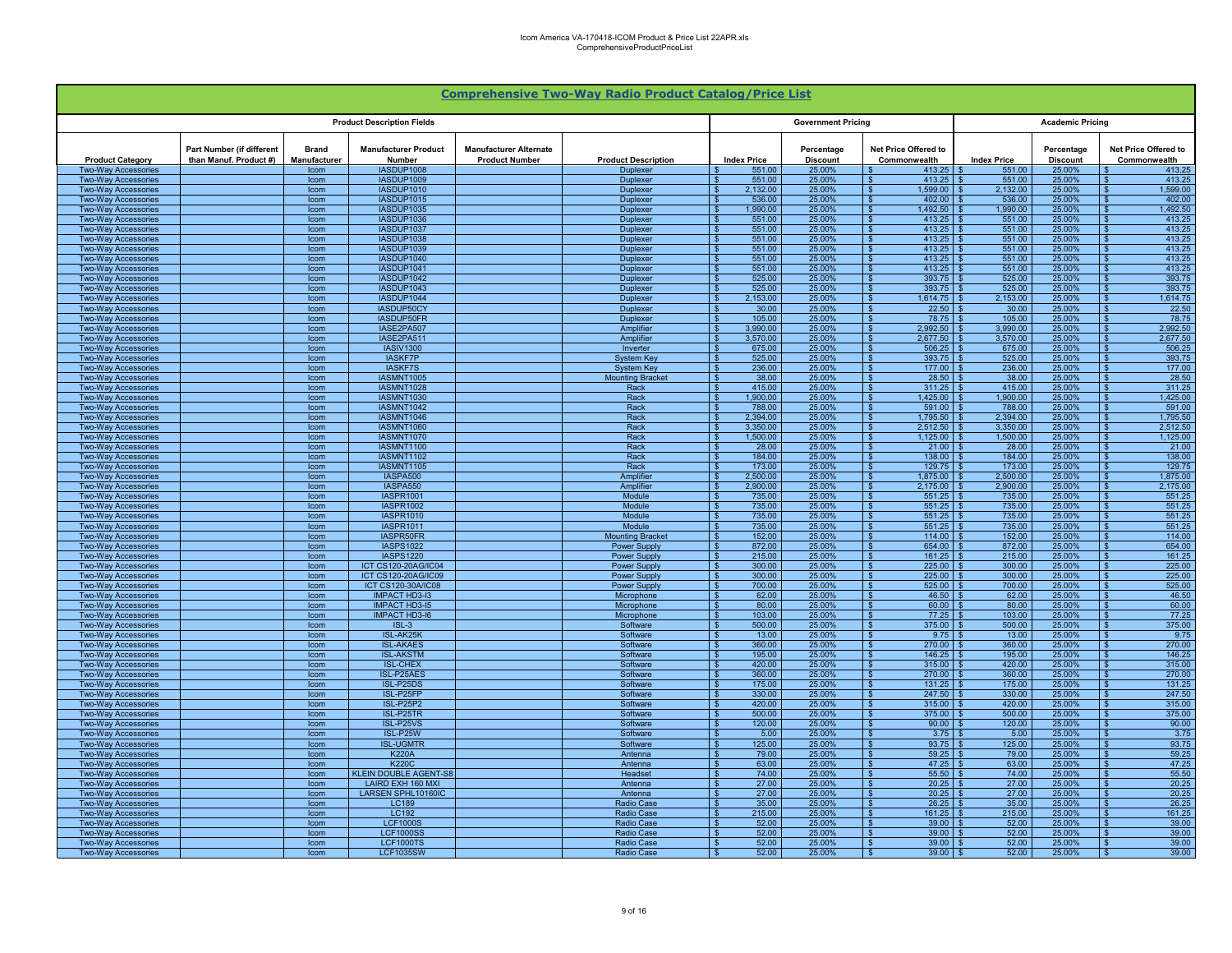## Comprehensive Two-Way Radio Product Catalog/Price List

| Product Description Fields | | | | | | Government Pricing | | | Academic Pricing | | |
|---|---|---|---|---|---|---|---|---|---|---|---|
| Product Category | Part Number (if different than Manuf. Product #) | Brand Manufacturer | Manufacturer Product Number | Manufacturer Alternate Product Number | Product Description | Index Price | Percentage Discount | Net Price Offered to Commonwealth | Index Price | Percentage Discount | Net Price Offered to Commonwealth |
| Two-Way Accessories | | Icom | IASDUP1008 | | Duplexer | $ 551.00 | 25.00% | $ 413.25 | $ 551.00 | 25.00% | $ 413.25 |
| Two-Way Accessories | | Icom | IASDUP1009 | | Duplexer | $ 551.00 | 25.00% | $ 413.25 | $ 551.00 | 25.00% | $ 413.25 |
| Two-Way Accessories | | Icom | IASDUP1010 | | Duplexer | $ 2,132.00 | 25.00% | $ 1,599.00 | $ 2,132.00 | 25.00% | $ 1,599.00 |
| Two-Way Accessories | | Icom | IASDUP1015 | | Duplexer | $ 536.00 | 25.00% | $ 402.00 | $ 536.00 | 25.00% | $ 402.00 |
| Two-Way Accessories | | Icom | IASDUP1035 | | Duplexer | $ 1,990.00 | 25.00% | $ 1,492.50 | $ 1,990.00 | 25.00% | $ 1,492.50 |
| Two-Way Accessories | | Icom | IASDUP1036 | | Duplexer | $ 551.00 | 25.00% | $ 413.25 | $ 551.00 | 25.00% | $ 413.25 |
| Two-Way Accessories | | Icom | IASDUP1037 | | Duplexer | $ 551.00 | 25.00% | $ 413.25 | $ 551.00 | 25.00% | $ 413.25 |
| Two-Way Accessories | | Icom | IASDUP1038 | | Duplexer | $ 551.00 | 25.00% | $ 413.25 | $ 551.00 | 25.00% | $ 413.25 |
| Two-Way Accessories | | Icom | IASDUP1039 | | Duplexer | $ 551.00 | 25.00% | $ 413.25 | $ 551.00 | 25.00% | $ 413.25 |
| Two-Way Accessories | | Icom | IASDUP1040 | | Duplexer | $ 551.00 | 25.00% | $ 413.25 | $ 551.00 | 25.00% | $ 413.25 |
| Two-Way Accessories | | Icom | IASDUP1041 | | Duplexer | $ 551.00 | 25.00% | $ 413.25 | $ 551.00 | 25.00% | $ 413.25 |
| Two-Way Accessories | | Icom | IASDUP1042 | | Duplexer | $ 525.00 | 25.00% | $ 393.75 | $ 525.00 | 25.00% | $ 393.75 |
| Two-Way Accessories | | Icom | IASDUP1043 | | Duplexer | $ 525.00 | 25.00% | $ 393.75 | $ 525.00 | 25.00% | $ 393.75 |
| Two-Way Accessories | | Icom | IASDUP1044 | | Duplexer | $ 2,153.00 | 25.00% | $ 1,614.75 | $ 2,153.00 | 25.00% | $ 1,614.75 |
| Two-Way Accessories | | Icom | IASDUP50CY | | Duplexer | $ 30.00 | 25.00% | $ 22.50 | $ 30.00 | 25.00% | $ 22.50 |
| Two-Way Accessories | | Icom | IASDUP50FR | | Duplexer | $ 105.00 | 25.00% | $ 78.75 | $ 105.00 | 25.00% | $ 78.75 |
| Two-Way Accessories | | Icom | IASE2PA507 | | Amplifier | $ 3,990.00 | 25.00% | $ 2,992.50 | $ 3,990.00 | 25.00% | $ 2,992.50 |
| Two-Way Accessories | | Icom | IASE2PA511 | | Amplifier | $ 3,570.00 | 25.00% | $ 2,677.50 | $ 3,570.00 | 25.00% | $ 2,677.50 |
| Two-Way Accessories | | Icom | IASIV1300 | | Inverter | $ 675.00 | 25.00% | $ 506.25 | $ 675.00 | 25.00% | $ 506.25 |
| Two-Way Accessories | | Icom | IASKF7P | | System Key | $ 525.00 | 25.00% | $ 393.75 | $ 525.00 | 25.00% | $ 393.75 |
| Two-Way Accessories | | Icom | IASKF7S | | System Key | $ 236.00 | 25.00% | $ 177.00 | $ 236.00 | 25.00% | $ 177.00 |
| Two-Way Accessories | | Icom | IASMNT1005 | | Mounting Bracket | $ 38.00 | 25.00% | $ 28.50 | $ 38.00 | 25.00% | $ 28.50 |
| Two-Way Accessories | | Icom | IASMNT1028 | | Rack | $ 415.00 | 25.00% | $ 311.25 | $ 415.00 | 25.00% | $ 311.25 |
| Two-Way Accessories | | Icom | IASMNT1030 | | Rack | $ 1,900.00 | 25.00% | $ 1,425.00 | $ 1,900.00 | 25.00% | $ 1,425.00 |
| Two-Way Accessories | | Icom | IASMNT1042 | | Rack | $ 788.00 | 25.00% | $ 591.00 | $ 788.00 | 25.00% | $ 591.00 |
| Two-Way Accessories | | Icom | IASMNT1046 | | Rack | $ 2,394.00 | 25.00% | $ 1,795.50 | $ 2,394.00 | 25.00% | $ 1,795.50 |
| Two-Way Accessories | | Icom | IASMNT1060 | | Rack | $ 3,350.00 | 25.00% | $ 2,512.50 | $ 3,350.00 | 25.00% | $ 2,512.50 |
| Two-Way Accessories | | Icom | IASMNT1070 | | Rack | $ 1,500.00 | 25.00% | $ 1,125.00 | $ 1,500.00 | 25.00% | $ 1,125.00 |
| Two-Way Accessories | | Icom | IASMNT1100 | | Rack | $ 28.00 | 25.00% | $ 21.00 | $ 28.00 | 25.00% | $ 21.00 |
| Two-Way Accessories | | Icom | IASMNT1102 | | Rack | $ 184.00 | 25.00% | $ 138.00 | $ 184.00 | 25.00% | $ 138.00 |
| Two-Way Accessories | | Icom | IASMNT1105 | | Rack | $ 173.00 | 25.00% | $ 129.75 | $ 173.00 | 25.00% | $ 129.75 |
| Two-Way Accessories | | Icom | IASPA500 | | Amplifier | $ 2,500.00 | 25.00% | $ 1,875.00 | $ 2,500.00 | 25.00% | $ 1,875.00 |
| Two-Way Accessories | | Icom | IASPA550 | | Amplifier | $ 2,900.00 | 25.00% | $ 2,175.00 | $ 2,900.00 | 25.00% | $ 2,175.00 |
| Two-Way Accessories | | Icom | IASPR1001 | | Module | $ 735.00 | 25.00% | $ 551.25 | $ 735.00 | 25.00% | $ 551.25 |
| Two-Way Accessories | | Icom | IASPR1002 | | Module | $ 735.00 | 25.00% | $ 551.25 | $ 735.00 | 25.00% | $ 551.25 |
| Two-Way Accessories | | Icom | IASPR1010 | | Module | $ 735.00 | 25.00% | $ 551.25 | $ 735.00 | 25.00% | $ 551.25 |
| Two-Way Accessories | | Icom | IASPR1011 | | Module | $ 735.00 | 25.00% | $ 551.25 | $ 735.00 | 25.00% | $ 551.25 |
| Two-Way Accessories | | Icom | IASPR50FR | | Mounting Bracket | $ 152.00 | 25.00% | $ 114.00 | $ 152.00 | 25.00% | $ 114.00 |
| Two-Way Accessories | | Icom | IASPS1022 | | Power Supply | $ 872.00 | 25.00% | $ 654.00 | $ 872.00 | 25.00% | $ 654.00 |
| Two-Way Accessories | | Icom | IASPS1220 | | Power Supply | $ 215.00 | 25.00% | $ 161.25 | $ 215.00 | 25.00% | $ 161.25 |
| Two-Way Accessories | | Icom | ICT CS120-20AG/IC04 | | Power Supply | $ 300.00 | 25.00% | $ 225.00 | $ 300.00 | 25.00% | $ 225.00 |
| Two-Way Accessories | | Icom | ICT CS120-20AG/IC09 | | Power Supply | $ 300.00 | 25.00% | $ 225.00 | $ 300.00 | 25.00% | $ 225.00 |
| Two-Way Accessories | | Icom | ICT CS120-30A/IC08 | | Power Supply | $ 700.00 | 25.00% | $ 525.00 | $ 700.00 | 25.00% | $ 525.00 |
| Two-Way Accessories | | Icom | IMPACT HD3-I3 | | Microphone | $ 62.00 | 25.00% | $ 46.50 | $ 62.00 | 25.00% | $ 46.50 |
| Two-Way Accessories | | Icom | IMPACT HD3-I5 | | Microphone | $ 80.00 | 25.00% | $ 60.00 | $ 80.00 | 25.00% | $ 60.00 |
| Two-Way Accessories | | Icom | IMPACT HD3-I6 | | Microphone | $ 103.00 | 25.00% | $ 77.25 | $ 103.00 | 25.00% | $ 77.25 |
| Two-Way Accessories | | Icom | ISL-3 | | Software | $ 500.00 | 25.00% | $ 375.00 | $ 500.00 | 25.00% | $ 375.00 |
| Two-Way Accessories | | Icom | ISL-AK25K | | Software | $ 13.00 | 25.00% | $ 9.75 | $ 13.00 | 25.00% | $ 9.75 |
| Two-Way Accessories | | Icom | ISL-AKAES | | Software | $ 360.00 | 25.00% | $ 270.00 | $ 360.00 | 25.00% | $ 270.00 |
| Two-Way Accessories | | Icom | ISL-AKSTM | | Software | $ 195.00 | 25.00% | $ 146.25 | $ 195.00 | 25.00% | $ 146.25 |
| Two-Way Accessories | | Icom | ISL-CHEX | | Software | $ 420.00 | 25.00% | $ 315.00 | $ 420.00 | 25.00% | $ 315.00 |
| Two-Way Accessories | | Icom | ISL-P25AES | | Software | $ 360.00 | 25.00% | $ 270.00 | $ 360.00 | 25.00% | $ 270.00 |
| Two-Way Accessories | | Icom | ISL-P25DS | | Software | $ 175.00 | 25.00% | $ 131.25 | $ 175.00 | 25.00% | $ 131.25 |
| Two-Way Accessories | | Icom | ISL-P25FP | | Software | $ 330.00 | 25.00% | $ 247.50 | $ 330.00 | 25.00% | $ 247.50 |
| Two-Way Accessories | | Icom | ISL-P25P2 | | Software | $ 420.00 | 25.00% | $ 315.00 | $ 420.00 | 25.00% | $ 315.00 |
| Two-Way Accessories | | Icom | ISL-P25TR | | Software | $ 500.00 | 25.00% | $ 375.00 | $ 500.00 | 25.00% | $ 375.00 |
| Two-Way Accessories | | Icom | ISL-P25VS | | Software | $ 120.00 | 25.00% | $ 90.00 | $ 120.00 | 25.00% | $ 90.00 |
| Two-Way Accessories | | Icom | ISL-P25W | | Software | $ 5.00 | 25.00% | $ 3.75 | $ 5.00 | 25.00% | $ 3.75 |
| Two-Way Accessories | | Icom | ISL-UGMTR | | Software | $ 125.00 | 25.00% | $ 93.75 | $ 125.00 | 25.00% | $ 93.75 |
| Two-Way Accessories | | Icom | K220A | | Antenna | $ 79.00 | 25.00% | $ 59.25 | $ 79.00 | 25.00% | $ 59.25 |
| Two-Way Accessories | | Icom | K220C | | Antenna | $ 63.00 | 25.00% | $ 47.25 | $ 63.00 | 25.00% | $ 47.25 |
| Two-Way Accessories | | Icom | KLEIN DOUBLE AGENT-S8 | | Headset | $ 74.00 | 25.00% | $ 55.50 | $ 74.00 | 25.00% | $ 55.50 |
| Two-Way Accessories | | Icom | LAIRD EXH 160 MXI | | Antenna | $ 27.00 | 25.00% | $ 20.25 | $ 27.00 | 25.00% | $ 20.25 |
| Two-Way Accessories | | Icom | LARSEN SPHL10160IC | | Antenna | $ 27.00 | 25.00% | $ 20.25 | $ 27.00 | 25.00% | $ 20.25 |
| Two-Way Accessories | | Icom | LC189 | | Radio Case | $ 35.00 | 25.00% | $ 26.25 | $ 35.00 | 25.00% | $ 26.25 |
| Two-Way Accessories | | Icom | LC192 | | Radio Case | $ 215.00 | 25.00% | $ 161.25 | $ 215.00 | 25.00% | $ 161.25 |
| Two-Way Accessories | | Icom | LCF1000S | | Radio Case | $ 52.00 | 25.00% | $ 39.00 | $ 52.00 | 25.00% | $ 39.00 |
| Two-Way Accessories | | Icom | LCF1000SS | | Radio Case | $ 52.00 | 25.00% | $ 39.00 | $ 52.00 | 25.00% | $ 39.00 |
| Two-Way Accessories | | Icom | LCF1000TS | | Radio Case | $ 52.00 | 25.00% | $ 39.00 | $ 52.00 | 25.00% | $ 39.00 |
| Two-Way Accessories | | Icom | LCF1035SW | | Radio Case | $ 52.00 | 25.00% | $ 39.00 | $ 52.00 | 25.00% | $ 39.00 |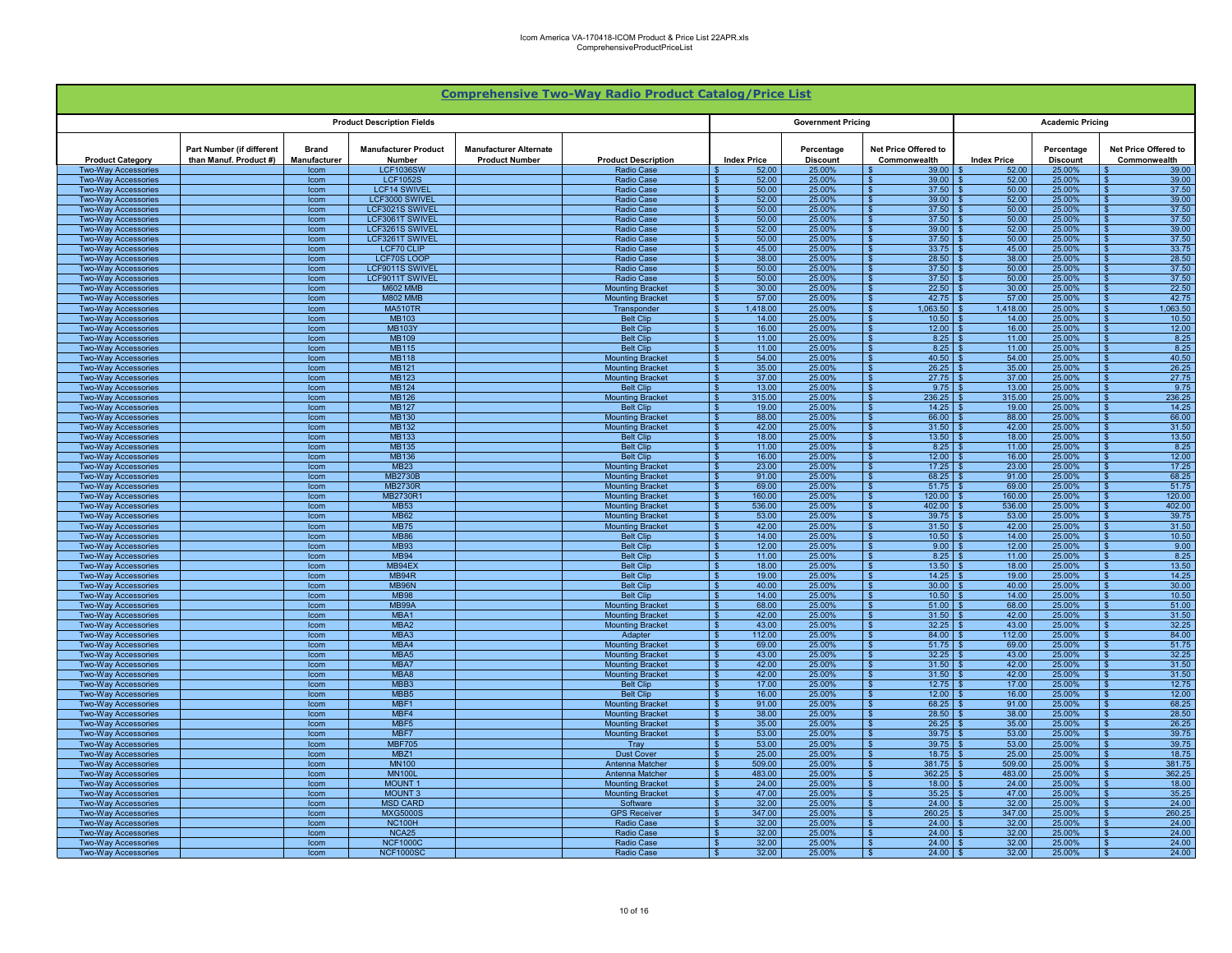## Comprehensive Two-Way Radio Product Catalog/Price List

| Product Description Fields | | | | | | Government Pricing | | | Academic Pricing | | |
|---|---|---|---|---|---|---|---|---|---|---|---|
| Product Category | Part Number (if different than Manuf. Product #) | Brand Manufacturer | Manufacturer Product Number | Manufacturer Alternate Product Number | Product Description | Index Price | Percentage Discount | Net Price Offered to Commonwealth | Index Price | Percentage Discount | Net Price Offered to Commonwealth |
| Two-Way Accessories | | Icom | LCF1036SW | | Radio Case | $ 52.00 | 25.00% | $ 39.00 | $ 52.00 | 25.00% | $ 39.00 |
| Two-Way Accessories | | Icom | LCF1052S | | Radio Case | $ 52.00 | 25.00% | $ 39.00 | $ 52.00 | 25.00% | $ 39.00 |
| Two-Way Accessories | | Icom | LCF14 SWIVEL | | Radio Case | $ 50.00 | 25.00% | $ 37.50 | $ 50.00 | 25.00% | $ 37.50 |
| Two-Way Accessories | | Icom | LCF3000 SWIVEL | | Radio Case | $ 52.00 | 25.00% | $ 39.00 | $ 52.00 | 25.00% | $ 39.00 |
| Two-Way Accessories | | Icom | LCF3021S SWIVEL | | Radio Case | $ 50.00 | 25.00% | $ 37.50 | $ 50.00 | 25.00% | $ 37.50 |
| Two-Way Accessories | | Icom | LCF3061T SWIVEL | | Radio Case | $ 50.00 | 25.00% | $ 37.50 | $ 50.00 | 25.00% | $ 37.50 |
| Two-Way Accessories | | Icom | LCF3261S SWIVEL | | Radio Case | $ 52.00 | 25.00% | $ 39.00 | $ 52.00 | 25.00% | $ 39.00 |
| Two-Way Accessories | | Icom | LCF3261T SWIVEL | | Radio Case | $ 50.00 | 25.00% | $ 37.50 | $ 50.00 | 25.00% | $ 37.50 |
| Two-Way Accessories | | Icom | LCF70 CLIP | | Radio Case | $ 45.00 | 25.00% | $ 33.75 | $ 45.00 | 25.00% | $ 33.75 |
| Two-Way Accessories | | Icom | LCF70S LOOP | | Radio Case | $ 38.00 | 25.00% | $ 28.50 | $ 38.00 | 25.00% | $ 28.50 |
| Two-Way Accessories | | Icom | LCF9011S SWIVEL | | Radio Case | $ 50.00 | 25.00% | $ 37.50 | $ 50.00 | 25.00% | $ 37.50 |
| Two-Way Accessories | | Icom | LCF9011T SWIVEL | | Radio Case | $ 50.00 | 25.00% | $ 37.50 | $ 50.00 | 25.00% | $ 37.50 |
| Two-Way Accessories | | Icom | M602 MMB | | Mounting Bracket | $ 30.00 | 25.00% | $ 22.50 | $ 30.00 | 25.00% | $ 22.50 |
| Two-Way Accessories | | Icom | M802 MMB | | Mounting Bracket | $ 57.00 | 25.00% | $ 42.75 | $ 57.00 | 25.00% | $ 42.75 |
| Two-Way Accessories | | Icom | MA510TR | | Transponder | $ 1,418.00 | 25.00% | $ 1,063.50 | $ 1,418.00 | 25.00% | $ 1,063.50 |
| Two-Way Accessories | | Icom | MB103 | | Belt Clip | $ 14.00 | 25.00% | $ 10.50 | $ 14.00 | 25.00% | $ 10.50 |
| Two-Way Accessories | | Icom | MB103Y | | Belt Clip | $ 16.00 | 25.00% | $ 12.00 | $ 16.00 | 25.00% | $ 12.00 |
| Two-Way Accessories | | Icom | MB109 | | Belt Clip | $ 11.00 | 25.00% | $ 8.25 | $ 11.00 | 25.00% | $ 8.25 |
| Two-Way Accessories | | Icom | MB115 | | Belt Clip | $ 11.00 | 25.00% | $ 8.25 | $ 11.00 | 25.00% | $ 8.25 |
| Two-Way Accessories | | Icom | MB118 | | Mounting Bracket | $ 54.00 | 25.00% | $ 40.50 | $ 54.00 | 25.00% | $ 40.50 |
| Two-Way Accessories | | Icom | MB121 | | Mounting Bracket | $ 35.00 | 25.00% | $ 26.25 | $ 35.00 | 25.00% | $ 26.25 |
| Two-Way Accessories | | Icom | MB123 | | Mounting Bracket | $ 37.00 | 25.00% | $ 27.75 | $ 37.00 | 25.00% | $ 27.75 |
| Two-Way Accessories | | Icom | MB124 | | Belt Clip | $ 13.00 | 25.00% | $ 9.75 | $ 13.00 | 25.00% | $ 9.75 |
| Two-Way Accessories | | Icom | MB126 | | Mounting Bracket | $ 315.00 | 25.00% | $ 236.25 | $ 315.00 | 25.00% | $ 236.25 |
| Two-Way Accessories | | Icom | MB127 | | Belt Clip | $ 19.00 | 25.00% | $ 14.25 | $ 19.00 | 25.00% | $ 14.25 |
| Two-Way Accessories | | Icom | MB130 | | Mounting Bracket | $ 88.00 | 25.00% | $ 66.00 | $ 88.00 | 25.00% | $ 66.00 |
| Two-Way Accessories | | Icom | MB132 | | Mounting Bracket | $ 42.00 | 25.00% | $ 31.50 | $ 42.00 | 25.00% | $ 31.50 |
| Two-Way Accessories | | Icom | MB133 | | Belt Clip | $ 18.00 | 25.00% | $ 13.50 | $ 18.00 | 25.00% | $ 13.50 |
| Two-Way Accessories | | Icom | MB135 | | Belt Clip | $ 11.00 | 25.00% | $ 8.25 | $ 11.00 | 25.00% | $ 8.25 |
| Two-Way Accessories | | Icom | MB136 | | Belt Clip | $ 16.00 | 25.00% | $ 12.00 | $ 16.00 | 25.00% | $ 12.00 |
| Two-Way Accessories | | Icom | MB23 | | Mounting Bracket | $ 23.00 | 25.00% | $ 17.25 | $ 23.00 | 25.00% | $ 17.25 |
| Two-Way Accessories | | Icom | MB2730B | | Mounting Bracket | $ 91.00 | 25.00% | $ 68.25 | $ 91.00 | 25.00% | $ 68.25 |
| Two-Way Accessories | | Icom | MB2730R | | Mounting Bracket | $ 69.00 | 25.00% | $ 51.75 | $ 69.00 | 25.00% | $ 51.75 |
| Two-Way Accessories | | Icom | MB2730R1 | | Mounting Bracket | $ 160.00 | 25.00% | $ 120.00 | $ 160.00 | 25.00% | $ 120.00 |
| Two-Way Accessories | | Icom | MB53 | | Mounting Bracket | $ 536.00 | 25.00% | $ 402.00 | $ 536.00 | 25.00% | $ 402.00 |
| Two-Way Accessories | | Icom | MB62 | | Mounting Bracket | $ 53.00 | 25.00% | $ 39.75 | $ 53.00 | 25.00% | $ 39.75 |
| Two-Way Accessories | | Icom | MB75 | | Mounting Bracket | $ 42.00 | 25.00% | $ 31.50 | $ 42.00 | 25.00% | $ 31.50 |
| Two-Way Accessories | | Icom | MB86 | | Belt Clip | $ 14.00 | 25.00% | $ 10.50 | $ 14.00 | 25.00% | $ 10.50 |
| Two-Way Accessories | | Icom | MB93 | | Belt Clip | $ 12.00 | 25.00% | $ 9.00 | $ 12.00 | 25.00% | $ 9.00 |
| Two-Way Accessories | | Icom | MB94 | | Belt Clip | $ 11.00 | 25.00% | $ 8.25 | $ 11.00 | 25.00% | $ 8.25 |
| Two-Way Accessories | | Icom | MB94EX | | Belt Clip | $ 18.00 | 25.00% | $ 13.50 | $ 18.00 | 25.00% | $ 13.50 |
| Two-Way Accessories | | Icom | MB94R | | Belt Clip | $ 19.00 | 25.00% | $ 14.25 | $ 19.00 | 25.00% | $ 14.25 |
| Two-Way Accessories | | Icom | MB96N | | Belt Clip | $ 40.00 | 25.00% | $ 30.00 | $ 40.00 | 25.00% | $ 30.00 |
| Two-Way Accessories | | Icom | MB98 | | Belt Clip | $ 14.00 | 25.00% | $ 10.50 | $ 14.00 | 25.00% | $ 10.50 |
| Two-Way Accessories | | Icom | MB99A | | Mounting Bracket | $ 68.00 | 25.00% | $ 51.00 | $ 68.00 | 25.00% | $ 51.00 |
| Two-Way Accessories | | Icom | MBA1 | | Mounting Bracket | $ 42.00 | 25.00% | $ 31.50 | $ 42.00 | 25.00% | $ 31.50 |
| Two-Way Accessories | | Icom | MBA2 | | Mounting Bracket | $ 43.00 | 25.00% | $ 32.25 | $ 43.00 | 25.00% | $ 32.25 |
| Two-Way Accessories | | Icom | MBA3 | | Adapter | $ 112.00 | 25.00% | $ 84.00 | $ 112.00 | 25.00% | $ 84.00 |
| Two-Way Accessories | | Icom | MBA4 | | Mounting Bracket | $ 69.00 | 25.00% | $ 51.75 | $ 69.00 | 25.00% | $ 51.75 |
| Two-Way Accessories | | Icom | MBA5 | | Mounting Bracket | $ 43.00 | 25.00% | $ 32.25 | $ 43.00 | 25.00% | $ 32.25 |
| Two-Way Accessories | | Icom | MBA7 | | Mounting Bracket | $ 42.00 | 25.00% | $ 31.50 | $ 42.00 | 25.00% | $ 31.50 |
| Two-Way Accessories | | Icom | MBA8 | | Mounting Bracket | $ 42.00 | 25.00% | $ 31.50 | $ 42.00 | 25.00% | $ 31.50 |
| Two-Way Accessories | | Icom | MBB3 | | Belt Clip | $ 17.00 | 25.00% | $ 12.75 | $ 17.00 | 25.00% | $ 12.75 |
| Two-Way Accessories | | Icom | MBB5 | | Belt Clip | $ 16.00 | 25.00% | $ 12.00 | $ 16.00 | 25.00% | $ 12.00 |
| Two-Way Accessories | | Icom | MBF1 | | Mounting Bracket | $ 91.00 | 25.00% | $ 68.25 | $ 91.00 | 25.00% | $ 68.25 |
| Two-Way Accessories | | Icom | MBF4 | | Mounting Bracket | $ 38.00 | 25.00% | $ 28.50 | $ 38.00 | 25.00% | $ 28.50 |
| Two-Way Accessories | | Icom | MBF5 | | Mounting Bracket | $ 35.00 | 25.00% | $ 26.25 | $ 35.00 | 25.00% | $ 26.25 |
| Two-Way Accessories | | Icom | MBF7 | | Mounting Bracket | $ 53.00 | 25.00% | $ 39.75 | $ 53.00 | 25.00% | $ 39.75 |
| Two-Way Accessories | | Icom | MBF705 | | Tray | $ 53.00 | 25.00% | $ 39.75 | $ 53.00 | 25.00% | $ 39.75 |
| Two-Way Accessories | | Icom | MBZ1 | | Dust Cover | $ 25.00 | 25.00% | $ 18.75 | $ 25.00 | 25.00% | $ 18.75 |
| Two-Way Accessories | | Icom | MN100 | | Antenna Matcher | $ 509.00 | 25.00% | $ 381.75 | $ 509.00 | 25.00% | $ 381.75 |
| Two-Way Accessories | | Icom | MN100L | | Antenna Matcher | $ 483.00 | 25.00% | $ 362.25 | $ 483.00 | 25.00% | $ 362.25 |
| Two-Way Accessories | | Icom | MOUNT 1 | | Mounting Bracket | $ 24.00 | 25.00% | $ 18.00 | $ 24.00 | 25.00% | $ 18.00 |
| Two-Way Accessories | | Icom | MOUNT 3 | | Mounting Bracket | $ 47.00 | 25.00% | $ 35.25 | $ 47.00 | 25.00% | $ 35.25 |
| Two-Way Accessories | | Icom | MSD CARD | | Software | $ 32.00 | 25.00% | $ 24.00 | $ 32.00 | 25.00% | $ 24.00 |
| Two-Way Accessories | | Icom | MXG5000S | | GPS Receiver | $ 347.00 | 25.00% | $ 260.25 | $ 347.00 | 25.00% | $ 260.25 |
| Two-Way Accessories | | Icom | NC100H | | Radio Case | $ 32.00 | 25.00% | $ 24.00 | $ 32.00 | 25.00% | $ 24.00 |
| Two-Way Accessories | | Icom | NCA25 | | Radio Case | $ 32.00 | 25.00% | $ 24.00 | $ 32.00 | 25.00% | $ 24.00 |
| Two-Way Accessories | | Icom | NCF1000C | | Radio Case | $ 32.00 | 25.00% | $ 24.00 | $ 32.00 | 25.00% | $ 24.00 |
| Two-Way Accessories | | Icom | NCF1000SC | | Radio Case | $ 32.00 | 25.00% | $ 24.00 | $ 32.00 | 25.00% | $ 24.00 |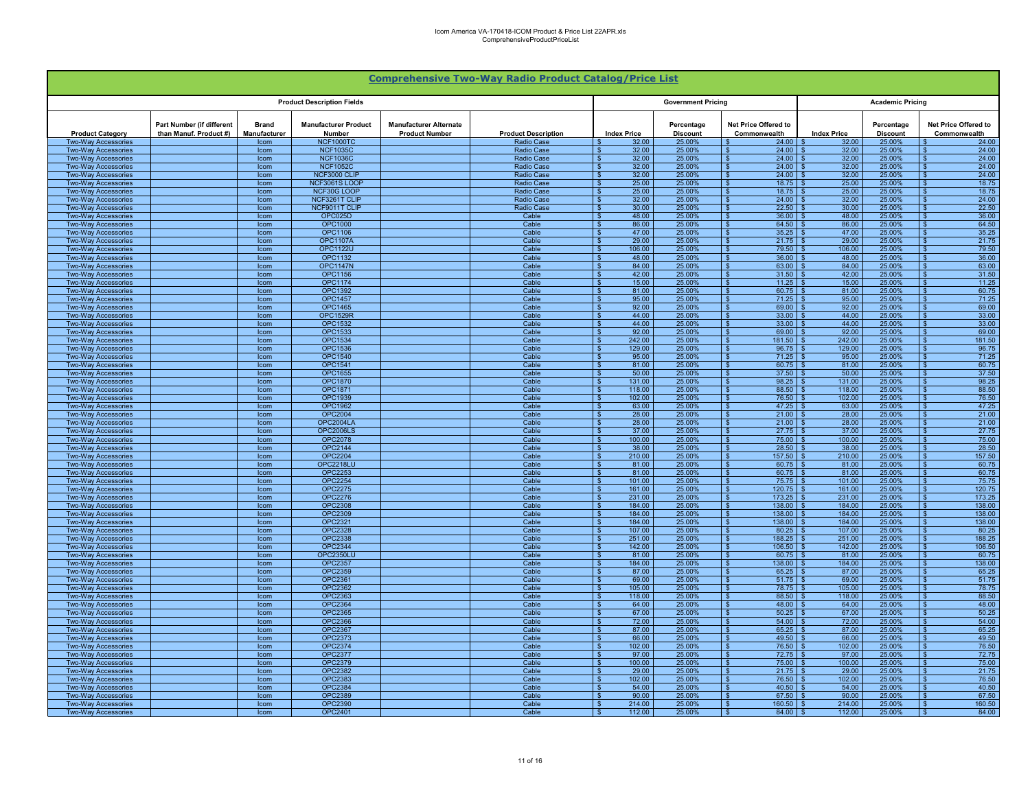## Comprehensive Two-Way Radio Product Catalog/Price List

| Product Description Fields | | | | | | Government Pricing | | | Academic Pricing | | |
|---|---|---|---|---|---|---|---|---|---|---|---|
| Product Category | Part Number (if different than Manuf. Product #) | Brand Manufacturer | Manufacturer Product Number | Manufacturer Alternate Product Number | Product Description | Index Price | Percentage Discount | Net Price Offered to Commonwealth | Index Price | Percentage Discount | Net Price Offered to Commonwealth |
| Two-Way Accessories | | Icom | NCF1000TC | | Radio Case | $ 32.00 | 25.00% | $ 24.00 | $ 32.00 | 25.00% | $ 24.00 |
| Two-Way Accessories | | Icom | NCF1035C | | Radio Case | $ 32.00 | 25.00% | $ 24.00 | $ 32.00 | 25.00% | $ 24.00 |
| Two-Way Accessories | | Icom | NCF1036C | | Radio Case | $ 32.00 | 25.00% | $ 24.00 | $ 32.00 | 25.00% | $ 24.00 |
| Two-Way Accessories | | Icom | NCF1052C | | Radio Case | $ 32.00 | 25.00% | $ 24.00 | $ 32.00 | 25.00% | $ 24.00 |
| Two-Way Accessories | | Icom | NCF3000 CLIP | | Radio Case | $ 32.00 | 25.00% | $ 24.00 | $ 32.00 | 25.00% | $ 24.00 |
| Two-Way Accessories | | Icom | NCF3061S LOOP | | Radio Case | $ 25.00 | 25.00% | $ 18.75 | $ 25.00 | 25.00% | $ 18.75 |
| Two-Way Accessories | | Icom | NCF30G LOOP | | Radio Case | $ 25.00 | 25.00% | $ 18.75 | $ 25.00 | 25.00% | $ 18.75 |
| Two-Way Accessories | | Icom | NCF3261T CLIP | | Radio Case | $ 32.00 | 25.00% | $ 24.00 | $ 32.00 | 25.00% | $ 24.00 |
| Two-Way Accessories | | Icom | NCF9011T CLIP | | Radio Case | $ 30.00 | 25.00% | $ 22.50 | $ 30.00 | 25.00% | $ 22.50 |
| Two-Way Accessories | | Icom | OPC025D | | Cable | $ 48.00 | 25.00% | $ 36.00 | $ 48.00 | 25.00% | $ 36.00 |
| Two-Way Accessories | | Icom | OPC1000 | | Cable | $ 86.00 | 25.00% | $ 64.50 | $ 86.00 | 25.00% | $ 64.50 |
| Two-Way Accessories | | Icom | OPC1106 | | Cable | $ 47.00 | 25.00% | $ 35.25 | $ 47.00 | 25.00% | $ 35.25 |
| Two-Way Accessories | | Icom | OPC1107A | | Cable | $ 29.00 | 25.00% | $ 21.75 | $ 29.00 | 25.00% | $ 21.75 |
| Two-Way Accessories | | Icom | OPC1122U | | Cable | $ 106.00 | 25.00% | $ 79.50 | $ 106.00 | 25.00% | $ 79.50 |
| Two-Way Accessories | | Icom | OPC1132 | | Cable | $ 48.00 | 25.00% | $ 36.00 | $ 48.00 | 25.00% | $ 36.00 |
| Two-Way Accessories | | Icom | OPC1147N | | Cable | $ 84.00 | 25.00% | $ 63.00 | $ 84.00 | 25.00% | $ 63.00 |
| Two-Way Accessories | | Icom | OPC1156 | | Cable | $ 42.00 | 25.00% | $ 31.50 | $ 42.00 | 25.00% | $ 31.50 |
| Two-Way Accessories | | Icom | OPC1174 | | Cable | $ 15.00 | 25.00% | $ 11.25 | $ 15.00 | 25.00% | $ 11.25 |
| Two-Way Accessories | | Icom | OPC1392 | | Cable | $ 81.00 | 25.00% | $ 60.75 | $ 81.00 | 25.00% | $ 60.75 |
| Two-Way Accessories | | Icom | OPC1457 | | Cable | $ 95.00 | 25.00% | $ 71.25 | $ 95.00 | 25.00% | $ 71.25 |
| Two-Way Accessories | | Icom | OPC1465 | | Cable | $ 92.00 | 25.00% | $ 69.00 | $ 92.00 | 25.00% | $ 69.00 |
| Two-Way Accessories | | Icom | OPC1529R | | Cable | $ 44.00 | 25.00% | $ 33.00 | $ 44.00 | 25.00% | $ 33.00 |
| Two-Way Accessories | | Icom | OPC1532 | | Cable | $ 44.00 | 25.00% | $ 33.00 | $ 44.00 | 25.00% | $ 33.00 |
| Two-Way Accessories | | Icom | OPC1533 | | Cable | $ 92.00 | 25.00% | $ 69.00 | $ 92.00 | 25.00% | $ 69.00 |
| Two-Way Accessories | | Icom | OPC1534 | | Cable | $ 242.00 | 25.00% | $ 181.50 | $ 242.00 | 25.00% | $ 181.50 |
| Two-Way Accessories | | Icom | OPC1536 | | Cable | $ 129.00 | 25.00% | $ 96.75 | $ 129.00 | 25.00% | $ 96.75 |
| Two-Way Accessories | | Icom | OPC1540 | | Cable | $ 95.00 | 25.00% | $ 71.25 | $ 95.00 | 25.00% | $ 71.25 |
| Two-Way Accessories | | Icom | OPC1541 | | Cable | $ 81.00 | 25.00% | $ 60.75 | $ 81.00 | 25.00% | $ 60.75 |
| Two-Way Accessories | | Icom | OPC1655 | | Cable | $ 50.00 | 25.00% | $ 37.50 | $ 50.00 | 25.00% | $ 37.50 |
| Two-Way Accessories | | Icom | OPC1870 | | Cable | $ 131.00 | 25.00% | $ 98.25 | $ 131.00 | 25.00% | $ 98.25 |
| Two-Way Accessories | | Icom | OPC1871 | | Cable | $ 118.00 | 25.00% | $ 88.50 | $ 118.00 | 25.00% | $ 88.50 |
| Two-Way Accessories | | Icom | OPC1939 | | Cable | $ 102.00 | 25.00% | $ 76.50 | $ 102.00 | 25.00% | $ 76.50 |
| Two-Way Accessories | | Icom | OPC1962 | | Cable | $ 63.00 | 25.00% | $ 47.25 | $ 63.00 | 25.00% | $ 47.25 |
| Two-Way Accessories | | Icom | OPC2004 | | Cable | $ 28.00 | 25.00% | $ 21.00 | $ 28.00 | 25.00% | $ 21.00 |
| Two-Way Accessories | | Icom | OPC2004LA | | Cable | $ 28.00 | 25.00% | $ 21.00 | $ 28.00 | 25.00% | $ 21.00 |
| Two-Way Accessories | | Icom | OPC2006LS | | Cable | $ 37.00 | 25.00% | $ 27.75 | $ 37.00 | 25.00% | $ 27.75 |
| Two-Way Accessories | | Icom | OPC2078 | | Cable | $ 100.00 | 25.00% | $ 75.00 | $ 100.00 | 25.00% | $ 75.00 |
| Two-Way Accessories | | Icom | OPC2144 | | Cable | $ 38.00 | 25.00% | $ 28.50 | $ 38.00 | 25.00% | $ 28.50 |
| Two-Way Accessories | | Icom | OPC2204 | | Cable | $ 210.00 | 25.00% | $ 157.50 | $ 210.00 | 25.00% | $ 157.50 |
| Two-Way Accessories | | Icom | OPC2218LU | | Cable | $ 81.00 | 25.00% | $ 60.75 | $ 81.00 | 25.00% | $ 60.75 |
| Two-Way Accessories | | Icom | OPC2253 | | Cable | $ 81.00 | 25.00% | $ 60.75 | $ 81.00 | 25.00% | $ 60.75 |
| Two-Way Accessories | | Icom | OPC2254 | | Cable | $ 101.00 | 25.00% | $ 75.75 | $ 101.00 | 25.00% | $ 75.75 |
| Two-Way Accessories | | Icom | OPC2275 | | Cable | $ 161.00 | 25.00% | $ 120.75 | $ 161.00 | 25.00% | $ 120.75 |
| Two-Way Accessories | | Icom | OPC2276 | | Cable | $ 231.00 | 25.00% | $ 173.25 | $ 231.00 | 25.00% | $ 173.25 |
| Two-Way Accessories | | Icom | OPC2308 | | Cable | $ 184.00 | 25.00% | $ 138.00 | $ 184.00 | 25.00% | $ 138.00 |
| Two-Way Accessories | | Icom | OPC2309 | | Cable | $ 184.00 | 25.00% | $ 138.00 | $ 184.00 | 25.00% | $ 138.00 |
| Two-Way Accessories | | Icom | OPC2321 | | Cable | $ 184.00 | 25.00% | $ 138.00 | $ 184.00 | 25.00% | $ 138.00 |
| Two-Way Accessories | | Icom | OPC2328 | | Cable | $ 107.00 | 25.00% | $ 80.25 | $ 107.00 | 25.00% | $ 80.25 |
| Two-Way Accessories | | Icom | OPC2338 | | Cable | $ 251.00 | 25.00% | $ 188.25 | $ 251.00 | 25.00% | $ 188.25 |
| Two-Way Accessories | | Icom | OPC2344 | | Cable | $ 142.00 | 25.00% | $ 106.50 | $ 142.00 | 25.00% | $ 106.50 |
| Two-Way Accessories | | Icom | OPC2350LU | | Cable | $ 81.00 | 25.00% | $ 60.75 | $ 81.00 | 25.00% | $ 60.75 |
| Two-Way Accessories | | Icom | OPC2357 | | Cable | $ 184.00 | 25.00% | $ 138.00 | $ 184.00 | 25.00% | $ 138.00 |
| Two-Way Accessories | | Icom | OPC2359 | | Cable | $ 87.00 | 25.00% | $ 65.25 | $ 87.00 | 25.00% | $ 65.25 |
| Two-Way Accessories | | Icom | OPC2361 | | Cable | $ 69.00 | 25.00% | $ 51.75 | $ 69.00 | 25.00% | $ 51.75 |
| Two-Way Accessories | | Icom | OPC2362 | | Cable | $ 105.00 | 25.00% | $ 78.75 | $ 105.00 | 25.00% | $ 78.75 |
| Two-Way Accessories | | Icom | OPC2363 | | Cable | $ 118.00 | 25.00% | $ 88.50 | $ 118.00 | 25.00% | $ 88.50 |
| Two-Way Accessories | | Icom | OPC2364 | | Cable | $ 64.00 | 25.00% | $ 48.00 | $ 64.00 | 25.00% | $ 48.00 |
| Two-Way Accessories | | Icom | OPC2365 | | Cable | $ 67.00 | 25.00% | $ 50.25 | $ 67.00 | 25.00% | $ 50.25 |
| Two-Way Accessories | | Icom | OPC2366 | | Cable | $ 72.00 | 25.00% | $ 54.00 | $ 72.00 | 25.00% | $ 54.00 |
| Two-Way Accessories | | Icom | OPC2367 | | Cable | $ 87.00 | 25.00% | $ 65.25 | $ 87.00 | 25.00% | $ 65.25 |
| Two-Way Accessories | | Icom | OPC2373 | | Cable | $ 66.00 | 25.00% | $ 49.50 | $ 66.00 | 25.00% | $ 49.50 |
| Two-Way Accessories | | Icom | OPC2374 | | Cable | $ 102.00 | 25.00% | $ 76.50 | $ 102.00 | 25.00% | $ 76.50 |
| Two-Way Accessories | | Icom | OPC2377 | | Cable | $ 97.00 | 25.00% | $ 72.75 | $ 97.00 | 25.00% | $ 72.75 |
| Two-Way Accessories | | Icom | OPC2379 | | Cable | $ 100.00 | 25.00% | $ 75.00 | $ 100.00 | 25.00% | $ 75.00 |
| Two-Way Accessories | | Icom | OPC2382 | | Cable | $ 29.00 | 25.00% | $ 21.75 | $ 29.00 | 25.00% | $ 21.75 |
| Two-Way Accessories | | Icom | OPC2383 | | Cable | $ 102.00 | 25.00% | $ 76.50 | $ 102.00 | 25.00% | $ 76.50 |
| Two-Way Accessories | | Icom | OPC2384 | | Cable | $ 54.00 | 25.00% | $ 40.50 | $ 54.00 | 25.00% | $ 40.50 |
| Two-Way Accessories | | Icom | OPC2389 | | Cable | $ 90.00 | 25.00% | $ 67.50 | $ 90.00 | 25.00% | $ 67.50 |
| Two-Way Accessories | | Icom | OPC2390 | | Cable | $ 214.00 | 25.00% | $ 160.50 | $ 214.00 | 25.00% | $ 160.50 |
| Two-Way Accessories | | Icom | OPC2401 | | Cable | $ 112.00 | 25.00% | $ 84.00 | $ 112.00 | 25.00% | $ 84.00 |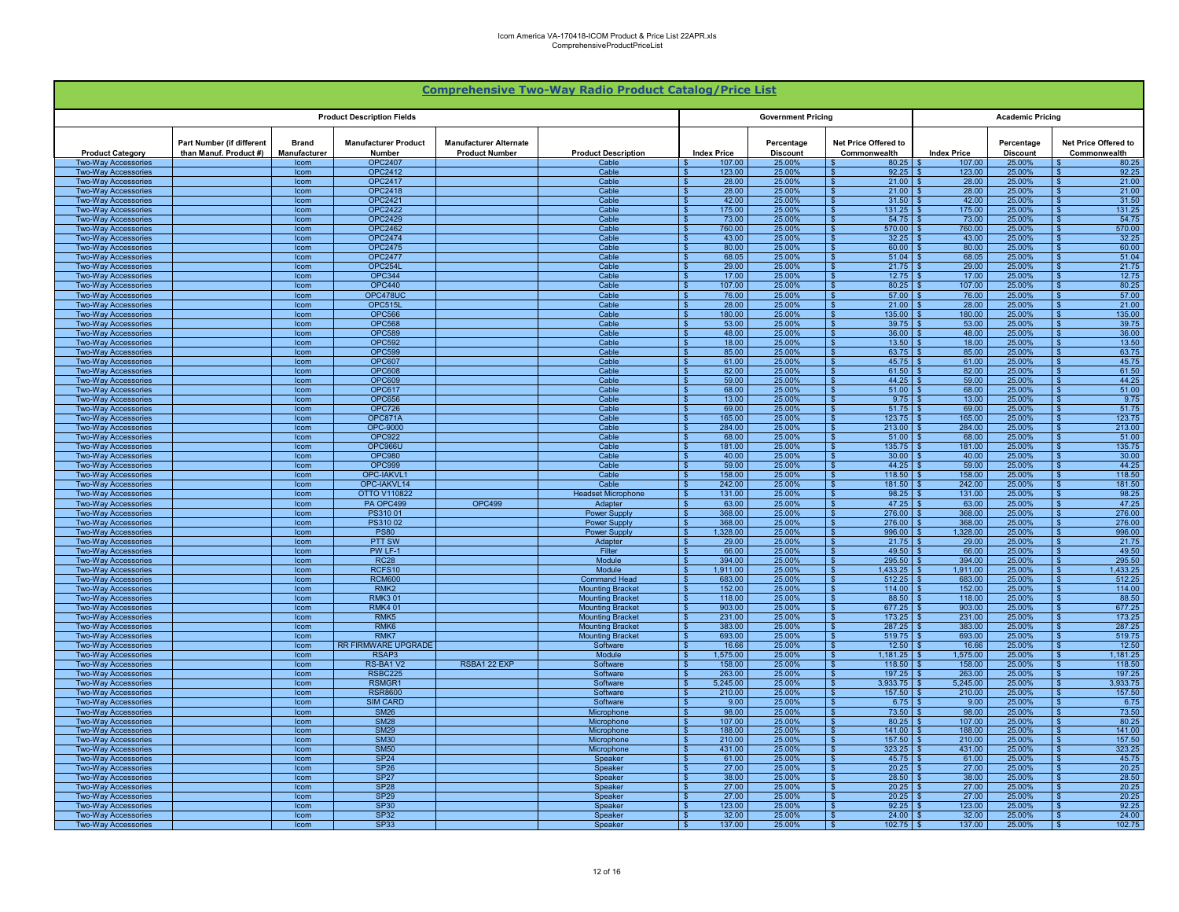# Comprehensive Two-Way Radio Product Catalog/Price List

| Product Description Fields | | | | | | Government Pricing | | | Academic Pricing | | |
|---|---|---|---|---|---|---|---|---|---|---|---|
| Product Category | Part Number (if different than Manuf. Product #) | Brand Manufacturer | Manufacturer Product Number | Manufacturer Alternate Product Number | Product Description | Index Price | Percentage Discount | Net Price Offered to Commonwealth | Index Price | Percentage Discount | Net Price Offered to Commonwealth |
| Two-Way Accessories | | Icom | OPC2407 | | Cable | $ 107.00 | 25.00% | $ 80.25 | $ 107.00 | 25.00% | $ 80.25 |
| Two-Way Accessories | | Icom | OPC2412 | | Cable | $ 123.00 | 25.00% | $ 92.25 | $ 123.00 | 25.00% | $ 92.25 |
| Two-Way Accessories | | Icom | OPC2417 | | Cable | $ 28.00 | 25.00% | $ 21.00 | $ 28.00 | 25.00% | $ 21.00 |
| Two-Way Accessories | | Icom | OPC2418 | | Cable | $ 28.00 | 25.00% | $ 21.00 | $ 28.00 | 25.00% | $ 21.00 |
| Two-Way Accessories | | Icom | OPC2421 | | Cable | $ 42.00 | 25.00% | $ 31.50 | $ 42.00 | 25.00% | $ 31.50 |
| Two-Way Accessories | | Icom | OPC2422 | | Cable | $ 175.00 | 25.00% | $ 131.25 | $ 175.00 | 25.00% | $ 131.25 |
| Two-Way Accessories | | Icom | OPC2429 | | Cable | $ 73.00 | 25.00% | $ 54.75 | $ 73.00 | 25.00% | $ 54.75 |
| Two-Way Accessories | | Icom | OPC2462 | | Cable | $ 760.00 | 25.00% | $ 570.00 | $ 760.00 | 25.00% | $ 570.00 |
| Two-Way Accessories | | Icom | OPC2474 | | Cable | $ 43.00 | 25.00% | $ 32.25 | $ 43.00 | 25.00% | $ 32.25 |
| Two-Way Accessories | | Icom | OPC2475 | | Cable | $ 80.00 | 25.00% | $ 60.00 | $ 80.00 | 25.00% | $ 60.00 |
| Two-Way Accessories | | Icom | OPC2477 | | Cable | $ 68.05 | 25.00% | $ 51.04 | $ 68.05 | 25.00% | $ 51.04 |
| Two-Way Accessories | | Icom | OPC254L | | Cable | $ 29.00 | 25.00% | $ 21.75 | $ 29.00 | 25.00% | $ 21.75 |
| Two-Way Accessories | | Icom | OPC344 | | Cable | $ 17.00 | 25.00% | $ 12.75 | $ 17.00 | 25.00% | $ 12.75 |
| Two-Way Accessories | | Icom | OPC440 | | Cable | $ 107.00 | 25.00% | $ 80.25 | $ 107.00 | 25.00% | $ 80.25 |
| Two-Way Accessories | | Icom | OPC478UC | | Cable | $ 76.00 | 25.00% | $ 57.00 | $ 76.00 | 25.00% | $ 57.00 |
| Two-Way Accessories | | Icom | OPC515L | | Cable | $ 28.00 | 25.00% | $ 21.00 | $ 28.00 | 25.00% | $ 21.00 |
| Two-Way Accessories | | Icom | OPC566 | | Cable | $ 180.00 | 25.00% | $ 135.00 | $ 180.00 | 25.00% | $ 135.00 |
| Two-Way Accessories | | Icom | OPC568 | | Cable | $ 53.00 | 25.00% | $ 39.75 | $ 53.00 | 25.00% | $ 39.75 |
| Two-Way Accessories | | Icom | OPC589 | | Cable | $ 48.00 | 25.00% | $ 36.00 | $ 48.00 | 25.00% | $ 36.00 |
| Two-Way Accessories | | Icom | OPC592 | | Cable | $ 18.00 | 25.00% | $ 13.50 | $ 18.00 | 25.00% | $ 13.50 |
| Two-Way Accessories | | Icom | OPC599 | | Cable | $ 85.00 | 25.00% | $ 63.75 | $ 85.00 | 25.00% | $ 63.75 |
| Two-Way Accessories | | Icom | OPC607 | | Cable | $ 61.00 | 25.00% | $ 45.75 | $ 61.00 | 25.00% | $ 45.75 |
| Two-Way Accessories | | Icom | OPC608 | | Cable | $ 82.00 | 25.00% | $ 61.50 | $ 82.00 | 25.00% | $ 61.50 |
| Two-Way Accessories | | Icom | OPC609 | | Cable | $ 59.00 | 25.00% | $ 44.25 | $ 59.00 | 25.00% | $ 44.25 |
| Two-Way Accessories | | Icom | OPC617 | | Cable | $ 68.00 | 25.00% | $ 51.00 | $ 68.00 | 25.00% | $ 51.00 |
| Two-Way Accessories | | Icom | OPC656 | | Cable | $ 13.00 | 25.00% | $ 9.75 | $ 13.00 | 25.00% | $ 9.75 |
| Two-Way Accessories | | Icom | OPC726 | | Cable | $ 69.00 | 25.00% | $ 51.75 | $ 69.00 | 25.00% | $ 51.75 |
| Two-Way Accessories | | Icom | OPC871A | | Cable | $ 165.00 | 25.00% | $ 123.75 | $ 165.00 | 25.00% | $ 123.75 |
| Two-Way Accessories | | Icom | OPC-9000 | | Cable | $ 284.00 | 25.00% | $ 213.00 | $ 284.00 | 25.00% | $ 213.00 |
| Two-Way Accessories | | Icom | OPC922 | | Cable | $ 68.00 | 25.00% | $ 51.00 | $ 68.00 | 25.00% | $ 51.00 |
| Two-Way Accessories | | Icom | OPC966U | | Cable | $ 181.00 | 25.00% | $ 135.75 | $ 181.00 | 25.00% | $ 135.75 |
| Two-Way Accessories | | Icom | OPC980 | | Cable | $ 40.00 | 25.00% | $ 30.00 | $ 40.00 | 25.00% | $ 30.00 |
| Two-Way Accessories | | Icom | OPC999 | | Cable | $ 59.00 | 25.00% | $ 44.25 | $ 59.00 | 25.00% | $ 44.25 |
| Two-Way Accessories | | Icom | OPC-IAKVL1 | | Cable | $ 158.00 | 25.00% | $ 118.50 | $ 158.00 | 25.00% | $ 118.50 |
| Two-Way Accessories | | Icom | OPC-IAKVL14 | | Cable | $ 242.00 | 25.00% | $ 181.50 | $ 242.00 | 25.00% | $ 181.50 |
| Two-Way Accessories | | Icom | OTTO V110822 | | Headset Microphone | $ 131.00 | 25.00% | $ 98.25 | $ 131.00 | 25.00% | $ 98.25 |
| Two-Way Accessories | | Icom | PA OPC499 | OPC499 | Adapter | $ 63.00 | 25.00% | $ 47.25 | $ 63.00 | 25.00% | $ 47.25 |
| Two-Way Accessories | | Icom | PS310 01 | | Power Supply | $ 368.00 | 25.00% | $ 276.00 | $ 368.00 | 25.00% | $ 276.00 |
| Two-Way Accessories | | Icom | PS310 02 | | Power Supply | $ 368.00 | 25.00% | $ 276.00 | $ 368.00 | 25.00% | $ 276.00 |
| Two-Way Accessories | | Icom | PS80 | | Power Supply | $ 1,328.00 | 25.00% | $ 996.00 | $ 1,328.00 | 25.00% | $ 996.00 |
| Two-Way Accessories | | Icom | PTT SW | | Adapter | $ 29.00 | 25.00% | $ 21.75 | $ 29.00 | 25.00% | $ 21.75 |
| Two-Way Accessories | | Icom | PW LF-1 | | Filter | $ 66.00 | 25.00% | $ 49.50 | $ 66.00 | 25.00% | $ 49.50 |
| Two-Way Accessories | | Icom | RC28 | | Module | $ 394.00 | 25.00% | $ 295.50 | $ 394.00 | 25.00% | $ 295.50 |
| Two-Way Accessories | | Icom | RCFS10 | | Module | $ 1,911.00 | 25.00% | $ 1,433.25 | $ 1,911.00 | 25.00% | $ 1,433.25 |
| Two-Way Accessories | | Icom | RCM600 | | Command Head | $ 683.00 | 25.00% | $ 512.25 | $ 683.00 | 25.00% | $ 512.25 |
| Two-Way Accessories | | Icom | RMK2 | | Mounting Bracket | $ 152.00 | 25.00% | $ 114.00 | $ 152.00 | 25.00% | $ 114.00 |
| Two-Way Accessories | | Icom | RMK3 01 | | Mounting Bracket | $ 118.00 | 25.00% | $ 88.50 | $ 118.00 | 25.00% | $ 88.50 |
| Two-Way Accessories | | Icom | RMK4 01 | | Mounting Bracket | $ 903.00 | 25.00% | $ 677.25 | $ 903.00 | 25.00% | $ 677.25 |
| Two-Way Accessories | | Icom | RMK5 | | Mounting Bracket | $ 231.00 | 25.00% | $ 173.25 | $ 231.00 | 25.00% | $ 173.25 |
| Two-Way Accessories | | Icom | RMK6 | | Mounting Bracket | $ 383.00 | 25.00% | $ 287.25 | $ 383.00 | 25.00% | $ 287.25 |
| Two-Way Accessories | | Icom | RMK7 | | Mounting Bracket | $ 693.00 | 25.00% | $ 519.75 | $ 693.00 | 25.00% | $ 519.75 |
| Two-Way Accessories | | Icom | RR FIRMWARE UPGRADE | | Software | $ 16.66 | 25.00% | $ 12.50 | $ 16.66 | 25.00% | $ 12.50 |
| Two-Way Accessories | | Icom | RSAP3 | | Module | $ 1,575.00 | 25.00% | $ 1,181.25 | $ 1,575.00 | 25.00% | $ 1,181.25 |
| Two-Way Accessories | | Icom | RS-BA1 V2 | RSBA1 22 EXP | Software | $ 158.00 | 25.00% | $ 118.50 | $ 158.00 | 25.00% | $ 118.50 |
| Two-Way Accessories | | Icom | RSBC225 | | Software | $ 263.00 | 25.00% | $ 197.25 | $ 263.00 | 25.00% | $ 197.25 |
| Two-Way Accessories | | Icom | RSMGR1 | | Software | $ 5,245.00 | 25.00% | $ 3,933.75 | $ 5,245.00 | 25.00% | $ 3,933.75 |
| Two-Way Accessories | | Icom | RSR8600 | | Software | $ 210.00 | 25.00% | $ 157.50 | $ 210.00 | 25.00% | $ 157.50 |
| Two-Way Accessories | | Icom | SIM CARD | | Software | $ 9.00 | 25.00% | $ 6.75 | $ 9.00 | 25.00% | $ 6.75 |
| Two-Way Accessories | | Icom | SM26 | | Microphone | $ 98.00 | 25.00% | $ 73.50 | $ 98.00 | 25.00% | $ 73.50 |
| Two-Way Accessories | | Icom | SM28 | | Microphone | $ 107.00 | 25.00% | $ 80.25 | $ 107.00 | 25.00% | $ 80.25 |
| Two-Way Accessories | | Icom | SM29 | | Microphone | $ 188.00 | 25.00% | $ 141.00 | $ 188.00 | 25.00% | $ 141.00 |
| Two-Way Accessories | | Icom | SM30 | | Microphone | $ 210.00 | 25.00% | $ 157.50 | $ 210.00 | 25.00% | $ 157.50 |
| Two-Way Accessories | | Icom | SM50 | | Microphone | $ 431.00 | 25.00% | $ 323.25 | $ 431.00 | 25.00% | $ 323.25 |
| Two-Way Accessories | | Icom | SP24 | | Speaker | $ 61.00 | 25.00% | $ 45.75 | $ 61.00 | 25.00% | $ 45.75 |
| Two-Way Accessories | | Icom | SP26 | | Speaker | $ 27.00 | 25.00% | $ 20.25 | $ 27.00 | 25.00% | $ 20.25 |
| Two-Way Accessories | | Icom | SP27 | | Speaker | $ 38.00 | 25.00% | $ 28.50 | $ 38.00 | 25.00% | $ 28.50 |
| Two-Way Accessories | | Icom | SP28 | | Speaker | $ 27.00 | 25.00% | $ 20.25 | $ 27.00 | 25.00% | $ 20.25 |
| Two-Way Accessories | | Icom | SP29 | | Speaker | $ 27.00 | 25.00% | $ 20.25 | $ 27.00 | 25.00% | $ 20.25 |
| Two-Way Accessories | | Icom | SP30 | | Speaker | $ 123.00 | 25.00% | $ 92.25 | $ 123.00 | 25.00% | $ 92.25 |
| Two-Way Accessories | | Icom | SP32 | | Speaker | $ 32.00 | 25.00% | $ 24.00 | $ 32.00 | 25.00% | $ 24.00 |
| Two-Way Accessories | | Icom | SP33 | | Speaker | $ 137.00 | 25.00% | $ 102.75 | $ 137.00 | 25.00% | $ 102.75 |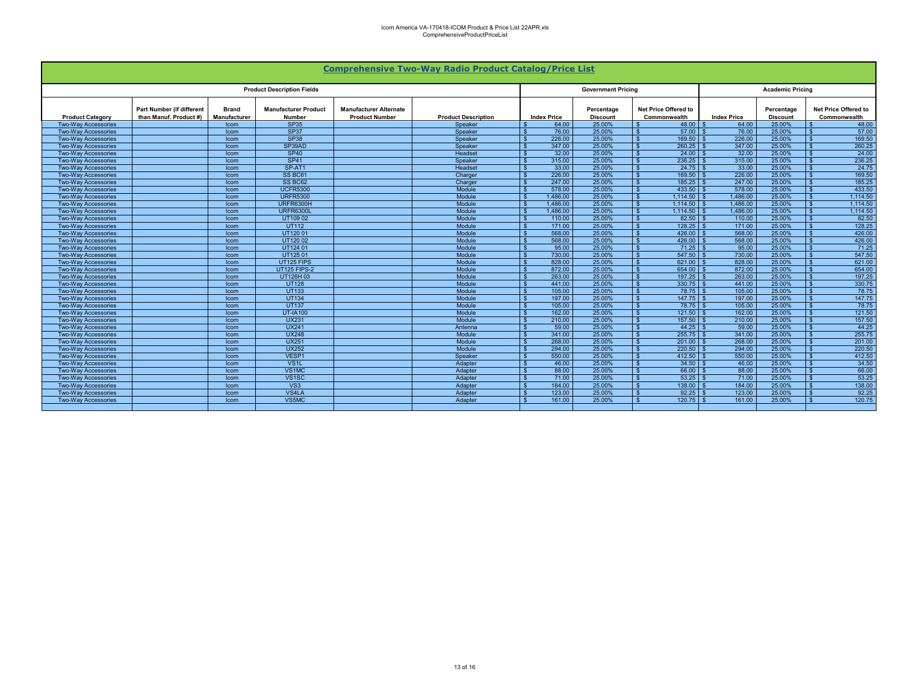# Comprehensive Two-Way Radio Product Catalog/Price List

| Product Description Fields | | | | | | Government Pricing | | | Academic Pricing | | |
|---|---|---|---|---|---|---|---|---|---|---|---|
| **Product Category** | **Part Number (if different than Manuf. Product #)** | **Brand Manufacturer** | **Manufacturer Product Number** | **Manufacturer Alternate Product Number** | **Product Description** | **Index Price** | **Percentage Discount** | **Net Price Offered to Commonwealth** | **Index Price** | **Percentage Discount** | **Net Price Offered to Commonwealth** |
| Two-Way Accessories | | Icom | SP35 | | Speaker | $ 64.00 | 25.00% | $ 48.00 | $ 64.00 | 25.00% | $ 48.00 |
| Two-Way Accessories | | Icom | SP37 | | Speaker | $ 76.00 | 25.00% | $ 57.00 | $ 76.00 | 25.00% | $ 57.00 |
| Two-Way Accessories | | Icom | SP38 | | Speaker | $ 226.00 | 25.00% | $ 169.50 | $ 226.00 | 25.00% | $ 169.50 |
| Two-Way Accessories | | Icom | SP39AD | | Speaker | $ 347.00 | 25.00% | $ 260.25 | $ 347.00 | 25.00% | $ 260.25 |
| Two-Way Accessories | | Icom | SP40 | | Headset | $ 32.00 | 25.00% | $ 24.00 | $ 32.00 | 25.00% | $ 24.00 |
| Two-Way Accessories | | Icom | SP41 | | Speaker | $ 315.00 | 25.00% | $ 236.25 | $ 315.00 | 25.00% | $ 236.25 |
| Two-Way Accessories | | Icom | SP-AT1 | | Headset | $ 33.00 | 25.00% | $ 24.75 | $ 33.00 | 25.00% | $ 24.75 |
| Two-Way Accessories | | Icom | SS BC61 | | Charger | $ 226.00 | 25.00% | $ 169.50 | $ 226.00 | 25.00% | $ 169.50 |
| Two-Way Accessories | | Icom | SS BC62 | | Charger | $ 247.00 | 25.00% | $ 185.25 | $ 247.00 | 25.00% | $ 185.25 |
| Two-Way Accessories | | Icom | UCFR5300 | | Module | $ 578.00 | 25.00% | $ 433.50 | $ 578.00 | 25.00% | $ 433.50 |
| Two-Way Accessories | | Icom | URFR5300 | | Module | $ 1,486.00 | 25.00% | $ 1,114.50 | $ 1,486.00 | 25.00% | $ 1,114.50 |
| Two-Way Accessories | | Icom | URFR6300H | | Module | $ 1,486.00 | 25.00% | $ 1,114.50 | $ 1,486.00 | 25.00% | $ 1,114.50 |
| Two-Way Accessories | | Icom | URFR6300L | | Module | $ 1,486.00 | 25.00% | $ 1,114.50 | $ 1,486.00 | 25.00% | $ 1,114.50 |
| Two-Way Accessories | | Icom | UT109 02 | | Module | $ 110.00 | 25.00% | $ 82.50 | $ 110.00 | 25.00% | $ 82.50 |
| Two-Way Accessories | | Icom | UT112 | | Module | $ 171.00 | 25.00% | $ 128.25 | $ 171.00 | 25.00% | $ 128.25 |
| Two-Way Accessories | | Icom | UT120 01 | | Module | $ 568.00 | 25.00% | $ 426.00 | $ 568.00 | 25.00% | $ 426.00 |
| Two-Way Accessories | | Icom | UT120 02 | | Module | $ 568.00 | 25.00% | $ 426.00 | $ 568.00 | 25.00% | $ 426.00 |
| Two-Way Accessories | | Icom | UT124 01 | | Module | $ 95.00 | 25.00% | $ 71.25 | $ 95.00 | 25.00% | $ 71.25 |
| Two-Way Accessories | | Icom | UT125 01 | | Module | $ 730.00 | 25.00% | $ 547.50 | $ 730.00 | 25.00% | $ 547.50 |
| Two-Way Accessories | | Icom | UT125 FIPS | | Module | $ 828.00 | 25.00% | $ 621.00 | $ 828.00 | 25.00% | $ 621.00 |
| Two-Way Accessories | | Icom | UT125 FIPS-2 | | Module | $ 872.00 | 25.00% | $ 654.00 | $ 872.00 | 25.00% | $ 654.00 |
| Two-Way Accessories | | Icom | UT126H 03 | | Module | $ 263.00 | 25.00% | $ 197.25 | $ 263.00 | 25.00% | $ 197.25 |
| Two-Way Accessories | | Icom | UT128 | | Module | $ 441.00 | 25.00% | $ 330.75 | $ 441.00 | 25.00% | $ 330.75 |
| Two-Way Accessories | | Icom | UT133 | | Module | $ 105.00 | 25.00% | $ 78.75 | $ 105.00 | 25.00% | $ 78.75 |
| Two-Way Accessories | | Icom | UT134 | | Module | $ 197.00 | 25.00% | $ 147.75 | $ 197.00 | 25.00% | $ 147.75 |
| Two-Way Accessories | | Icom | UT137 | | Module | $ 105.00 | 25.00% | $ 78.75 | $ 105.00 | 25.00% | $ 78.75 |
| Two-Way Accessories | | Icom | UT-IA100 | | Module | $ 162.00 | 25.00% | $ 121.50 | $ 162.00 | 25.00% | $ 121.50 |
| Two-Way Accessories | | Icom | UX231 | | Module | $ 210.00 | 25.00% | $ 157.50 | $ 210.00 | 25.00% | $ 157.50 |
| Two-Way Accessories | | Icom | UX241 | | Antenna | $ 59.00 | 25.00% | $ 44.25 | $ 59.00 | 25.00% | $ 44.25 |
| Two-Way Accessories | | Icom | UX248 | | Module | $ 341.00 | 25.00% | $ 255.75 | $ 341.00 | 25.00% | $ 255.75 |
| Two-Way Accessories | | Icom | UX251 | | Module | $ 268.00 | 25.00% | $ 201.00 | $ 268.00 | 25.00% | $ 201.00 |
| Two-Way Accessories | | Icom | UX252 | | Module | $ 294.00 | 25.00% | $ 220.50 | $ 294.00 | 25.00% | $ 220.50 |
| Two-Way Accessories | | Icom | VESP1 | | Speaker | $ 550.00 | 25.00% | $ 412.50 | $ 550.00 | 25.00% | $ 412.50 |
| Two-Way Accessories | | Icom | VS1L | | Adapter | $ 46.00 | 25.00% | $ 34.50 | $ 46.00 | 25.00% | $ 34.50 |
| Two-Way Accessories | | Icom | VS1MC | | Adapter | $ 88.00 | 25.00% | $ 66.00 | $ 88.00 | 25.00% | $ 66.00 |
| Two-Way Accessories | | Icom | VS1SC | | Adapter | $ 71.00 | 25.00% | $ 53.25 | $ 71.00 | 25.00% | $ 53.25 |
| Two-Way Accessories | | Icom | VS3 | | Adapter | $ 184.00 | 25.00% | $ 138.00 | $ 184.00 | 25.00% | $ 138.00 |
| Two-Way Accessories | | Icom | VS4LA | | Adapter | $ 123.00 | 25.00% | $ 92.25 | $ 123.00 | 25.00% | $ 92.25 |
| Two-Way Accessories | | Icom | VS5MC | | Adapter | $ 161.00 | 25.00% | $ 120.75 | $ 161.00 | 25.00% | $ 120.75 |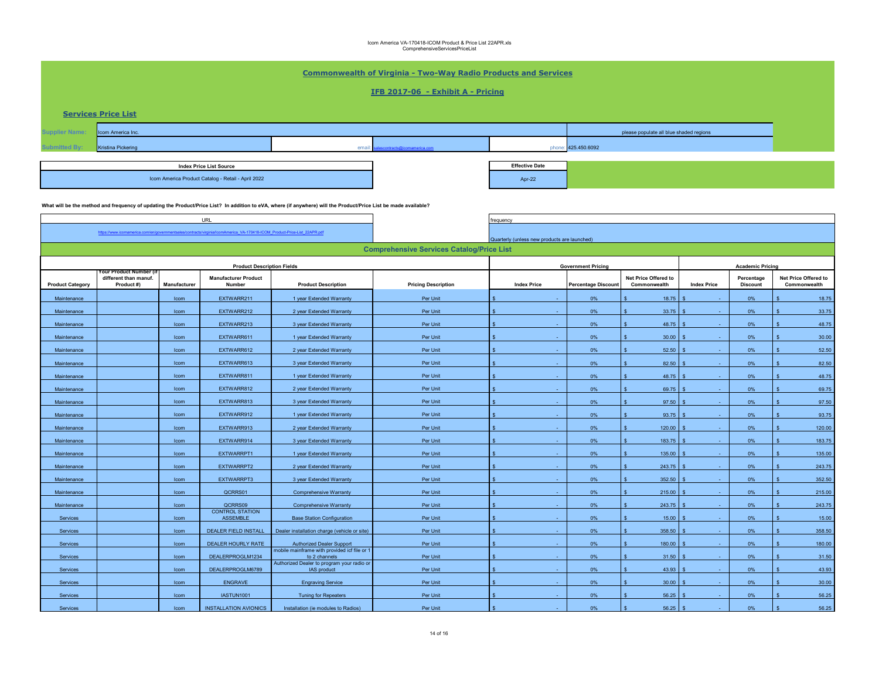Icom America VA-170418-ICOM Product & Price List 22APR.xls
ComprehensiveServicesPriceList

# Commonwealth of Virginia - Two-Way Radio Products and Services

## IFB 2017-06 - Exhibit A - Pricing

### Services Price List

| | | | |
|---|---|---|---|
| Supplier Name: | Icom America Inc. | | please populate all blue shaded regions |
| Submitted By: | Kristina Pickering | email: salescontracts@icomamerica.com | phone: 425.450.6092 |

| Index Price List Source | Effective Date |
|---|---|
| Icom America Product Catalog - Retail - April 2022 | Apr-22 |

**What will be the method and frequency of updating the Product/Price List? In addition to eVA, where (if anywhere) will the Product/Price List be made available?**

| URL | frequency |
|---|---|
| https://www.icomamerica.com/en/governmentsales/contracts/virginia/IcomAmerica_VA-170418-ICOM_Product-Price-List_22APR.pdf | Quarterly (unless new products are launched) |

**Comprehensive Services Catalog/Price List**

| Product Description Fields | | | | | | Government Pricing | | | Academic Pricing | | |
|---|---|---|---|---|---|---|---|---|---|---|---|
| Product Category | Your Product Number (if different than manuf. Product #) | Manufacturer | Manufacturer Product Number | Product Description | Pricing Description | Index Price | Percentage Discount | Net Price Offered to Commonwealth | Index Price | Percentage Discount | Net Price Offered to Commonwealth |
| Maintenance | | Icom | EXTWARR211 | 1 year Extended Warranty | Per Unit | $ - | 0% | $ 18.75 | $ - | 0% | $ 18.75 |
| Maintenance | | Icom | EXTWARR212 | 2 year Extended Warranty | Per Unit | $ - | 0% | $ 33.75 | $ - | 0% | $ 33.75 |
| Maintenance | | Icom | EXTWARR213 | 3 year Extended Warranty | Per Unit | $ - | 0% | $ 48.75 | $ - | 0% | $ 48.75 |
| Maintenance | | Icom | EXTWARR611 | 1 year Extended Warranty | Per Unit | $ - | 0% | $ 30.00 | $ - | 0% | $ 30.00 |
| Maintenance | | Icom | EXTWARR612 | 2 year Extended Warranty | Per Unit | $ - | 0% | $ 52.50 | $ - | 0% | $ 52.50 |
| Maintenance | | Icom | EXTWARR613 | 3 year Extended Warranty | Per Unit | $ - | 0% | $ 82.50 | $ - | 0% | $ 82.50 |
| Maintenance | | Icom | EXTWARR811 | 1 year Extended Warranty | Per Unit | $ - | 0% | $ 48.75 | $ - | 0% | $ 48.75 |
| Maintenance | | Icom | EXTWARR812 | 2 year Extended Warranty | Per Unit | $ - | 0% | $ 69.75 | $ - | 0% | $ 69.75 |
| Maintenance | | Icom | EXTWARR813 | 3 year Extended Warranty | Per Unit | $ - | 0% | $ 97.50 | $ - | 0% | $ 97.50 |
| Maintenance | | Icom | EXTWARR912 | 1 year Extended Warranty | Per Unit | $ - | 0% | $ 93.75 | $ - | 0% | $ 93.75 |
| Maintenance | | Icom | EXTWARR913 | 2 year Extended Warranty | Per Unit | $ - | 0% | $ 120.00 | $ - | 0% | $ 120.00 |
| Maintenance | | Icom | EXTWARR914 | 3 year Extended Warranty | Per Unit | $ - | 0% | $ 183.75 | $ - | 0% | $ 183.75 |
| Maintenance | | Icom | EXTWARRPT1 | 1 year Extended Warranty | Per Unit | $ - | 0% | $ 135.00 | $ - | 0% | $ 135.00 |
| Maintenance | | Icom | EXTWARRPT2 | 2 year Extended Warranty | Per Unit | $ - | 0% | $ 243.75 | $ - | 0% | $ 243.75 |
| Maintenance | | Icom | EXTWARRPT3 | 3 year Extended Warranty | Per Unit | $ - | 0% | $ 352.50 | $ - | 0% | $ 352.50 |
| Maintenance | | Icom | QCRRS01 | Comprehensive Warranty | Per Unit | $ - | 0% | $ 215.00 | $ - | 0% | $ 215.00 |
| Maintenance | | Icom | QCRRS09 | Comprehensive Warranty | Per Unit | $ - | 0% | $ 243.75 | $ - | 0% | $ 243.75 |
| Services | | Icom | CONTROL STATION ASSEMBLE | Base Station Configuration | Per Unit | $ - | 0% | $ 15.00 | $ - | 0% | $ 15.00 |
| Services | | Icom | DEALER FIELD INSTALL | Dealer installation charge (vehicle or site) | Per Unit | $ - | 0% | $ 358.50 | $ - | 0% | $ 358.50 |
| Services | | Icom | DEALER HOURLY RATE | Authorized Dealer Support | Per Unit | $ - | 0% | $ 180.00 | $ - | 0% | $ 180.00 |
| Services | | Icom | DEALERPROGLM1234 | mobile mainframe with provided icf file or 1 to 2 channels | Per Unit | $ - | 0% | $ 31.50 | $ - | 0% | $ 31.50 |
| Services | | Icom | DEALERPROGLM6789 | Authorized Dealer to program your radio or IAS product | Per Unit | $ - | 0% | $ 43.93 | $ - | 0% | $ 43.93 |
| Services | | Icom | ENGRAVE | Engraving Service | Per Unit | $ - | 0% | $ 30.00 | $ - | 0% | $ 30.00 |
| Services | | Icom | IASTUN1001 | Tuning for Repeaters | Per Unit | $ - | 0% | $ 56.25 | $ - | 0% | $ 56.25 |
| Services | | Icom | INSTALLATION AVIONICS | Installation (ie modules to Radios) | Per Unit | $ - | 0% | $ 56.25 | $ - | 0% | $ 56.25 |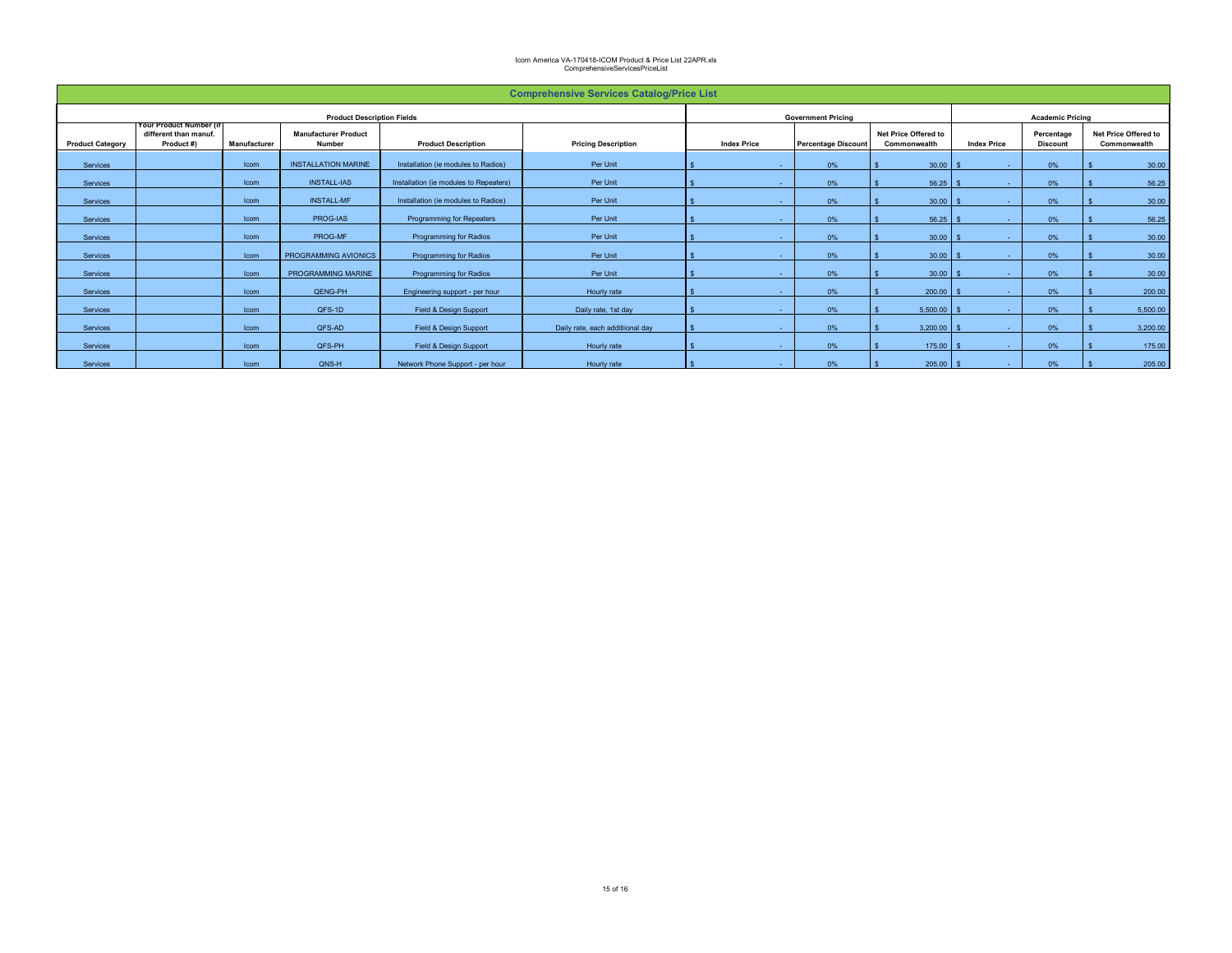Icom America VA-170418-ICOM Product & Price List 22APR.xls
ComprehensiveServicesPriceList

| Comprehensive Services Catalog/Price List | | | | | | | | | | | |
|---|---|---|---|---|---|---|---|---|---|---|---|
| Product Description Fields | | | | | | Government Pricing | | | Academic Pricing | | |
| Product Category | Your Product Number (if different than manuf. Product #) | Manufacturer | Manufacturer Product Number | Product Description | Pricing Description | Index Price | Percentage Discount | Net Price Offered to Commonwealth | Index Price | Percentage Discount | Net Price Offered to Commonwealth |
| Services | | Icom | INSTALLATION MARINE | Installation (ie modules to Radios) | Per Unit | $ - | 0% | $ 30.00 | $ - | 0% | $ 30.00 |
| Services | | Icom | INSTALL-IAS | Installation (ie modules to Repeaters) | Per Unit | $ - | 0% | $ 56.25 | $ - | 0% | $ 56.25 |
| Services | | Icom | INSTALL-MF | Installation (ie modules to Radios) | Per Unit | $ - | 0% | $ 30.00 | $ - | 0% | $ 30.00 |
| Services | | Icom | PROG-IAS | Programming for Repeaters | Per Unit | $ - | 0% | $ 56.25 | $ - | 0% | $ 56.25 |
| Services | | Icom | PROG-MF | Programming for Radios | Per Unit | $ - | 0% | $ 30.00 | $ - | 0% | $ 30.00 |
| Services | | Icom | PROGRAMMING AVIONICS | Programming for Radios | Per Unit | $ - | 0% | $ 30.00 | $ - | 0% | $ 30.00 |
| Services | | Icom | PROGRAMMING MARINE | Programming for Radios | Per Unit | $ - | 0% | $ 30.00 | $ - | 0% | $ 30.00 |
| Services | | Icom | QENG-PH | Engineering support - per hour | Hourly rate | $ - | 0% | $ 200.00 | $ - | 0% | $ 200.00 |
| Services | | Icom | QFS-1D | Field & Design Support | Daily rate, 1st day | $ - | 0% | $ 5,500.00 | $ - | 0% | $ 5,500.00 |
| Services | | Icom | QFS-AD | Field & Design Support | Daily rate, each additiional day | $ - | 0% | $ 3,200.00 | $ - | 0% | $ 3,200.00 |
| Services | | Icom | QFS-PH | Field & Design Support | Hourly rate | $ - | 0% | $ 175.00 | $ - | 0% | $ 175.00 |
| Services | | Icom | QNS-H | Network Phone Support - per hour | Hourly rate | $ - | 0% | $ 205.00 | $ - | 0% | $ 205.00 |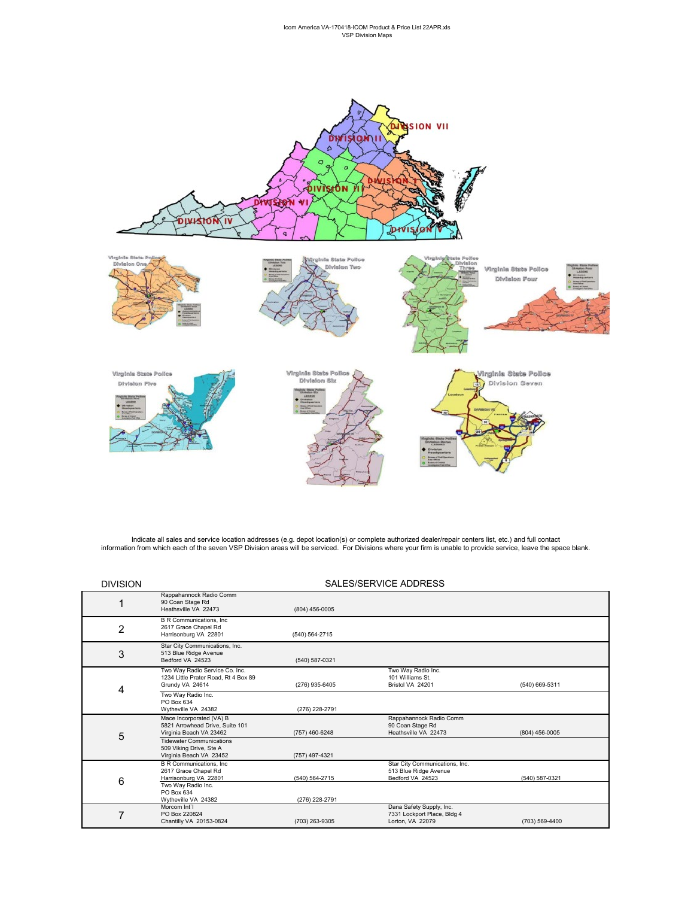Icom America VA-170418-ICOM Product & Price List 22APR.xls
VSP Division Maps

DIVISION VII
DIVISION II
DIVISION I
DIVISION III
DIVISION VI
DIVISION IV
DIVISION V

Virginia State Police Division One
Virginia State Police Division Two
Virginia State Police Division Three
Virginia State Police Division Four
Virginia State Police Division Five
Virginia State Police Division Six
Virginia State Police Division Seven

Indicate all sales and service location addresses (e.g. depot location(s) or complete authorized dealer/repair centers list, etc.) and full contact information from which each of the seven VSP Division areas will be serviced. For Divisions where your firm is unable to provide service, leave the space blank.

| DIVISION | SALES/SERVICE ADDRESS | | | |
|---|---|---|---|---|
| 1 | Rappahannock Radio Comm<br>90 Coan Stage Rd<br>Heathsville VA 22473 | (804) 456-0005 | | |
| 2 | B R Communications, Inc<br>2617 Grace Chapel Rd<br>Harrisonburg VA 22801 | (540) 564-2715 | | |
| 3 | Star City Communications, Inc.<br>513 Blue Ridge Avenue<br>Bedford VA 24523 | (540) 587-0321 | | |
| 4 | Two Way Radio Service Co. Inc.<br>1234 Little Prater Road, Rt 4 Box 89<br>Grundy VA 24614 | (276) 935-6405 | Two Way Radio Inc.<br>101 Williams St.<br>Bristol VA 24201 | (540) 669-5311 |
| | Two Way Radio Inc.<br>PO Box 634<br>Wytheville VA 24382 | (276) 228-2791 | | |
| 5 | Mace Incorporated (VA) B<br>5821 Arrowhead Drive, Suite 101<br>Virginia Beach VA 23462 | (757) 460-6248 | Rappahannock Radio Comm<br>90 Coan Stage Rd<br>Heathsville VA 22473 | (804) 456-0005 |
| | Tidewater Communications<br>509 Viking Drive, Ste A<br>Virginia Beach VA 23452 | (757) 497-4321 | | |
| 6 | B R Communications, Inc<br>2617 Grace Chapel Rd<br>Harrisonburg VA 22801 | (540) 564-2715 | Star City Communications, Inc.<br>513 Blue Ridge Avenue<br>Bedford VA 24523 | (540) 587-0321 |
| | Two Way Radio Inc.<br>PO Box 634<br>Wytheville VA 24382 | (276) 228-2791 | | |
| 7 | Morcom Int'l<br>PO Box 220824<br>Chantilly VA 20153-0824 | (703) 263-9305 | Dana Safety Supply, Inc.<br>7331 Lockport Place, Bldg 4<br>Lorton, VA 22079 | (703) 569-4400 |